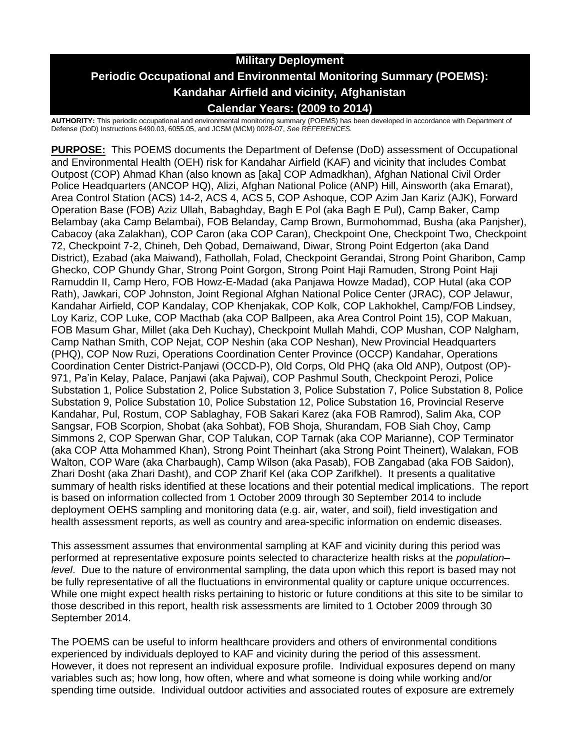# Military Deployment
## Periodic Occupational and Environmental Monitoring Summary (POEMS):
## Kandahar Airfield and vicinity, Afghanistan
## Calendar Years: (2009 to 2014)

**AUTHORITY:** This periodic occupational and environmental monitoring summary (POEMS) has been developed in accordance with Department of Defense (DoD) Instructions 6490.03, 6055.05, and JCSM (MCM) 0028-07, *See REFERENCES.*

**PURPOSE:** This POEMS documents the Department of Defense (DoD) assessment of Occupational and Environmental Health (OEH) risk for Kandahar Airfield (KAF) and vicinity that includes Combat Outpost (COP) Ahmad Khan (also known as [aka] COP Admadkhan), Afghan National Civil Order Police Headquarters (ANCOP HQ), Alizi, Afghan National Police (ANP) Hill, Ainsworth (aka Emarat), Area Control Station (ACS) 14-2, ACS 4, ACS 5, COP Ashoque, COP Azim Jan Kariz (AJK), Forward Operation Base (FOB) Aziz Ullah, Babaghday, Bagh E Pol (aka Bagh E Pul), Camp Baker, Camp Belambay (aka Camp Belambai), FOB Belanday, Camp Brown, Burmohommad, Busha (aka Panjsher), Cabacoy (aka Zalakhan), COP Caron (aka COP Caran), Checkpoint One, Checkpoint Two, Checkpoint 72, Checkpoint 7-2, Chineh, Deh Qobad, Demaiwand, Diwar, Strong Point Edgerton (aka Dand District), Ezabad (aka Maiwand), Fathollah, Folad, Checkpoint Gerandai, Strong Point Gharibon, Camp Ghecko, COP Ghundy Ghar, Strong Point Gorgon, Strong Point Haji Ramuden, Strong Point Haji Ramuddin II, Camp Hero, FOB Howz-E-Madad (aka Panjawa Howze Madad), COP Hutal (aka COP Rath), Jawkari, COP Johnston, Joint Regional Afghan National Police Center (JRAC), COP Jelawur, Kandahar Airfield, COP Kandalay, COP Khenjakak, COP Kolk, COP Lakhokhel, Camp/FOB Lindsey, Loy Kariz, COP Luke, COP Macthab (aka COP Ballpeen, aka Area Control Point 15), COP Makuan, FOB Masum Ghar, Millet (aka Deh Kuchay), Checkpoint Mullah Mahdi, COP Mushan, COP Nalgham, Camp Nathan Smith, COP Nejat, COP Neshin (aka COP Neshan), New Provincial Headquarters (PHQ), COP Now Ruzi, Operations Coordination Center Province (OCCP) Kandahar, Operations Coordination Center District-Panjawi (OCCD-P), Old Corps, Old PHQ (aka Old ANP), Outpost (OP)-971, Pa'in Kelay, Palace, Panjawi (aka Pajwai), COP Pashmul South, Checkpoint Perozi, Police Substation 1, Police Substation 2, Police Substation 3, Police Substation 7, Police Substation 8, Police Substation 9, Police Substation 10, Police Substation 12, Police Substation 16, Provincial Reserve Kandahar, Pul, Rostum, COP Sablaghay, FOB Sakari Karez (aka FOB Ramrod), Salim Aka, COP Sangsar, FOB Scorpion, Shobat (aka Sohbat), FOB Shoja, Shurandam, FOB Siah Choy, Camp Simmons 2, COP Sperwan Ghar, COP Talukan, COP Tarnak (aka COP Marianne), COP Terminator (aka COP Atta Mohammed Khan), Strong Point Theinhart (aka Strong Point Theinert), Walakan, FOB Walton, COP Ware (aka Charbaugh), Camp Wilson (aka Pasab), FOB Zangabad (aka FOB Saidon), Zhari Dosht (aka Zhari Dasht), and COP Zharif Kel (aka COP Zarifkhel). It presents a qualitative summary of health risks identified at these locations and their potential medical implications. The report is based on information collected from 1 October 2009 through 30 September 2014 to include deployment OEHS sampling and monitoring data (e.g. air, water, and soil), field investigation and health assessment reports, as well as country and area-specific information on endemic diseases.

This assessment assumes that environmental sampling at KAF and vicinity during this period was performed at representative exposure points selected to characterize health risks at the *population–level*. Due to the nature of environmental sampling, the data upon which this report is based may not be fully representative of all the fluctuations in environmental quality or capture unique occurrences. While one might expect health risks pertaining to historic or future conditions at this site to be similar to those described in this report, health risk assessments are limited to 1 October 2009 through 30 September 2014.

The POEMS can be useful to inform healthcare providers and others of environmental conditions experienced by individuals deployed to KAF and vicinity during the period of this assessment. However, it does not represent an individual exposure profile. Individual exposures depend on many variables such as; how long, how often, where and what someone is doing while working and/or spending time outside. Individual outdoor activities and associated routes of exposure are extremely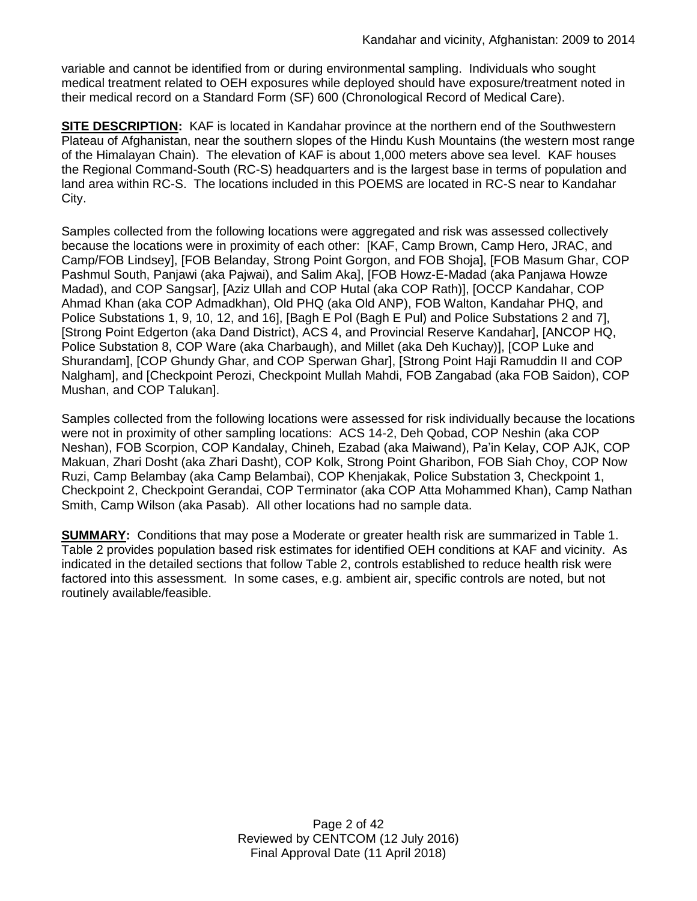variable and cannot be identified from or during environmental sampling. Individuals who sought medical treatment related to OEH exposures while deployed should have exposure/treatment noted in their medical record on a Standard Form (SF) 600 (Chronological Record of Medical Care).

**SITE DESCRIPTION:** KAF is located in Kandahar province at the northern end of the Southwestern Plateau of Afghanistan, near the southern slopes of the Hindu Kush Mountains (the western most range of the Himalayan Chain). The elevation of KAF is about 1,000 meters above sea level. KAF houses the Regional Command-South (RC-S) headquarters and is the largest base in terms of population and land area within RC-S. The locations included in this POEMS are located in RC-S near to Kandahar City.

Samples collected from the following locations were aggregated and risk was assessed collectively because the locations were in proximity of each other: [KAF, Camp Brown, Camp Hero, JRAC, and Camp/FOB Lindsey], [FOB Belanday, Strong Point Gorgon, and FOB Shoja], [FOB Masum Ghar, COP Pashmul South, Panjawi (aka Pajwai), and Salim Aka], [FOB Howz-E-Madad (aka Panjawa Howze Madad), and COP Sangsar], [Aziz Ullah and COP Hutal (aka COP Rath)], [OCCP Kandahar, COP Ahmad Khan (aka COP Admadkhan), Old PHQ (aka Old ANP), FOB Walton, Kandahar PHQ, and Police Substations 1, 9, 10, 12, and 16], [Bagh E Pol (Bagh E Pul) and Police Substations 2 and 7], [Strong Point Edgerton (aka Dand District), ACS 4, and Provincial Reserve Kandahar], [ANCOP HQ, Police Substation 8, COP Ware (aka Charbaugh), and Millet (aka Deh Kuchay)], [COP Luke and Shurandam], [COP Ghundy Ghar, and COP Sperwan Ghar], [Strong Point Haji Ramuddin II and COP Nalgham], and [Checkpoint Perozi, Checkpoint Mullah Mahdi, FOB Zangabad (aka FOB Saidon), COP Mushan, and COP Talukan].

Samples collected from the following locations were assessed for risk individually because the locations were not in proximity of other sampling locations: ACS 14-2, Deh Qobad, COP Neshin (aka COP Neshan), FOB Scorpion, COP Kandalay, Chineh, Ezabad (aka Maiwand), Pa'in Kelay, COP AJK, COP Makuan, Zhari Dosht (aka Zhari Dasht), COP Kolk, Strong Point Gharibon, FOB Siah Choy, COP Now Ruzi, Camp Belambay (aka Camp Belambai), COP Khenjakak, Police Substation 3, Checkpoint 1, Checkpoint 2, Checkpoint Gerandai, COP Terminator (aka COP Atta Mohammed Khan), Camp Nathan Smith, Camp Wilson (aka Pasab). All other locations had no sample data.

**SUMMARY:** Conditions that may pose a Moderate or greater health risk are summarized in Table 1. Table 2 provides population based risk estimates for identified OEH conditions at KAF and vicinity. As indicated in the detailed sections that follow Table 2, controls established to reduce health risk were factored into this assessment. In some cases, e.g. ambient air, specific controls are noted, but not routinely available/feasible.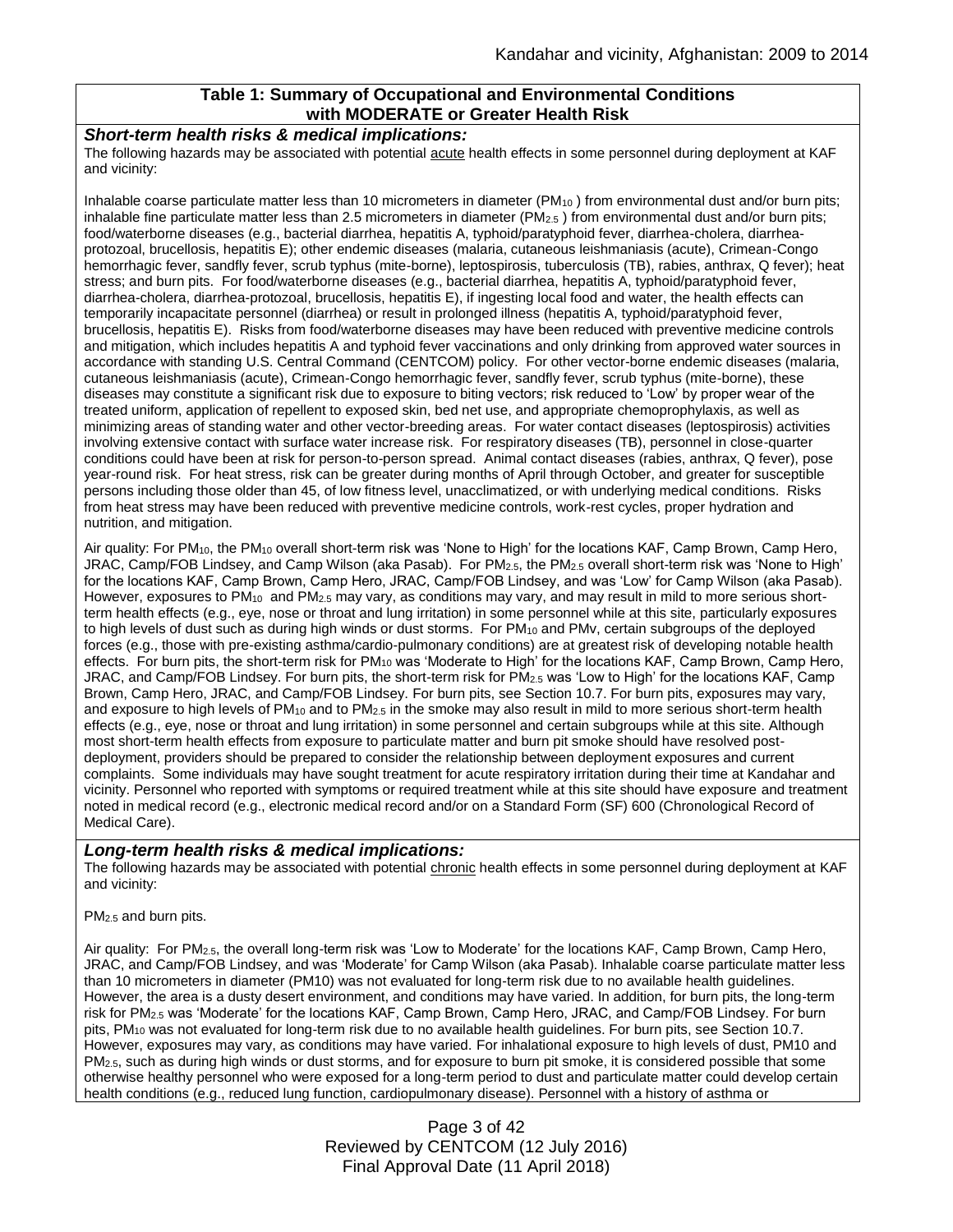## Table 1: Summary of Occupational and Environmental Conditions with MODERATE or Greater Health Risk

***Short-term health risks & medical implications:***

The following hazards may be associated with potential acute health effects in some personnel during deployment at KAF and vicinity:

Inhalable coarse particulate matter less than 10 micrometers in diameter ($PM_{10}$) from environmental dust and/or burn pits; inhalable fine particulate matter less than 2.5 micrometers in diameter ($PM_{2.5}$) from environmental dust and/or burn pits; food/waterborne diseases (e.g., bacterial diarrhea, hepatitis A, typhoid/paratyphoid fever, diarrhea-cholera, diarrhea-protozoal, brucellosis, hepatitis E); other endemic diseases (malaria, cutaneous leishmaniasis (acute), Crimean-Congo hemorrhagic fever, sandfly fever, scrub typhus (mite-borne), leptospirosis, tuberculosis (TB), rabies, anthrax, Q fever); heat stress; and burn pits. For food/waterborne diseases (e.g., bacterial diarrhea, hepatitis A, typhoid/paratyphoid fever, diarrhea-cholera, diarrhea-protozoal, brucellosis, hepatitis E), if ingesting local food and water, the health effects can temporarily incapacitate personnel (diarrhea) or result in prolonged illness (hepatitis A, typhoid/paratyphoid fever, brucellosis, hepatitis E). Risks from food/waterborne diseases may have been reduced with preventive medicine controls and mitigation, which includes hepatitis A and typhoid fever vaccinations and only drinking from approved water sources in accordance with standing U.S. Central Command (CENTCOM) policy. For other vector-borne endemic diseases (malaria, cutaneous leishmaniasis (acute), Crimean-Congo hemorrhagic fever, sandfly fever, scrub typhus (mite-borne), these diseases may constitute a significant risk due to exposure to biting vectors; risk reduced to 'Low' by proper wear of the treated uniform, application of repellent to exposed skin, bed net use, and appropriate chemoprophylaxis, as well as minimizing areas of standing water and other vector-breeding areas. For water contact diseases (leptospirosis) activities involving extensive contact with surface water increase risk. For respiratory diseases (TB), personnel in close-quarter conditions could have been at risk for person-to-person spread. Animal contact diseases (rabies, anthrax, Q fever), pose year-round risk. For heat stress, risk can be greater during months of April through October, and greater for susceptible persons including those older than 45, of low fitness level, unacclimatized, or with underlying medical conditions. Risks from heat stress may have been reduced with preventive medicine controls, work-rest cycles, proper hydration and nutrition, and mitigation.

Air quality: For $PM_{10}$, the $PM_{10}$ overall short-term risk was 'None to High' for the locations KAF, Camp Brown, Camp Hero, JRAC, Camp/FOB Lindsey, and Camp Wilson (aka Pasab). For $PM_{2.5}$, the $PM_{2.5}$ overall short-term risk was 'None to High' for the locations KAF, Camp Brown, Camp Hero, JRAC, Camp/FOB Lindsey, and was 'Low' for Camp Wilson (aka Pasab). However, exposures to $PM_{10}$ and $PM_{2.5}$ may vary, as conditions may vary, and may result in mild to more serious short-term health effects (e.g., eye, nose or throat and lung irritation) in some personnel while at this site, particularly exposures to high levels of dust such as during high winds or dust storms. For $PM_{10}$ and PMv, certain subgroups of the deployed forces (e.g., those with pre-existing asthma/cardio-pulmonary conditions) are at greatest risk of developing notable health effects. For burn pits, the short-term risk for $PM_{10}$ was 'Moderate to High' for the locations KAF, Camp Brown, Camp Hero, JRAC, and Camp/FOB Lindsey. For burn pits, the short-term risk for $PM_{2.5}$ was 'Low to High' for the locations KAF, Camp Brown, Camp Hero, JRAC, and Camp/FOB Lindsey. For burn pits, see Section 10.7. For burn pits, exposures may vary, and exposure to high levels of $PM_{10}$ and to $PM_{2.5}$ in the smoke may also result in mild to more serious short-term health effects (e.g., eye, nose or throat and lung irritation) in some personnel and certain subgroups while at this site. Although most short-term health effects from exposure to particulate matter and burn pit smoke should have resolved post-deployment, providers should be prepared to consider the relationship between deployment exposures and current complaints. Some individuals may have sought treatment for acute respiratory irritation during their time at Kandahar and vicinity. Personnel who reported with symptoms or required treatment while at this site should have exposure and treatment noted in medical record (e.g., electronic medical record and/or on a Standard Form (SF) 600 (Chronological Record of Medical Care).

***Long-term health risks & medical implications:***

The following hazards may be associated with potential chronic health effects in some personnel during deployment at KAF and vicinity:

$PM_{2.5}$ and burn pits.

Air quality: For $PM_{2.5}$, the overall long-term risk was 'Low to Moderate' for the locations KAF, Camp Brown, Camp Hero, JRAC, and Camp/FOB Lindsey, and was 'Moderate' for Camp Wilson (aka Pasab). Inhalable coarse particulate matter less than 10 micrometers in diameter (PM10) was not evaluated for long-term risk due to no available health guidelines. However, the area is a dusty desert environment, and conditions may have varied. In addition, for burn pits, the long-term risk for $PM_{2.5}$ was 'Moderate' for the locations KAF, Camp Brown, Camp Hero, JRAC, and Camp/FOB Lindsey. For burn pits, $PM_{10}$ was not evaluated for long-term risk due to no available health guidelines. For burn pits, see Section 10.7. However, exposures may vary, as conditions may have varied. For inhalational exposure to high levels of dust, PM10 and $PM_{2.5}$, such as during high winds or dust storms, and for exposure to burn pit smoke, it is considered possible that some otherwise healthy personnel who were exposed for a long-term period to dust and particulate matter could develop certain health conditions (e.g., reduced lung function, cardiopulmonary disease). Personnel with a history of asthma or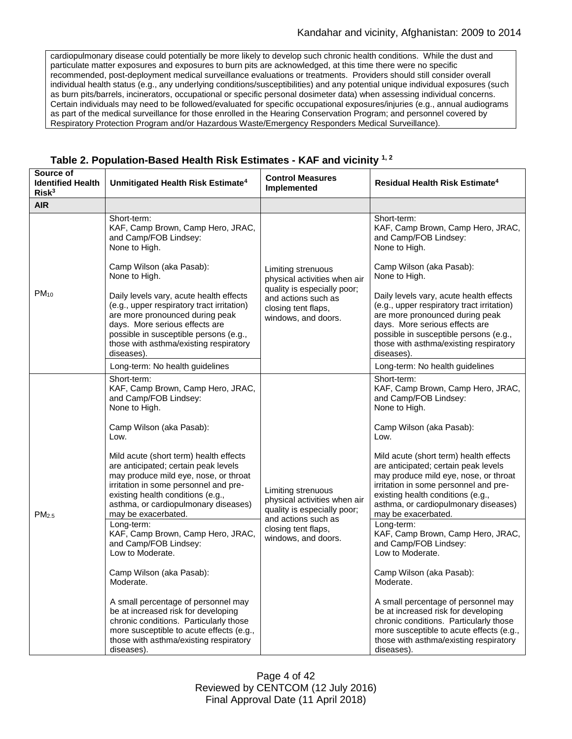cardiopulmonary disease could potentially be more likely to develop such chronic health conditions. While the dust and particulate matter exposures and exposures to burn pits are acknowledged, at this time there were no specific recommended, post-deployment medical surveillance evaluations or treatments. Providers should still consider overall individual health status (e.g., any underlying conditions/susceptibilities) and any potential unique individual exposures (such as burn pits/barrels, incinerators, occupational or specific personal dosimeter data) when assessing individual concerns. Certain individuals may need to be followed/evaluated for specific occupational exposures/injuries (e.g., annual audiograms as part of the medical surveillance for those enrolled in the Hearing Conservation Program; and personnel covered by Respiratory Protection Program and/or Hazardous Waste/Emergency Responders Medical Surveillance).

**Table 2. Population-Based Health Risk Estimates - KAF and vicinity [1, 2]**

| Source of Identified Health Risk[3] | Unmitigated Health Risk Estimate[4] | Control Measures Implemented | Residual Health Risk Estimate[4] |
|---|---|---|---|
| **AIR** | | | |
| $PM_{10}$ | Short-term: KAF, Camp Brown, Camp Hero, JRAC, and Camp/FOB Lindsey: None to High.<br><br>Camp Wilson (aka Pasab): None to High.<br><br>Daily levels vary, acute health effects (e.g., upper respiratory tract irritation) are more pronounced during peak days. More serious effects are possible in susceptible persons (e.g., those with asthma/existing respiratory diseases). | Limiting strenuous physical activities when air quality is especially poor; and actions such as closing tent flaps, windows, and doors. | Short-term: KAF, Camp Brown, Camp Hero, JRAC, and Camp/FOB Lindsey: None to High.<br><br>Camp Wilson (aka Pasab): None to High.<br><br>Daily levels vary, acute health effects (e.g., upper respiratory tract irritation) are more pronounced during peak days. More serious effects are possible in susceptible persons (e.g., those with asthma/existing respiratory diseases). |
| | Long-term: No health guidelines | | Long-term: No health guidelines |
| $PM_{2.5}$ | Short-term: KAF, Camp Brown, Camp Hero, JRAC, and Camp/FOB Lindsey: None to High.<br><br>Camp Wilson (aka Pasab): Low.<br><br>Mild acute (short term) health effects are anticipated; certain peak levels may produce mild eye, nose, or throat irritation in some personnel and pre-existing health conditions (e.g., asthma, or cardiopulmonary diseases) may be exacerbated. | Limiting strenuous physical activities when air quality is especially poor; and actions such as closing tent flaps, windows, and doors. | Short-term: KAF, Camp Brown, Camp Hero, JRAC, and Camp/FOB Lindsey: None to High.<br><br>Camp Wilson (aka Pasab): Low.<br><br>Mild acute (short term) health effects are anticipated; certain peak levels may produce mild eye, nose, or throat irritation in some personnel and pre-existing health conditions (e.g., asthma, or cardiopulmonary diseases) may be exacerbated. |
| | Long-term: KAF, Camp Brown, Camp Hero, JRAC, and Camp/FOB Lindsey: Low to Moderate.<br><br>Camp Wilson (aka Pasab): Moderate.<br><br>A small percentage of personnel may be at increased risk for developing chronic conditions. Particularly those more susceptible to acute effects (e.g., those with asthma/existing respiratory diseases). | | Long-term: KAF, Camp Brown, Camp Hero, JRAC, and Camp/FOB Lindsey: Low to Moderate.<br><br>Camp Wilson (aka Pasab): Moderate.<br><br>A small percentage of personnel may be at increased risk for developing chronic conditions. Particularly those more susceptible to acute effects (e.g., those with asthma/existing respiratory diseases). |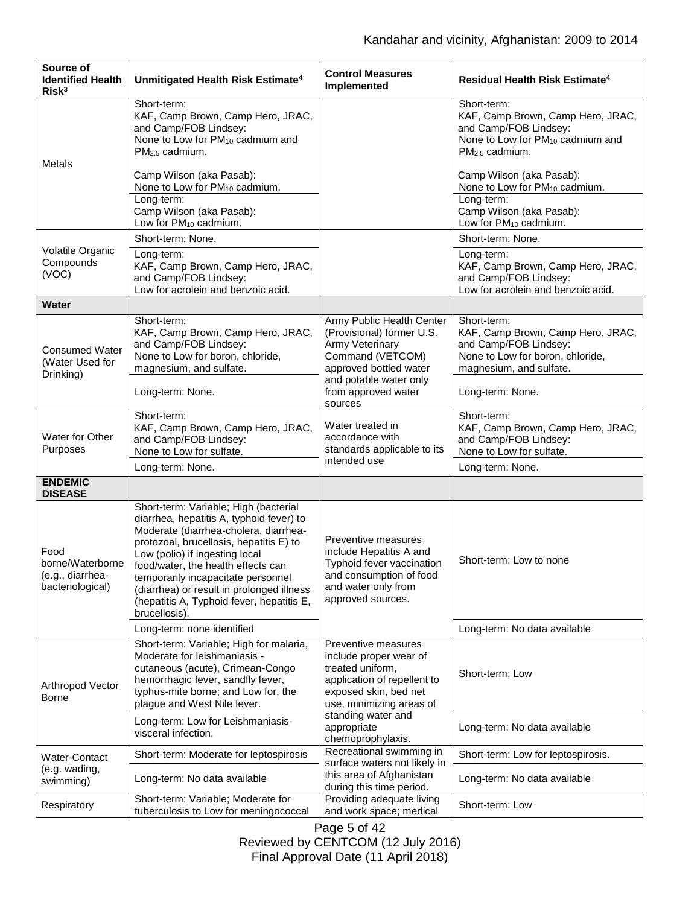| Source of Identified Health Risk[3] | Unmitigated Health Risk Estimate[4] | Control Measures Implemented | Residual Health Risk Estimate[4] |
|---|---|---|---|
| Metals | Short-term:<br>KAF, Camp Brown, Camp Hero, JRAC, and Camp/FOB Lindsey:<br>None to Low for $PM_{10}$ cadmium and $PM_{2.5}$ cadmium.<br><br>Camp Wilson (aka Pasab):<br>None to Low for $PM_{10}$ cadmium. | | Short-term:<br>KAF, Camp Brown, Camp Hero, JRAC, and Camp/FOB Lindsey:<br>None to Low for $PM_{10}$ cadmium and $PM_{2.5}$ cadmium.<br><br>Camp Wilson (aka Pasab):<br>None to Low for $PM_{10}$ cadmium. |
| | Long-term:<br>Camp Wilson (aka Pasab):<br>Low for $PM_{10}$ cadmium. | | Long-term:<br>Camp Wilson (aka Pasab):<br>Low for $PM_{10}$ cadmium. |
| Volatile Organic Compounds (VOC) | Short-term: None. | | Short-term: None. |
| | Long-term:<br>KAF, Camp Brown, Camp Hero, JRAC, and Camp/FOB Lindsey:<br>Low for acrolein and benzoic acid. | | Long-term:<br>KAF, Camp Brown, Camp Hero, JRAC, and Camp/FOB Lindsey:<br>Low for acrolein and benzoic acid. |
| **Water** | | | |
| Consumed Water (Water Used for Drinking) | Short-term:<br>KAF, Camp Brown, Camp Hero, JRAC, and Camp/FOB Lindsey:<br>None to Low for boron, chloride, magnesium, and sulfate. | Army Public Health Center (Provisional) former U.S. Army Veterinary Command (VETCOM) approved bottled water and potable water only from approved water sources | Short-term:<br>KAF, Camp Brown, Camp Hero, JRAC, and Camp/FOB Lindsey:<br>None to Low for boron, chloride, magnesium, and sulfate. |
| | Long-term: None. | | Long-term: None. |
| Water for Other Purposes | Short-term:<br>KAF, Camp Brown, Camp Hero, JRAC, and Camp/FOB Lindsey:<br>None to Low for sulfate. | Water treated in accordance with standards applicable to its intended use | Short-term:<br>KAF, Camp Brown, Camp Hero, JRAC, and Camp/FOB Lindsey:<br>None to Low for sulfate. |
| | Long-term: None. | | Long-term: None. |
| **ENDEMIC DISEASE** | | | |
| Food borne/Waterborne (e.g., diarrhea-bacteriological) | Short-term: Variable; High (bacterial diarrhea, hepatitis A, typhoid fever) to Moderate (diarrhea-cholera, diarrhea-protozoal, brucellosis, hepatitis E) to Low (polio) if ingesting local food/water, the health effects can temporarily incapacitate personnel (diarrhea) or result in prolonged illness (hepatitis A, Typhoid fever, hepatitis E, brucellosis). | Preventive measures include Hepatitis A and Typhoid fever vaccination and consumption of food and water only from approved sources. | Short-term: Low to none |
| | Long-term: none identified | | Long-term: No data available |
| Arthropod Vector Borne | Short-term: Variable; High for malaria, Moderate for leishmaniasis - cutaneous (acute), Crimean-Congo hemorrhagic fever, sandfly fever, typhus-mite borne; and Low for, the plague and West Nile fever. | Preventive measures include proper wear of treated uniform, application of repellent to exposed skin, bed net use, minimizing areas of standing water and appropriate chemoprophylaxis. | Short-term: Low |
| | Long-term: Low for Leishmaniasis-visceral infection. | | Long-term: No data available |
| Water-Contact (e.g. wading, swimming) | Short-term: Moderate for leptospirosis | Recreational swimming in surface waters not likely in this area of Afghanistan during this time period. | Short-term: Low for leptospirosis. |
| | Long-term: No data available | | Long-term: No data available |
| Respiratory | Short-term: Variable; Moderate for tuberculosis to Low for meningococcal | Providing adequate living and work space; medical | Short-term: Low |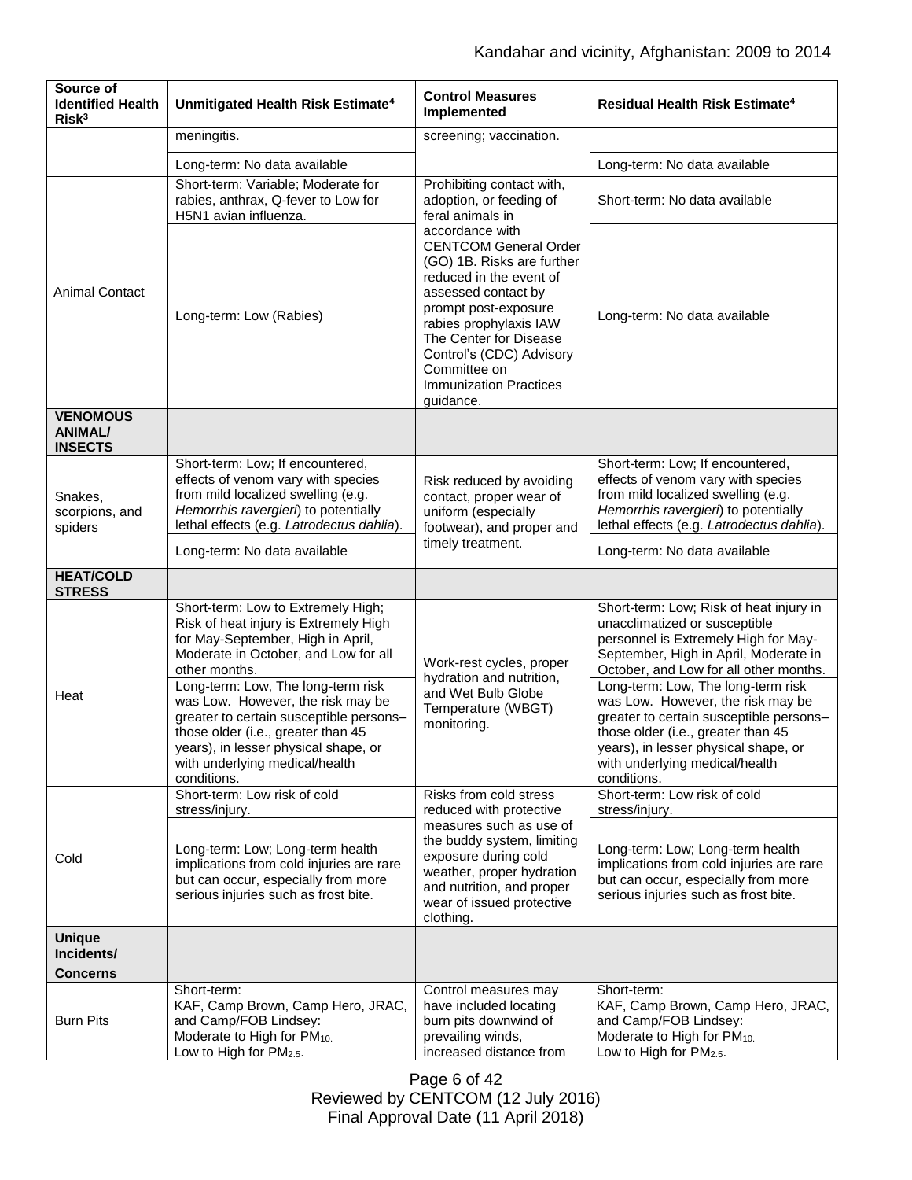| Source of Identified Health Risk[3] | Unmitigated Health Risk Estimate[4] | Control Measures Implemented | Residual Health Risk Estimate[4] |
|---|---|---|---|
| | meningitis. | screening; vaccination. | |
| | Long-term: No data available | | Long-term: No data available |
| Animal Contact | Short-term: Variable; Moderate for rabies, anthrax, Q-fever to Low for H5N1 avian influenza. | Prohibiting contact with, adoption, or feeding of feral animals in accordance with CENTCOM General Order (GO) 1B. Risks are further reduced in the event of assessed contact by prompt post-exposure rabies prophylaxis IAW The Center for Disease Control's (CDC) Advisory Committee on Immunization Practices guidance. | Short-term: No data available |
| | Long-term: Low (Rabies) | | Long-term: No data available |
| **VENOMOUS ANIMAL/ INSECTS** | | | |
| Snakes, scorpions, and spiders | Short-term: Low; If encountered, effects of venom vary with species from mild localized swelling (e.g. *Hemorrhis ravergieri*) to potentially lethal effects (e.g. *Latrodectus dahlia*). | Risk reduced by avoiding contact, proper wear of uniform (especially footwear), and proper and timely treatment. | Short-term: Low; If encountered, effects of venom vary with species from mild localized swelling (e.g. *Hemorrhis ravergieri*) to potentially lethal effects (e.g. *Latrodectus dahlia*). |
| | Long-term: No data available | | Long-term: No data available |
| **HEAT/COLD STRESS** | | | |
| Heat | Short-term: Low to Extremely High; Risk of heat injury is Extremely High for May-September, High in April, Moderate in October, and Low for all other months. | Work-rest cycles, proper hydration and nutrition, and Wet Bulb Globe Temperature (WBGT) monitoring. | Short-term: Low; Risk of heat injury in unacclimatized or susceptible personnel is Extremely High for May-September, High in April, Moderate in October, and Low for all other months. |
| | Long-term: Low, The long-term risk was Low. However, the risk may be greater to certain susceptible persons– those older (i.e., greater than 45 years), in lesser physical shape, or with underlying medical/health conditions. | | Long-term: Low, The long-term risk was Low. However, the risk may be greater to certain susceptible persons– those older (i.e., greater than 45 years), in lesser physical shape, or with underlying medical/health conditions. |
| Cold | Short-term: Low risk of cold stress/injury. | Risks from cold stress reduced with protective measures such as use of the buddy system, limiting exposure during cold weather, proper hydration and nutrition, and proper wear of issued protective clothing. | Short-term: Low risk of cold stress/injury. |
| | Long-term: Low; Long-term health implications from cold injuries are rare but can occur, especially from more serious injuries such as frost bite. | | Long-term: Low; Long-term health implications from cold injuries are rare but can occur, especially from more serious injuries such as frost bite. |
| **Unique Incidents/ Concerns** | | | |
| Burn Pits | Short-term: KAF, Camp Brown, Camp Hero, JRAC, and Camp/FOB Lindsey: Moderate to High for $PM_{10}$. Low to High for $PM_{2.5}$. | Control measures may have included locating burn pits downwind of prevailing winds, increased distance from | Short-term: KAF, Camp Brown, Camp Hero, JRAC, and Camp/FOB Lindsey: Moderate to High for $PM_{10}$. Low to High for $PM_{2.5}$. |

Reviewed by CENTCOM (12 July 2016)
Final Approval Date (11 April 2018)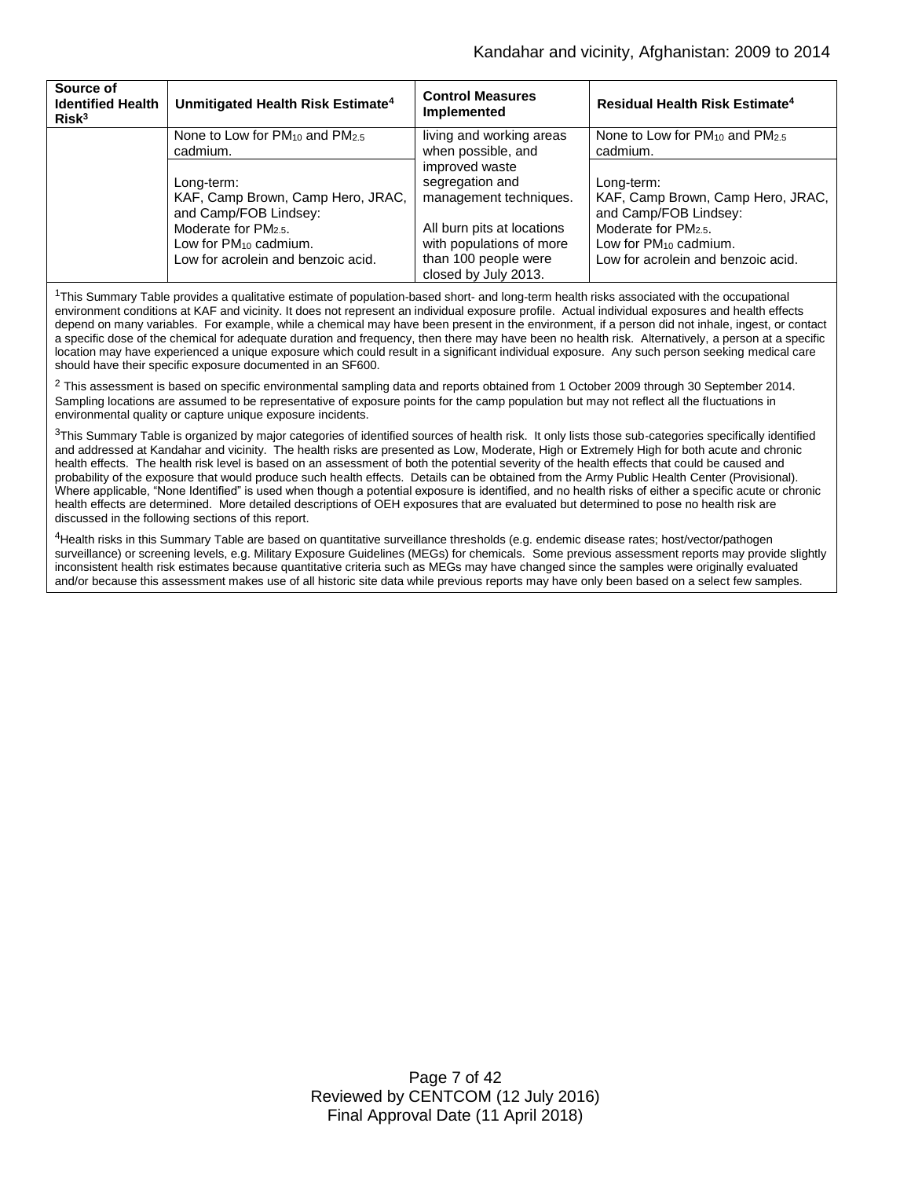| Source of Identified Health Risk[3] | Unmitigated Health Risk Estimate[4] | Control Measures Implemented | Residual Health Risk Estimate[4] |
|---|---|---|---|
| | None to Low for $PM_{10}$ and $PM_{2.5}$ cadmium. | living and working areas when possible, and improved waste segregation and management techniques. | None to Low for $PM_{10}$ and $PM_{2.5}$ cadmium. |
| | Long-term: KAF, Camp Brown, Camp Hero, JRAC, and Camp/FOB Lindsey: Moderate for $PM_{2.5}$. Low for $PM_{10}$ cadmium. Low for acrolein and benzoic acid. | All burn pits at locations with populations of more than 100 people were closed by July 2013. | Long-term: KAF, Camp Brown, Camp Hero, JRAC, and Camp/FOB Lindsey: Moderate for $PM_{2.5}$. Low for $PM_{10}$ cadmium. Low for acrolein and benzoic acid. |

[1]This Summary Table provides a qualitative estimate of population-based short- and long-term health risks associated with the occupational environment conditions at KAF and vicinity. It does not represent an individual exposure profile. Actual individual exposures and health effects depend on many variables. For example, while a chemical may have been present in the environment, if a person did not inhale, ingest, or contact a specific dose of the chemical for adequate duration and frequency, then there may have been no health risk. Alternatively, a person at a specific location may have experienced a unique exposure which could result in a significant individual exposure. Any such person seeking medical care should have their specific exposure documented in an SF600.

[2] This assessment is based on specific environmental sampling data and reports obtained from 1 October 2009 through 30 September 2014. Sampling locations are assumed to be representative of exposure points for the camp population but may not reflect all the fluctuations in environmental quality or capture unique exposure incidents.

[3]This Summary Table is organized by major categories of identified sources of health risk. It only lists those sub-categories specifically identified and addressed at Kandahar and vicinity. The health risks are presented as Low, Moderate, High or Extremely High for both acute and chronic health effects. The health risk level is based on an assessment of both the potential severity of the health effects that could be caused and probability of the exposure that would produce such health effects. Details can be obtained from the Army Public Health Center (Provisional). Where applicable, "None Identified" is used when though a potential exposure is identified, and no health risks of either a specific acute or chronic health effects are determined. More detailed descriptions of OEH exposures that are evaluated but determined to pose no health risk are discussed in the following sections of this report.

[4]Health risks in this Summary Table are based on quantitative surveillance thresholds (e.g. endemic disease rates; host/vector/pathogen surveillance) or screening levels, e.g. Military Exposure Guidelines (MEGs) for chemicals. Some previous assessment reports may provide slightly inconsistent health risk estimates because quantitative criteria such as MEGs may have changed since the samples were originally evaluated and/or because this assessment makes use of all historic site data while previous reports may have only been based on a select few samples.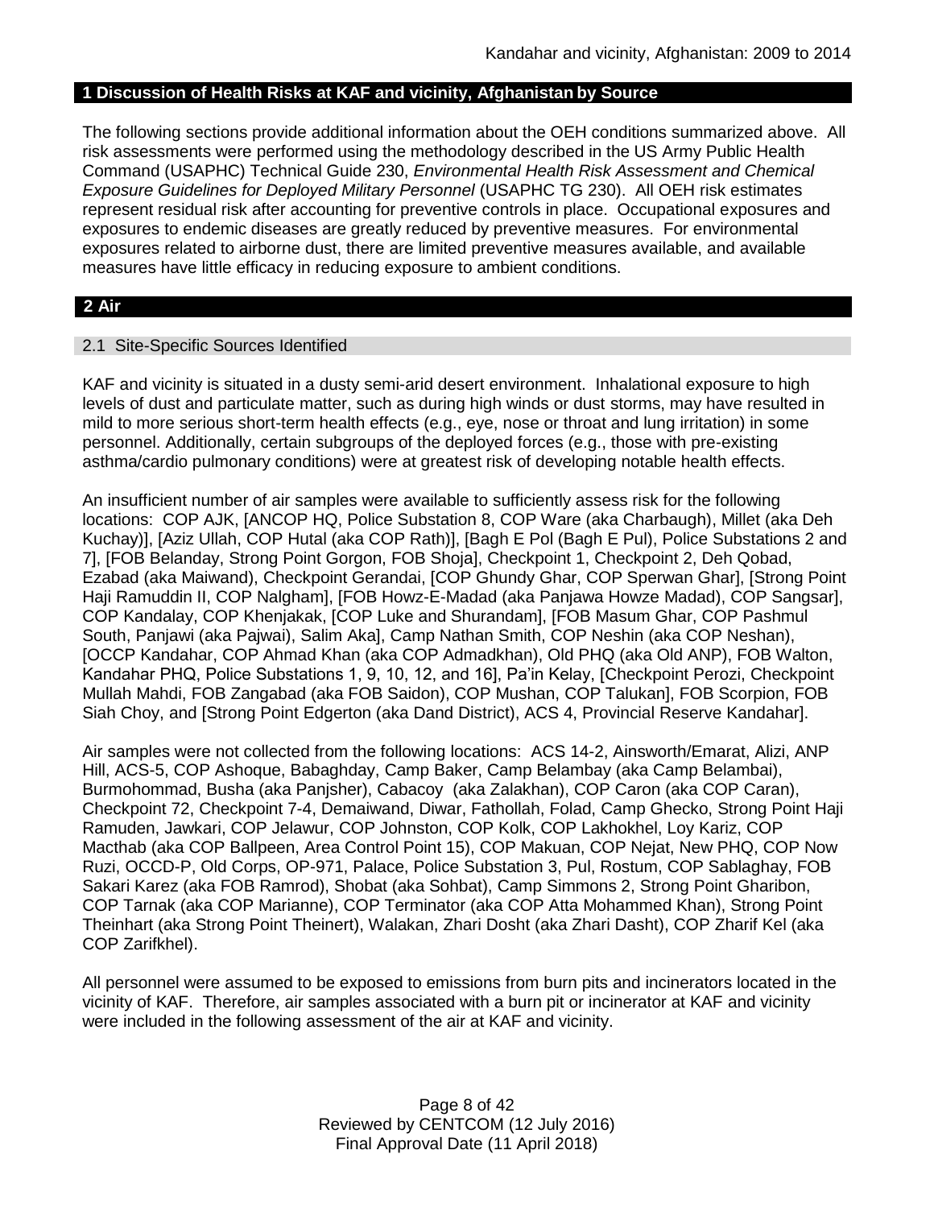## 1 Discussion of Health Risks at KAF and vicinity, Afghanistan by Source

The following sections provide additional information about the OEH conditions summarized above. All risk assessments were performed using the methodology described in the US Army Public Health Command (USAPHC) Technical Guide 230, *Environmental Health Risk Assessment and Chemical Exposure Guidelines for Deployed Military Personnel* (USAPHC TG 230). All OEH risk estimates represent residual risk after accounting for preventive controls in place. Occupational exposures and exposures to endemic diseases are greatly reduced by preventive measures. For environmental exposures related to airborne dust, there are limited preventive measures available, and available measures have little efficacy in reducing exposure to ambient conditions.

## 2 Air

### 2.1 Site-Specific Sources Identified

KAF and vicinity is situated in a dusty semi-arid desert environment. Inhalational exposure to high levels of dust and particulate matter, such as during high winds or dust storms, may have resulted in mild to more serious short-term health effects (e.g., eye, nose or throat and lung irritation) in some personnel. Additionally, certain subgroups of the deployed forces (e.g., those with pre-existing asthma/cardio pulmonary conditions) were at greatest risk of developing notable health effects.

An insufficient number of air samples were available to sufficiently assess risk for the following locations: COP AJK, [ANCOP HQ, Police Substation 8, COP Ware (aka Charbaugh), Millet (aka Deh Kuchay)], [Aziz Ullah, COP Hutal (aka COP Rath)], [Bagh E Pol (Bagh E Pul), Police Substations 2 and 7], [FOB Belanday, Strong Point Gorgon, FOB Shoja], Checkpoint 1, Checkpoint 2, Deh Qobad, Ezabad (aka Maiwand), Checkpoint Gerandai, [COP Ghundy Ghar, COP Sperwan Ghar], [Strong Point Haji Ramuddin II, COP Nalgham], [FOB Howz-E-Madad (aka Panjawa Howze Madad), COP Sangsar], COP Kandalay, COP Khenjakak, [COP Luke and Shurandam], [FOB Masum Ghar, COP Pashmul South, Panjawi (aka Pajwai), Salim Aka], Camp Nathan Smith, COP Neshin (aka COP Neshan), [OCCP Kandahar, COP Ahmad Khan (aka COP Admadkhan), Old PHQ (aka Old ANP), FOB Walton, Kandahar PHQ, Police Substations 1, 9, 10, 12, and 16], Pa'in Kelay, [Checkpoint Perozi, Checkpoint Mullah Mahdi, FOB Zangabad (aka FOB Saidon), COP Mushan, COP Talukan], FOB Scorpion, FOB Siah Choy, and [Strong Point Edgerton (aka Dand District), ACS 4, Provincial Reserve Kandahar].

Air samples were not collected from the following locations: ACS 14-2, Ainsworth/Emarat, Alizi, ANP Hill, ACS-5, COP Ashoque, Babaghday, Camp Baker, Camp Belambay (aka Camp Belambai), Burmohommad, Busha (aka Panjsher), Cabacoy (aka Zalakhan), COP Caron (aka COP Caran), Checkpoint 72, Checkpoint 7-4, Demaiwand, Diwar, Fathollah, Folad, Camp Ghecko, Strong Point Haji Ramuden, Jawkari, COP Jelawur, COP Johnston, COP Kolk, COP Lakhokhel, Loy Kariz, COP Macthab (aka COP Ballpeen, Area Control Point 15), COP Makuan, COP Nejat, New PHQ, COP Now Ruzi, OCCD-P, Old Corps, OP-971, Palace, Police Substation 3, Pul, Rostum, COP Sablaghay, FOB Sakari Karez (aka FOB Ramrod), Shobat (aka Sohbat), Camp Simmons 2, Strong Point Gharibon, COP Tarnak (aka COP Marianne), COP Terminator (aka COP Atta Mohammed Khan), Strong Point Theinhart (aka Strong Point Theinert), Walakan, Zhari Dosht (aka Zhari Dasht), COP Zharif Kel (aka COP Zarifkhel).

All personnel were assumed to be exposed to emissions from burn pits and incinerators located in the vicinity of KAF. Therefore, air samples associated with a burn pit or incinerator at KAF and vicinity were included in the following assessment of the air at KAF and vicinity.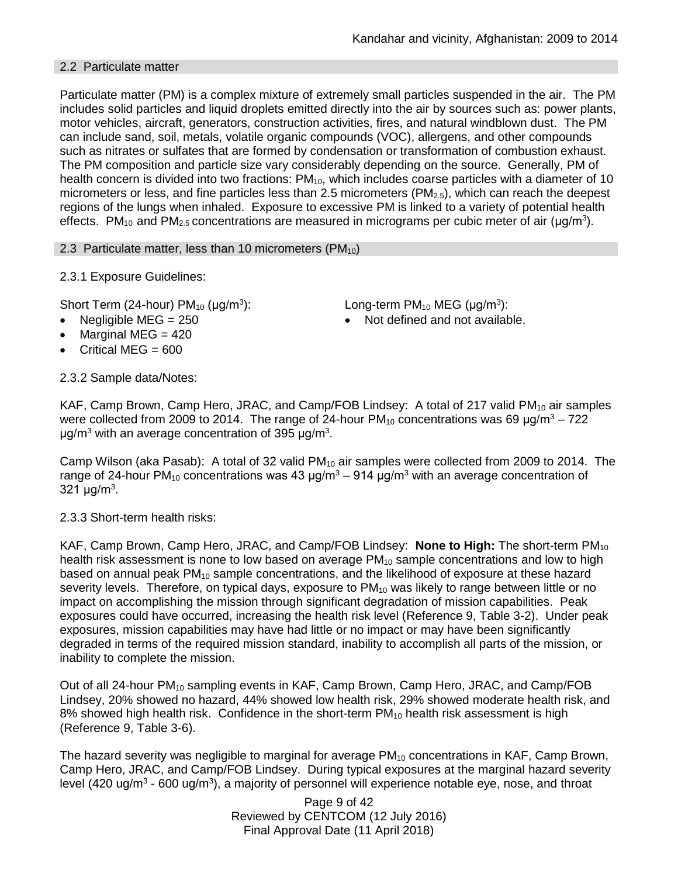## 2.2 Particulate matter

Particulate matter (PM) is a complex mixture of extremely small particles suspended in the air. The PM includes solid particles and liquid droplets emitted directly into the air by sources such as: power plants, motor vehicles, aircraft, generators, construction activities, fires, and natural windblown dust. The PM can include sand, soil, metals, volatile organic compounds (VOC), allergens, and other compounds such as nitrates or sulfates that are formed by condensation or transformation of combustion exhaust. The PM composition and particle size vary considerably depending on the source. Generally, PM of health concern is divided into two fractions: $PM_{10}$, which includes coarse particles with a diameter of 10 micrometers or less, and fine particles less than 2.5 micrometers ($PM_{2.5}$), which can reach the deepest regions of the lungs when inhaled. Exposure to excessive PM is linked to a variety of potential health effects. $PM_{10}$ and $PM_{2.5}$ concentrations are measured in micrograms per cubic meter of air (µg/$m^3$).

## 2.3 Particulate matter, less than 10 micrometers ($PM_{10}$)

### 2.3.1 Exposure Guidelines:

Short Term (24-hour) $PM_{10}$ (µg/$m^3$):

- Negligible MEG = 250
- Marginal MEG = 420
- Critical MEG = 600

Long-term $PM_{10}$ MEG (µg/$m^3$):

- Not defined and not available.

### 2.3.2 Sample data/Notes:

KAF, Camp Brown, Camp Hero, JRAC, and Camp/FOB Lindsey: A total of 217 valid $PM_{10}$ air samples were collected from 2009 to 2014. The range of 24-hour $PM_{10}$ concentrations was 69 µg/$m^3$ – 722 µg/$m^3$ with an average concentration of 395 µg/$m^3$.

Camp Wilson (aka Pasab): A total of 32 valid $PM_{10}$ air samples were collected from 2009 to 2014. The range of 24-hour $PM_{10}$ concentrations was 43 µg/$m^3$ – 914 µg/$m^3$ with an average concentration of 321 µg/$m^3$.

### 2.3.3 Short-term health risks:

KAF, Camp Brown, Camp Hero, JRAC, and Camp/FOB Lindsey: **None to High:** The short-term $PM_{10}$ health risk assessment is none to low based on average $PM_{10}$ sample concentrations and low to high based on annual peak $PM_{10}$ sample concentrations, and the likelihood of exposure at these hazard severity levels. Therefore, on typical days, exposure to $PM_{10}$ was likely to range between little or no impact on accomplishing the mission through significant degradation of mission capabilities. Peak exposures could have occurred, increasing the health risk level (Reference 9, Table 3-2). Under peak exposures, mission capabilities may have had little or no impact or may have been significantly degraded in terms of the required mission standard, inability to accomplish all parts of the mission, or inability to complete the mission.

Out of all 24-hour $PM_{10}$ sampling events in KAF, Camp Brown, Camp Hero, JRAC, and Camp/FOB Lindsey, 20% showed no hazard, 44% showed low health risk, 29% showed moderate health risk, and 8% showed high health risk. Confidence in the short-term $PM_{10}$ health risk assessment is high (Reference 9, Table 3-6).

The hazard severity was negligible to marginal for average $PM_{10}$ concentrations in KAF, Camp Brown, Camp Hero, JRAC, and Camp/FOB Lindsey. During typical exposures at the marginal hazard severity level (420 ug/$m^3$ - 600 ug/$m^3$), a majority of personnel will experience notable eye, nose, and throat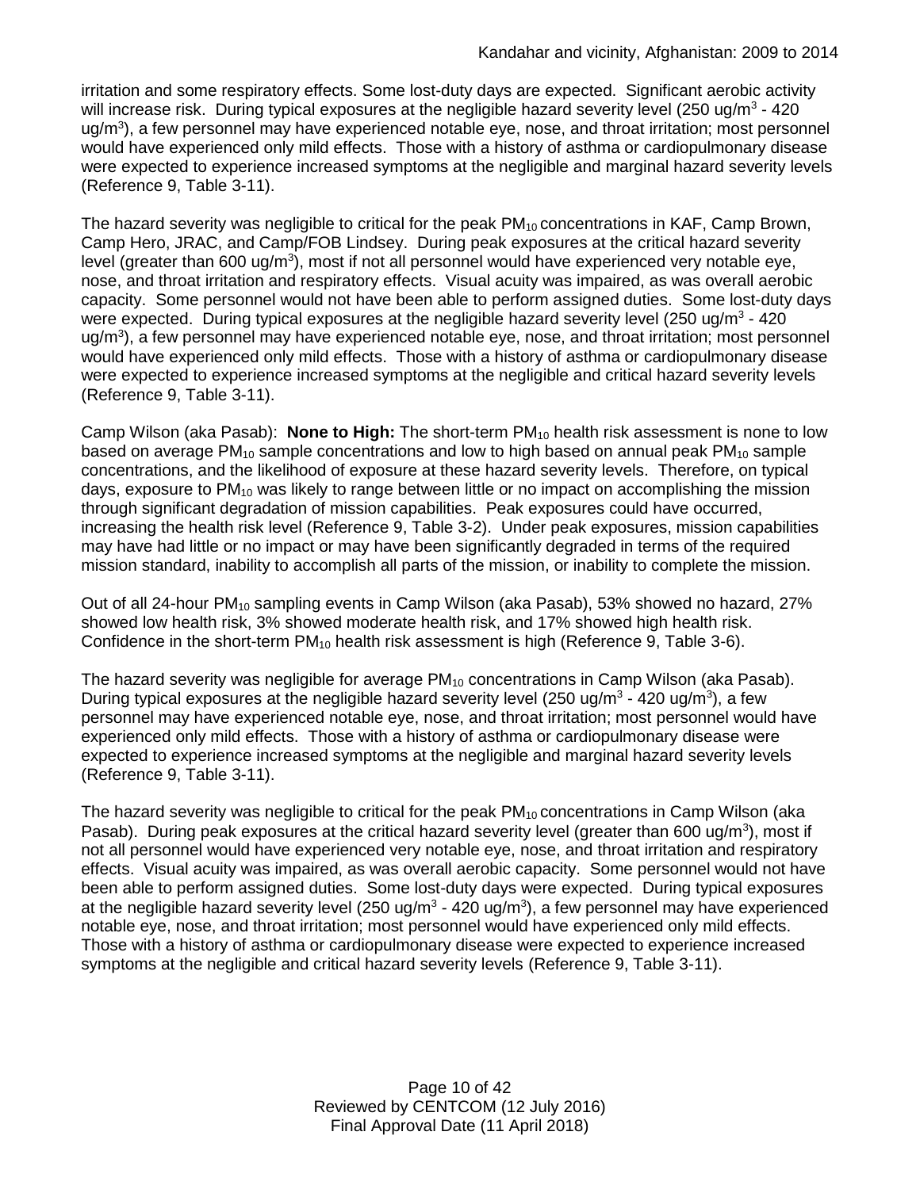irritation and some respiratory effects. Some lost-duty days are expected. Significant aerobic activity will increase risk. During typical exposures at the negligible hazard severity level (250 ug/m$^3$ - 420 ug/m$^3$), a few personnel may have experienced notable eye, nose, and throat irritation; most personnel would have experienced only mild effects. Those with a history of asthma or cardiopulmonary disease were expected to experience increased symptoms at the negligible and marginal hazard severity levels (Reference 9, Table 3-11).

The hazard severity was negligible to critical for the peak $PM_{10}$ concentrations in KAF, Camp Brown, Camp Hero, JRAC, and Camp/FOB Lindsey. During peak exposures at the critical hazard severity level (greater than 600 ug/m$^3$), most if not all personnel would have experienced very notable eye, nose, and throat irritation and respiratory effects. Visual acuity was impaired, as was overall aerobic capacity. Some personnel would not have been able to perform assigned duties. Some lost-duty days were expected. During typical exposures at the negligible hazard severity level (250 ug/m$^3$ - 420 ug/m$^3$), a few personnel may have experienced notable eye, nose, and throat irritation; most personnel would have experienced only mild effects. Those with a history of asthma or cardiopulmonary disease were expected to experience increased symptoms at the negligible and critical hazard severity levels (Reference 9, Table 3-11).

Camp Wilson (aka Pasab): **None to High:** The short-term $PM_{10}$ health risk assessment is none to low based on average $PM_{10}$ sample concentrations and low to high based on annual peak $PM_{10}$ sample concentrations, and the likelihood of exposure at these hazard severity levels. Therefore, on typical days, exposure to $PM_{10}$ was likely to range between little or no impact on accomplishing the mission through significant degradation of mission capabilities. Peak exposures could have occurred, increasing the health risk level (Reference 9, Table 3-2). Under peak exposures, mission capabilities may have had little or no impact or may have been significantly degraded in terms of the required mission standard, inability to accomplish all parts of the mission, or inability to complete the mission.

Out of all 24-hour $PM_{10}$ sampling events in Camp Wilson (aka Pasab), 53% showed no hazard, 27% showed low health risk, 3% showed moderate health risk, and 17% showed high health risk. Confidence in the short-term $PM_{10}$ health risk assessment is high (Reference 9, Table 3-6).

The hazard severity was negligible for average $PM_{10}$ concentrations in Camp Wilson (aka Pasab). During typical exposures at the negligible hazard severity level (250 ug/m$^3$ - 420 ug/m$^3$), a few personnel may have experienced notable eye, nose, and throat irritation; most personnel would have experienced only mild effects. Those with a history of asthma or cardiopulmonary disease were expected to experience increased symptoms at the negligible and marginal hazard severity levels (Reference 9, Table 3-11).

The hazard severity was negligible to critical for the peak $PM_{10}$ concentrations in Camp Wilson (aka Pasab). During peak exposures at the critical hazard severity level (greater than 600 ug/m$^3$), most if not all personnel would have experienced very notable eye, nose, and throat irritation and respiratory effects. Visual acuity was impaired, as was overall aerobic capacity. Some personnel would not have been able to perform assigned duties. Some lost-duty days were expected. During typical exposures at the negligible hazard severity level (250 ug/m$^3$ - 420 ug/m$^3$), a few personnel may have experienced notable eye, nose, and throat irritation; most personnel would have experienced only mild effects. Those with a history of asthma or cardiopulmonary disease were expected to experience increased symptoms at the negligible and critical hazard severity levels (Reference 9, Table 3-11).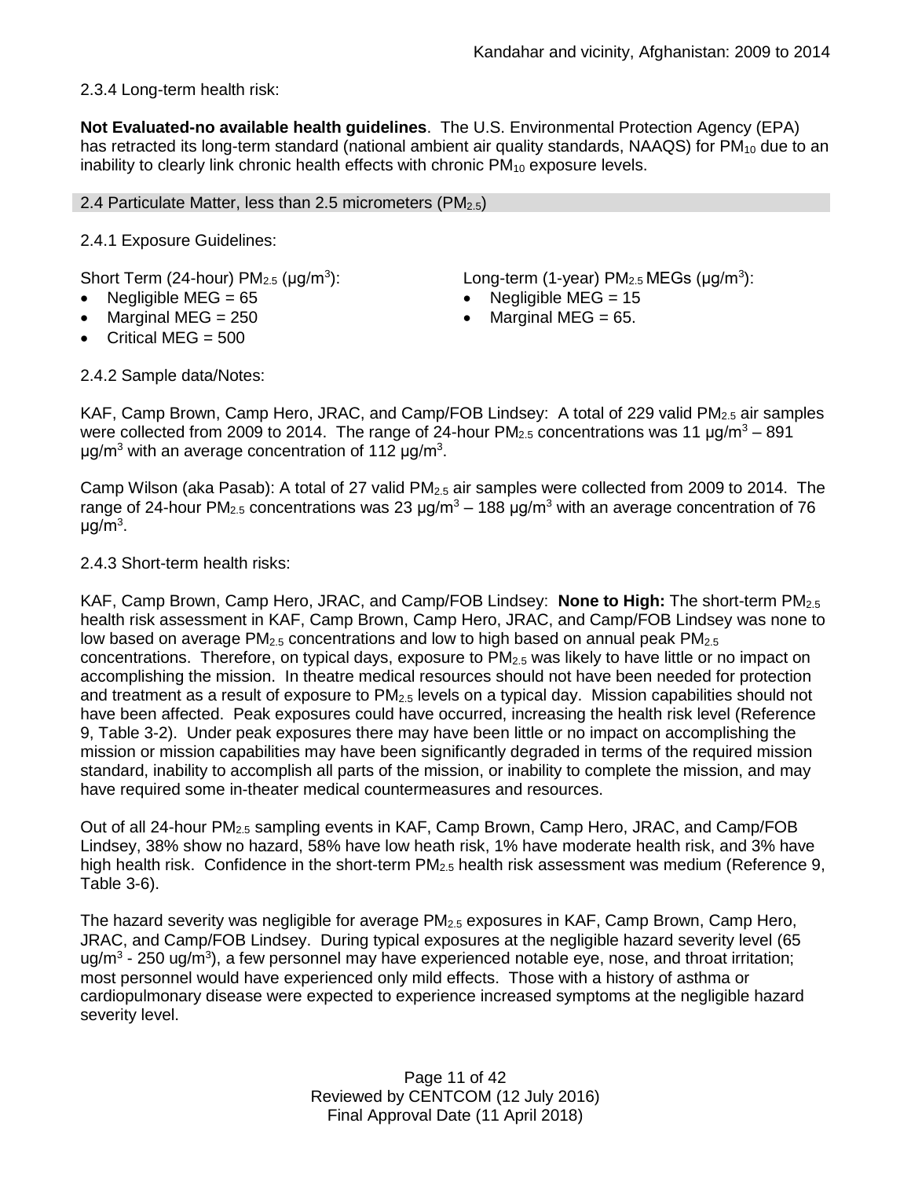2.3.4 Long-term health risk:

**Not Evaluated-no available health guidelines**. The U.S. Environmental Protection Agency (EPA) has retracted its long-term standard (national ambient air quality standards, NAAQS) for $PM_{10}$ due to an inability to clearly link chronic health effects with chronic $PM_{10}$ exposure levels.

## 2.4 Particulate Matter, less than 2.5 micrometers ($PM_{2.5}$)

2.4.1 Exposure Guidelines:

Short Term (24-hour) $PM_{2.5}$ (μg/m$^3$):

- Negligible MEG = 65
- Marginal MEG = 250
- Critical MEG = 500

Long-term (1-year) $PM_{2.5}$ MEGs (μg/m$^3$):

- Negligible MEG = 15
- Marginal MEG = 65.

2.4.2 Sample data/Notes:

KAF, Camp Brown, Camp Hero, JRAC, and Camp/FOB Lindsey: A total of 229 valid $PM_{2.5}$ air samples were collected from 2009 to 2014. The range of 24-hour $PM_{2.5}$ concentrations was 11 μg/m$^3$ – 891 μg/m$^3$ with an average concentration of 112 μg/m$^3$.

Camp Wilson (aka Pasab): A total of 27 valid $PM_{2.5}$ air samples were collected from 2009 to 2014. The range of 24-hour $PM_{2.5}$ concentrations was 23 μg/m$^3$ – 188 μg/m$^3$ with an average concentration of 76 μg/m$^3$.

2.4.3 Short-term health risks:

KAF, Camp Brown, Camp Hero, JRAC, and Camp/FOB Lindsey: **None to High:** The short-term $PM_{2.5}$ health risk assessment in KAF, Camp Brown, Camp Hero, JRAC, and Camp/FOB Lindsey was none to low based on average $PM_{2.5}$ concentrations and low to high based on annual peak $PM_{2.5}$ concentrations. Therefore, on typical days, exposure to $PM_{2.5}$ was likely to have little or no impact on accomplishing the mission. In theatre medical resources should not have been needed for protection and treatment as a result of exposure to $PM_{2.5}$ levels on a typical day. Mission capabilities should not have been affected. Peak exposures could have occurred, increasing the health risk level (Reference 9, Table 3-2). Under peak exposures there may have been little or no impact on accomplishing the mission or mission capabilities may have been significantly degraded in terms of the required mission standard, inability to accomplish all parts of the mission, or inability to complete the mission, and may have required some in-theater medical countermeasures and resources.

Out of all 24-hour $PM_{2.5}$ sampling events in KAF, Camp Brown, Camp Hero, JRAC, and Camp/FOB Lindsey, 38% show no hazard, 58% have low heath risk, 1% have moderate health risk, and 3% have high health risk. Confidence in the short-term $PM_{2.5}$ health risk assessment was medium (Reference 9, Table 3-6).

The hazard severity was negligible for average $PM_{2.5}$ exposures in KAF, Camp Brown, Camp Hero, JRAC, and Camp/FOB Lindsey. During typical exposures at the negligible hazard severity level (65 ug/m$^3$ - 250 ug/m$^3$), a few personnel may have experienced notable eye, nose, and throat irritation; most personnel would have experienced only mild effects. Those with a history of asthma or cardiopulmonary disease were expected to experience increased symptoms at the negligible hazard severity level.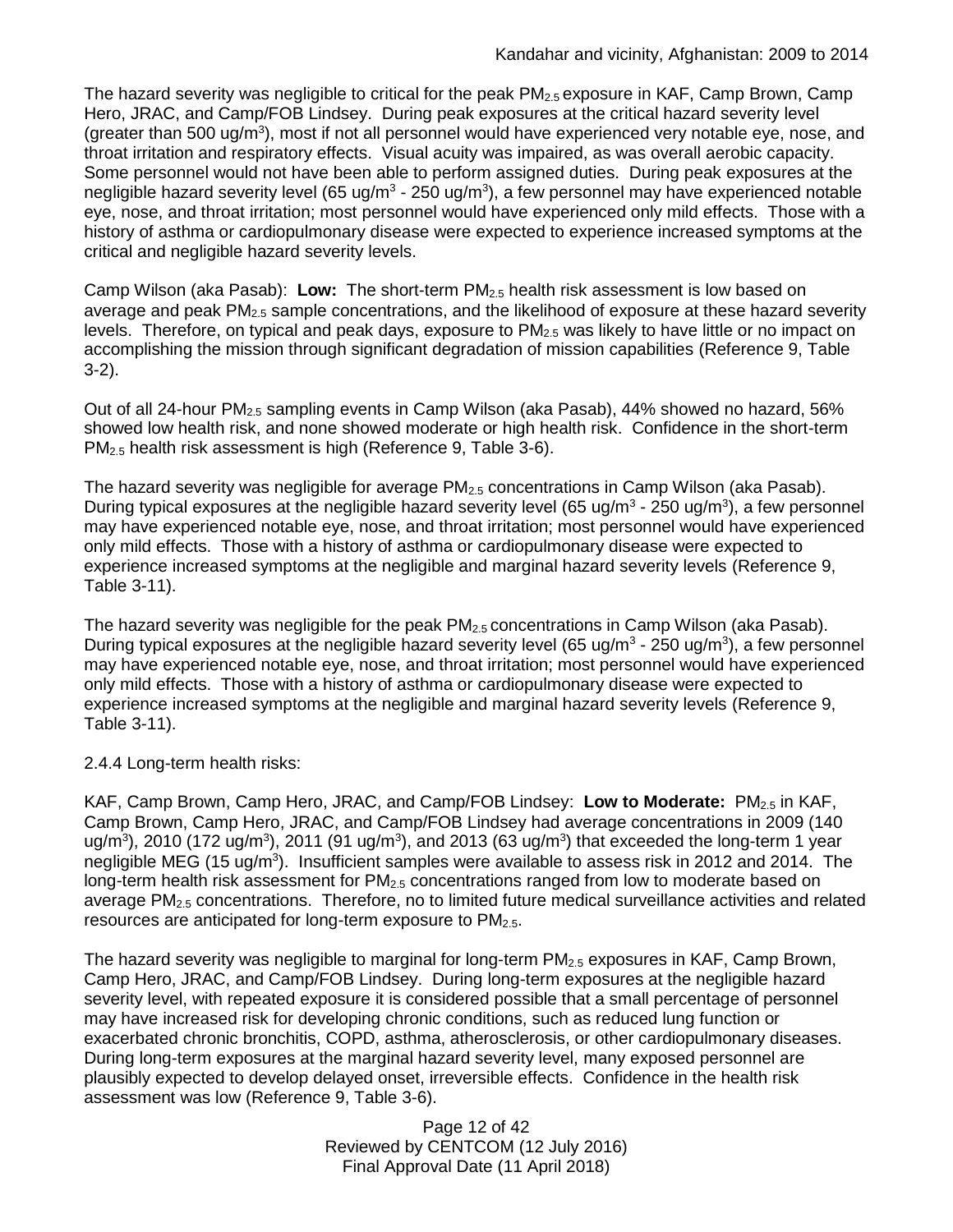The hazard severity was negligible to critical for the peak $PM_{2.5}$ exposure in KAF, Camp Brown, Camp Hero, JRAC, and Camp/FOB Lindsey. During peak exposures at the critical hazard severity level (greater than 500 ug/m$^3$), most if not all personnel would have experienced very notable eye, nose, and throat irritation and respiratory effects. Visual acuity was impaired, as was overall aerobic capacity. Some personnel would not have been able to perform assigned duties. During peak exposures at the negligible hazard severity level (65 ug/m$^3$ - 250 ug/m$^3$), a few personnel may have experienced notable eye, nose, and throat irritation; most personnel would have experienced only mild effects. Those with a history of asthma or cardiopulmonary disease were expected to experience increased symptoms at the critical and negligible hazard severity levels.

Camp Wilson (aka Pasab): **Low:** The short-term $PM_{2.5}$ health risk assessment is low based on average and peak $PM_{2.5}$ sample concentrations, and the likelihood of exposure at these hazard severity levels. Therefore, on typical and peak days, exposure to $PM_{2.5}$ was likely to have little or no impact on accomplishing the mission through significant degradation of mission capabilities (Reference 9, Table 3-2).

Out of all 24-hour $PM_{2.5}$ sampling events in Camp Wilson (aka Pasab), 44% showed no hazard, 56% showed low health risk, and none showed moderate or high health risk. Confidence in the short-term $PM_{2.5}$ health risk assessment is high (Reference 9, Table 3-6).

The hazard severity was negligible for average $PM_{2.5}$ concentrations in Camp Wilson (aka Pasab). During typical exposures at the negligible hazard severity level (65 ug/m$^3$ - 250 ug/m$^3$), a few personnel may have experienced notable eye, nose, and throat irritation; most personnel would have experienced only mild effects. Those with a history of asthma or cardiopulmonary disease were expected to experience increased symptoms at the negligible and marginal hazard severity levels (Reference 9, Table 3-11).

The hazard severity was negligible for the peak $PM_{2.5}$ concentrations in Camp Wilson (aka Pasab). During typical exposures at the negligible hazard severity level (65 ug/m$^3$ - 250 ug/m$^3$), a few personnel may have experienced notable eye, nose, and throat irritation; most personnel would have experienced only mild effects. Those with a history of asthma or cardiopulmonary disease were expected to experience increased symptoms at the negligible and marginal hazard severity levels (Reference 9, Table 3-11).

2.4.4 Long-term health risks:

KAF, Camp Brown, Camp Hero, JRAC, and Camp/FOB Lindsey: **Low to Moderate:** $PM_{2.5}$ in KAF, Camp Brown, Camp Hero, JRAC, and Camp/FOB Lindsey had average concentrations in 2009 (140 ug/m$^3$), 2010 (172 ug/m$^3$), 2011 (91 ug/m$^3$), and 2013 (63 ug/m$^3$) that exceeded the long-term 1 year negligible MEG (15 ug/m$^3$). Insufficient samples were available to assess risk in 2012 and 2014. The long-term health risk assessment for $PM_{2.5}$ concentrations ranged from low to moderate based on average $PM_{2.5}$ concentrations. Therefore, no to limited future medical surveillance activities and related resources are anticipated for long-term exposure to $PM_{2.5}$.

The hazard severity was negligible to marginal for long-term $PM_{2.5}$ exposures in KAF, Camp Brown, Camp Hero, JRAC, and Camp/FOB Lindsey. During long-term exposures at the negligible hazard severity level, with repeated exposure it is considered possible that a small percentage of personnel may have increased risk for developing chronic conditions, such as reduced lung function or exacerbated chronic bronchitis, COPD, asthma, atherosclerosis, or other cardiopulmonary diseases. During long-term exposures at the marginal hazard severity level, many exposed personnel are plausibly expected to develop delayed onset, irreversible effects. Confidence in the health risk assessment was low (Reference 9, Table 3-6).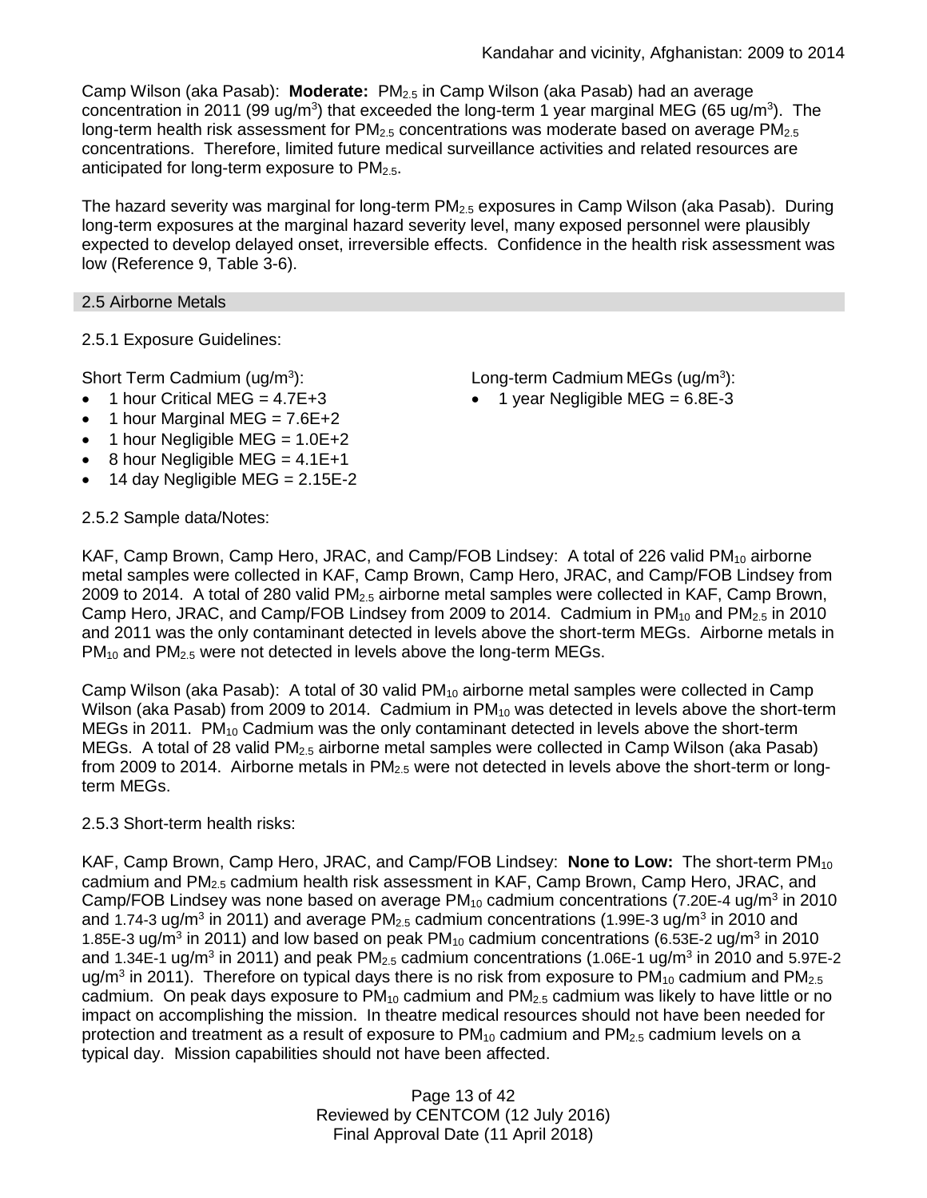Camp Wilson (aka Pasab): **Moderate:** $PM_{2.5}$ in Camp Wilson (aka Pasab) had an average concentration in 2011 (99 ug/m$^3$) that exceeded the long-term 1 year marginal MEG (65 ug/m$^3$). The long-term health risk assessment for $PM_{2.5}$ concentrations was moderate based on average $PM_{2.5}$ concentrations. Therefore, limited future medical surveillance activities and related resources are anticipated for long-term exposure to $PM_{2.5}$.

The hazard severity was marginal for long-term $PM_{2.5}$ exposures in Camp Wilson (aka Pasab). During long-term exposures at the marginal hazard severity level, many exposed personnel were plausibly expected to develop delayed onset, irreversible effects. Confidence in the health risk assessment was low (Reference 9, Table 3-6).

## 2.5 Airborne Metals

2.5.1 Exposure Guidelines:

Short Term Cadmium (ug/m$^3$):

- 1 hour Critical MEG = 4.7E+3
- 1 hour Marginal MEG = 7.6E+2
- 1 hour Negligible MEG = 1.0E+2
- 8 hour Negligible MEG = 4.1E+1
- 14 day Negligible MEG = 2.15E-2

Long-term Cadmium MEGs (ug/m$^3$):

- 1 year Negligible MEG = 6.8E-3

2.5.2 Sample data/Notes:

KAF, Camp Brown, Camp Hero, JRAC, and Camp/FOB Lindsey: A total of 226 valid $PM_{10}$ airborne metal samples were collected in KAF, Camp Brown, Camp Hero, JRAC, and Camp/FOB Lindsey from 2009 to 2014. A total of 280 valid $PM_{2.5}$ airborne metal samples were collected in KAF, Camp Brown, Camp Hero, JRAC, and Camp/FOB Lindsey from 2009 to 2014. Cadmium in $PM_{10}$ and $PM_{2.5}$ in 2010 and 2011 was the only contaminant detected in levels above the short-term MEGs. Airborne metals in $PM_{10}$ and $PM_{2.5}$ were not detected in levels above the long-term MEGs.

Camp Wilson (aka Pasab): A total of 30 valid $PM_{10}$ airborne metal samples were collected in Camp Wilson (aka Pasab) from 2009 to 2014. Cadmium in $PM_{10}$ was detected in levels above the short-term MEGs in 2011. $PM_{10}$ Cadmium was the only contaminant detected in levels above the short-term MEGs. A total of 28 valid $PM_{2.5}$ airborne metal samples were collected in Camp Wilson (aka Pasab) from 2009 to 2014. Airborne metals in $PM_{2.5}$ were not detected in levels above the short-term or long-term MEGs.

2.5.3 Short-term health risks:

KAF, Camp Brown, Camp Hero, JRAC, and Camp/FOB Lindsey: **None to Low:** The short-term $PM_{10}$ cadmium and $PM_{2.5}$ cadmium health risk assessment in KAF, Camp Brown, Camp Hero, JRAC, and Camp/FOB Lindsey was none based on average $PM_{10}$ cadmium concentrations (7.20E-4 ug/m$^3$ in 2010 and 1.74-3 ug/m$^3$ in 2011) and average $PM_{2.5}$ cadmium concentrations (1.99E-3 ug/m$^3$ in 2010 and 1.85E-3 ug/m$^3$ in 2011) and low based on peak $PM_{10}$ cadmium concentrations (6.53E-2 ug/m$^3$ in 2010 and 1.34E-1 ug/m$^3$ in 2011) and peak $PM_{2.5}$ cadmium concentrations (1.06E-1 ug/m$^3$ in 2010 and 5.97E-2 ug/m$^3$ in 2011). Therefore on typical days there is no risk from exposure to $PM_{10}$ cadmium and $PM_{2.5}$ cadmium. On peak days exposure to $PM_{10}$ cadmium and $PM_{2.5}$ cadmium was likely to have little or no impact on accomplishing the mission. In theatre medical resources should not have been needed for protection and treatment as a result of exposure to $PM_{10}$ cadmium and $PM_{2.5}$ cadmium levels on a typical day. Mission capabilities should not have been affected.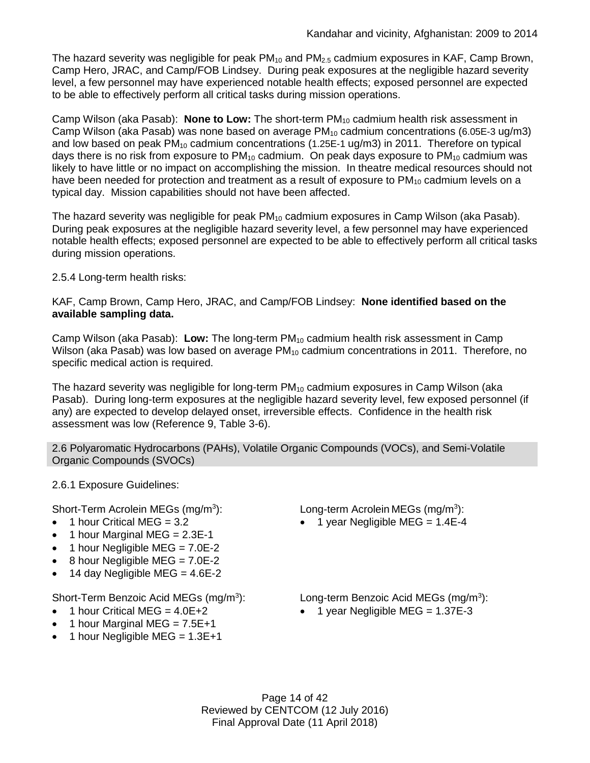The hazard severity was negligible for peak $PM_{10}$ and $PM_{2.5}$ cadmium exposures in KAF, Camp Brown, Camp Hero, JRAC, and Camp/FOB Lindsey. During peak exposures at the negligible hazard severity level, a few personnel may have experienced notable health effects; exposed personnel are expected to be able to effectively perform all critical tasks during mission operations.

Camp Wilson (aka Pasab): **None to Low:** The short-term $PM_{10}$ cadmium health risk assessment in Camp Wilson (aka Pasab) was none based on average $PM_{10}$ cadmium concentrations (6.05E-3 ug/m3) and low based on peak $PM_{10}$ cadmium concentrations (1.25E-1 ug/m3) in 2011. Therefore on typical days there is no risk from exposure to $PM_{10}$ cadmium. On peak days exposure to $PM_{10}$ cadmium was likely to have little or no impact on accomplishing the mission. In theatre medical resources should not have been needed for protection and treatment as a result of exposure to $PM_{10}$ cadmium levels on a typical day. Mission capabilities should not have been affected.

The hazard severity was negligible for peak $PM_{10}$ cadmium exposures in Camp Wilson (aka Pasab). During peak exposures at the negligible hazard severity level, a few personnel may have experienced notable health effects; exposed personnel are expected to be able to effectively perform all critical tasks during mission operations.

2.5.4 Long-term health risks:

KAF, Camp Brown, Camp Hero, JRAC, and Camp/FOB Lindsey: **None identified based on the available sampling data.**

Camp Wilson (aka Pasab): **Low:** The long-term $PM_{10}$ cadmium health risk assessment in Camp Wilson (aka Pasab) was low based on average $PM_{10}$ cadmium concentrations in 2011. Therefore, no specific medical action is required.

The hazard severity was negligible for long-term $PM_{10}$ cadmium exposures in Camp Wilson (aka Pasab). During long-term exposures at the negligible hazard severity level, few exposed personnel (if any) are expected to develop delayed onset, irreversible effects. Confidence in the health risk assessment was low (Reference 9, Table 3-6).

## 2.6 Polyaromatic Hydrocarbons (PAHs), Volatile Organic Compounds (VOCs), and Semi-Volatile Organic Compounds (SVOCs)

2.6.1 Exposure Guidelines:

Short-Term Acrolein MEGs ($mg/m^3$):

- 1 hour Critical MEG = 3.2
- 1 hour Marginal MEG = 2.3E-1
- 1 hour Negligible MEG = 7.0E-2
- 8 hour Negligible MEG = 7.0E-2
- 14 day Negligible MEG = 4.6E-2

Long-term Acrolein MEGs ($mg/m^3$):

- 1 year Negligible MEG = 1.4E-4

Short-Term Benzoic Acid MEGs ($mg/m^3$):

- 1 hour Critical MEG = 4.0E+2
- 1 hour Marginal MEG = 7.5E+1
- 1 hour Negligible MEG = 1.3E+1

Long-term Benzoic Acid MEGs ($mg/m^3$):

- 1 year Negligible MEG = 1.37E-3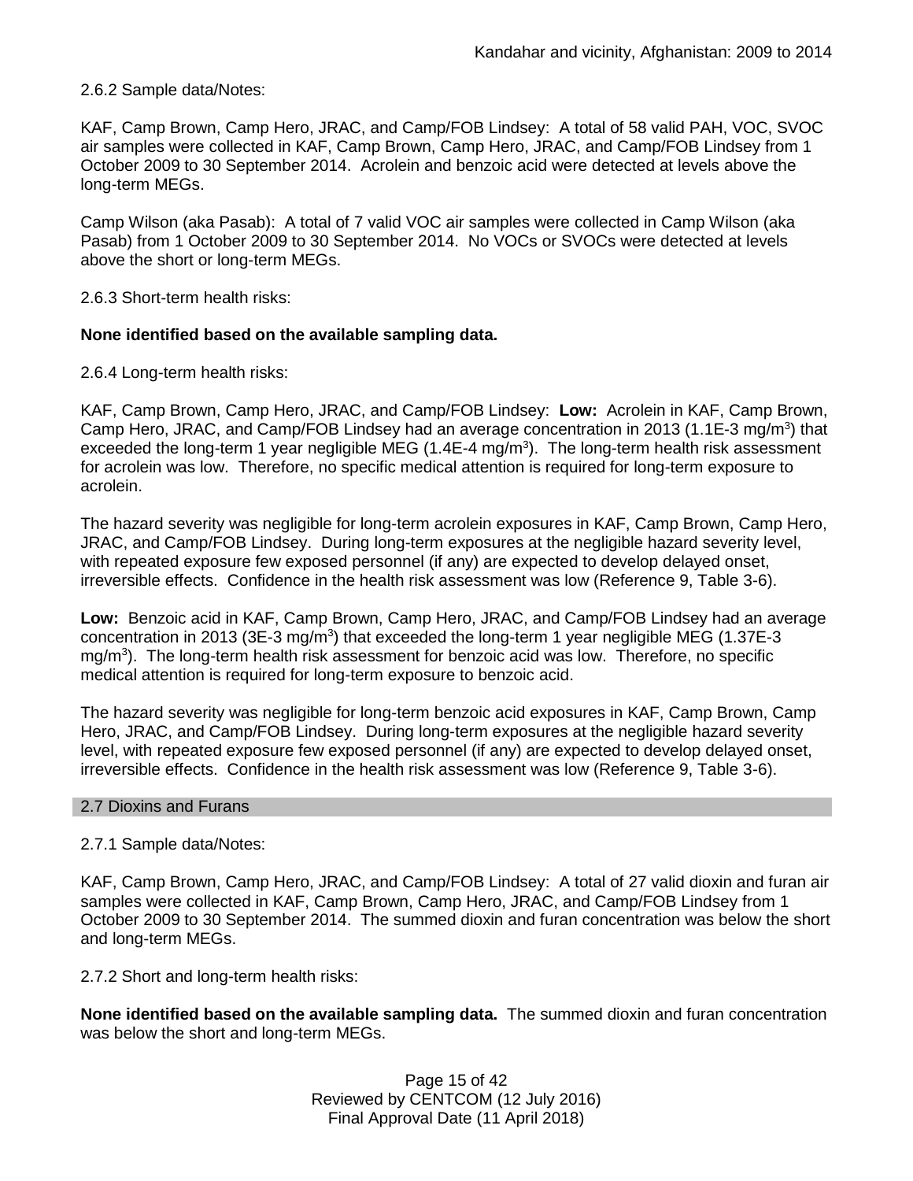2.6.2 Sample data/Notes:

KAF, Camp Brown, Camp Hero, JRAC, and Camp/FOB Lindsey: A total of 58 valid PAH, VOC, SVOC air samples were collected in KAF, Camp Brown, Camp Hero, JRAC, and Camp/FOB Lindsey from 1 October 2009 to 30 September 2014. Acrolein and benzoic acid were detected at levels above the long-term MEGs.

Camp Wilson (aka Pasab): A total of 7 valid VOC air samples were collected in Camp Wilson (aka Pasab) from 1 October 2009 to 30 September 2014. No VOCs or SVOCs were detected at levels above the short or long-term MEGs.

2.6.3 Short-term health risks:

**None identified based on the available sampling data.**

2.6.4 Long-term health risks:

KAF, Camp Brown, Camp Hero, JRAC, and Camp/FOB Lindsey: **Low:** Acrolein in KAF, Camp Brown, Camp Hero, JRAC, and Camp/FOB Lindsey had an average concentration in 2013 (1.1E-3 mg/m$^3$) that exceeded the long-term 1 year negligible MEG (1.4E-4 mg/m$^3$). The long-term health risk assessment for acrolein was low. Therefore, no specific medical attention is required for long-term exposure to acrolein.

The hazard severity was negligible for long-term acrolein exposures in KAF, Camp Brown, Camp Hero, JRAC, and Camp/FOB Lindsey. During long-term exposures at the negligible hazard severity level, with repeated exposure few exposed personnel (if any) are expected to develop delayed onset, irreversible effects. Confidence in the health risk assessment was low (Reference 9, Table 3-6).

**Low:** Benzoic acid in KAF, Camp Brown, Camp Hero, JRAC, and Camp/FOB Lindsey had an average concentration in 2013 (3E-3 mg/m$^3$) that exceeded the long-term 1 year negligible MEG (1.37E-3 mg/m$^3$). The long-term health risk assessment for benzoic acid was low. Therefore, no specific medical attention is required for long-term exposure to benzoic acid.

The hazard severity was negligible for long-term benzoic acid exposures in KAF, Camp Brown, Camp Hero, JRAC, and Camp/FOB Lindsey. During long-term exposures at the negligible hazard severity level, with repeated exposure few exposed personnel (if any) are expected to develop delayed onset, irreversible effects. Confidence in the health risk assessment was low (Reference 9, Table 3-6).

## 2.7 Dioxins and Furans

2.7.1 Sample data/Notes:

KAF, Camp Brown, Camp Hero, JRAC, and Camp/FOB Lindsey: A total of 27 valid dioxin and furan air samples were collected in KAF, Camp Brown, Camp Hero, JRAC, and Camp/FOB Lindsey from 1 October 2009 to 30 September 2014. The summed dioxin and furan concentration was below the short and long-term MEGs.

2.7.2 Short and long-term health risks:

**None identified based on the available sampling data.** The summed dioxin and furan concentration was below the short and long-term MEGs.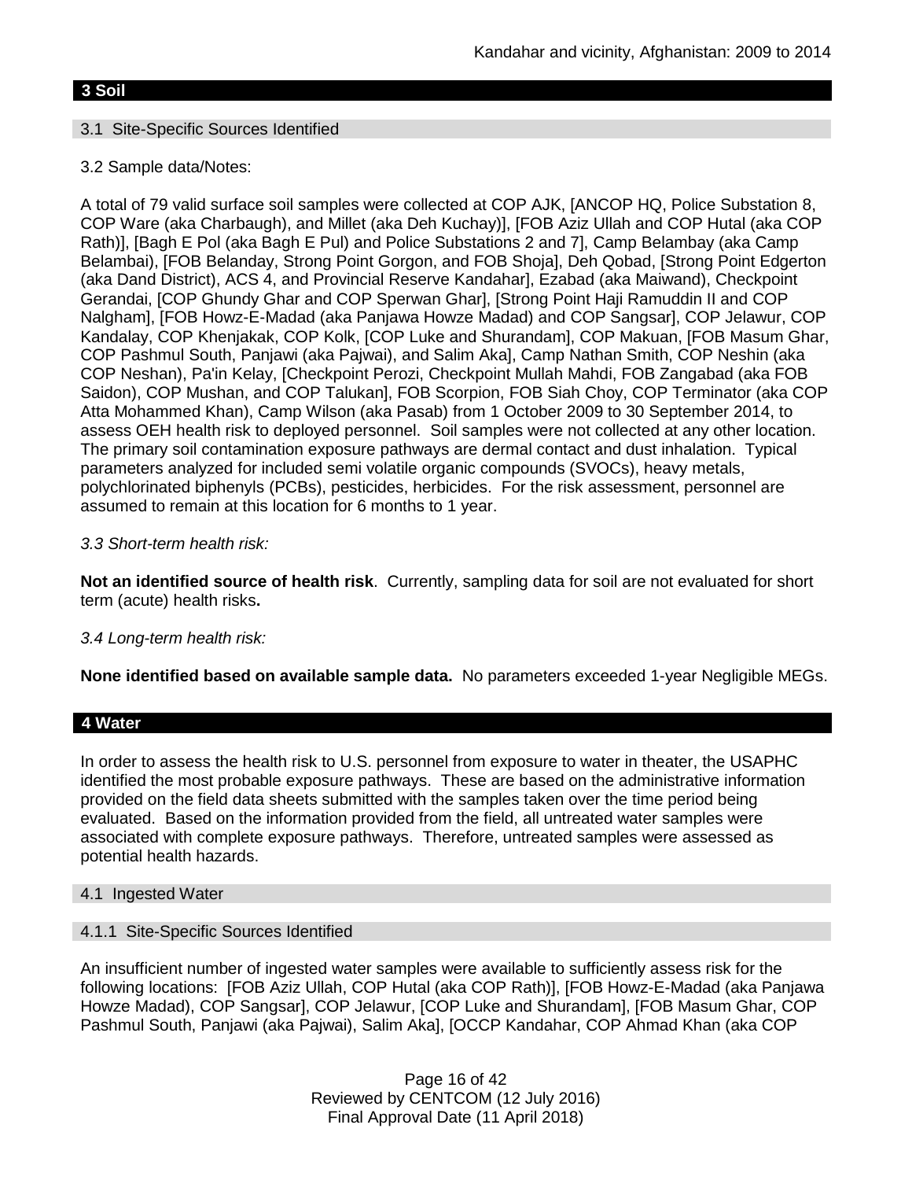## 3 Soil

### 3.1 Site-Specific Sources Identified

3.2 Sample data/Notes:

A total of 79 valid surface soil samples were collected at COP AJK, [ANCOP HQ, Police Substation 8, COP Ware (aka Charbaugh), and Millet (aka Deh Kuchay)], [FOB Aziz Ullah and COP Hutal (aka COP Rath)], [Bagh E Pol (aka Bagh E Pul) and Police Substations 2 and 7], Camp Belambay (aka Camp Belambai), [FOB Belanday, Strong Point Gorgon, and FOB Shoja], Deh Qobad, [Strong Point Edgerton (aka Dand District), ACS 4, and Provincial Reserve Kandahar], Ezabad (aka Maiwand), Checkpoint Gerandai, [COP Ghundy Ghar and COP Sperwan Ghar], [Strong Point Haji Ramuddin II and COP Nalgham], [FOB Howz-E-Madad (aka Panjawa Howze Madad) and COP Sangsar], COP Jelawur, COP Kandalay, COP Khenjakak, COP Kolk, [COP Luke and Shurandam], COP Makuan, [FOB Masum Ghar, COP Pashmul South, Panjawi (aka Pajwai), and Salim Aka], Camp Nathan Smith, COP Neshin (aka COP Neshan), Pa'in Kelay, [Checkpoint Perozi, Checkpoint Mullah Mahdi, FOB Zangabad (aka FOB Saidon), COP Mushan, and COP Talukan], FOB Scorpion, FOB Siah Choy, COP Terminator (aka COP Atta Mohammed Khan), Camp Wilson (aka Pasab) from 1 October 2009 to 30 September 2014, to assess OEH health risk to deployed personnel. Soil samples were not collected at any other location. The primary soil contamination exposure pathways are dermal contact and dust inhalation. Typical parameters analyzed for included semi volatile organic compounds (SVOCs), heavy metals, polychlorinated biphenyls (PCBs), pesticides, herbicides. For the risk assessment, personnel are assumed to remain at this location for 6 months to 1 year.

*3.3 Short-term health risk:*

**Not an identified source of health risk**. Currently, sampling data for soil are not evaluated for short term (acute) health risks**.**

*3.4 Long-term health risk:*

**None identified based on available sample data.** No parameters exceeded 1-year Negligible MEGs.

## 4 Water

In order to assess the health risk to U.S. personnel from exposure to water in theater, the USAPHC identified the most probable exposure pathways. These are based on the administrative information provided on the field data sheets submitted with the samples taken over the time period being evaluated. Based on the information provided from the field, all untreated water samples were associated with complete exposure pathways. Therefore, untreated samples were assessed as potential health hazards.

### 4.1 Ingested Water

#### 4.1.1 Site-Specific Sources Identified

An insufficient number of ingested water samples were available to sufficiently assess risk for the following locations: [FOB Aziz Ullah, COP Hutal (aka COP Rath)], [FOB Howz-E-Madad (aka Panjawa Howze Madad), COP Sangsar], COP Jelawur, [COP Luke and Shurandam], [FOB Masum Ghar, COP Pashmul South, Panjawi (aka Pajwai), Salim Aka], [OCCP Kandahar, COP Ahmad Khan (aka COP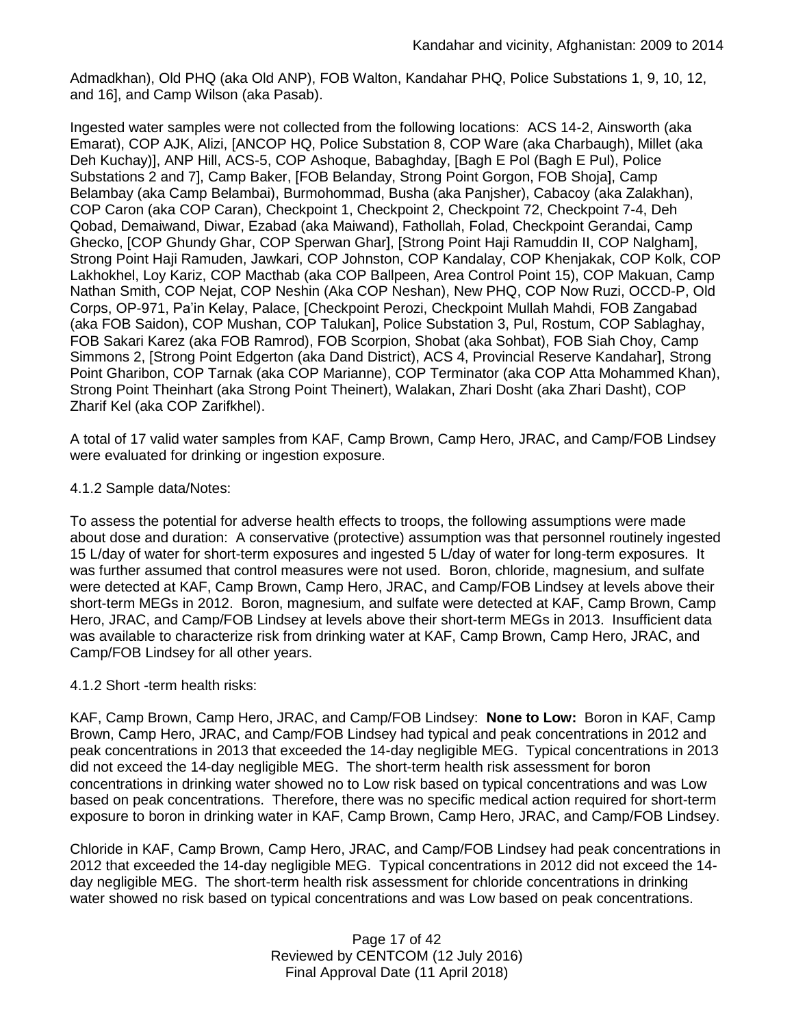Admadkhan), Old PHQ (aka Old ANP), FOB Walton, Kandahar PHQ, Police Substations 1, 9, 10, 12, and 16], and Camp Wilson (aka Pasab).

Ingested water samples were not collected from the following locations: ACS 14-2, Ainsworth (aka Emarat), COP AJK, Alizi, [ANCOP HQ, Police Substation 8, COP Ware (aka Charbaugh), Millet (aka Deh Kuchay)], ANP Hill, ACS-5, COP Ashoque, Babaghday, [Bagh E Pol (Bagh E Pul), Police Substations 2 and 7], Camp Baker, [FOB Belanday, Strong Point Gorgon, FOB Shoja], Camp Belambay (aka Camp Belambai), Burmohommad, Busha (aka Panjsher), Cabacoy (aka Zalakhan), COP Caron (aka COP Caran), Checkpoint 1, Checkpoint 2, Checkpoint 72, Checkpoint 7-4, Deh Qobad, Demaiwand, Diwar, Ezabad (aka Maiwand), Fathollah, Folad, Checkpoint Gerandai, Camp Ghecko, [COP Ghundy Ghar, COP Sperwan Ghar], [Strong Point Haji Ramuddin II, COP Nalgham], Strong Point Haji Ramuden, Jawkari, COP Johnston, COP Kandalay, COP Khenjakak, COP Kolk, COP Lakhokhel, Loy Kariz, COP Macthab (aka COP Ballpeen, Area Control Point 15), COP Makuan, Camp Nathan Smith, COP Nejat, COP Neshin (Aka COP Neshan), New PHQ, COP Now Ruzi, OCCD-P, Old Corps, OP-971, Pa'in Kelay, Palace, [Checkpoint Perozi, Checkpoint Mullah Mahdi, FOB Zangabad (aka FOB Saidon), COP Mushan, COP Talukan], Police Substation 3, Pul, Rostum, COP Sablaghay, FOB Sakari Karez (aka FOB Ramrod), FOB Scorpion, Shobat (aka Sohbat), FOB Siah Choy, Camp Simmons 2, [Strong Point Edgerton (aka Dand District), ACS 4, Provincial Reserve Kandahar], Strong Point Gharibon, COP Tarnak (aka COP Marianne), COP Terminator (aka COP Atta Mohammed Khan), Strong Point Theinhart (aka Strong Point Theinert), Walakan, Zhari Dosht (aka Zhari Dasht), COP Zharif Kel (aka COP Zarifkhel).

A total of 17 valid water samples from KAF, Camp Brown, Camp Hero, JRAC, and Camp/FOB Lindsey were evaluated for drinking or ingestion exposure.

4.1.2 Sample data/Notes:

To assess the potential for adverse health effects to troops, the following assumptions were made about dose and duration: A conservative (protective) assumption was that personnel routinely ingested 15 L/day of water for short-term exposures and ingested 5 L/day of water for long-term exposures. It was further assumed that control measures were not used. Boron, chloride, magnesium, and sulfate were detected at KAF, Camp Brown, Camp Hero, JRAC, and Camp/FOB Lindsey at levels above their short-term MEGs in 2012. Boron, magnesium, and sulfate were detected at KAF, Camp Brown, Camp Hero, JRAC, and Camp/FOB Lindsey at levels above their short-term MEGs in 2013. Insufficient data was available to characterize risk from drinking water at KAF, Camp Brown, Camp Hero, JRAC, and Camp/FOB Lindsey for all other years.

4.1.2 Short -term health risks:

KAF, Camp Brown, Camp Hero, JRAC, and Camp/FOB Lindsey: **None to Low:** Boron in KAF, Camp Brown, Camp Hero, JRAC, and Camp/FOB Lindsey had typical and peak concentrations in 2012 and peak concentrations in 2013 that exceeded the 14-day negligible MEG. Typical concentrations in 2013 did not exceed the 14-day negligible MEG. The short-term health risk assessment for boron concentrations in drinking water showed no to Low risk based on typical concentrations and was Low based on peak concentrations. Therefore, there was no specific medical action required for short-term exposure to boron in drinking water in KAF, Camp Brown, Camp Hero, JRAC, and Camp/FOB Lindsey.

Chloride in KAF, Camp Brown, Camp Hero, JRAC, and Camp/FOB Lindsey had peak concentrations in 2012 that exceeded the 14-day negligible MEG. Typical concentrations in 2012 did not exceed the 14-day negligible MEG. The short-term health risk assessment for chloride concentrations in drinking water showed no risk based on typical concentrations and was Low based on peak concentrations.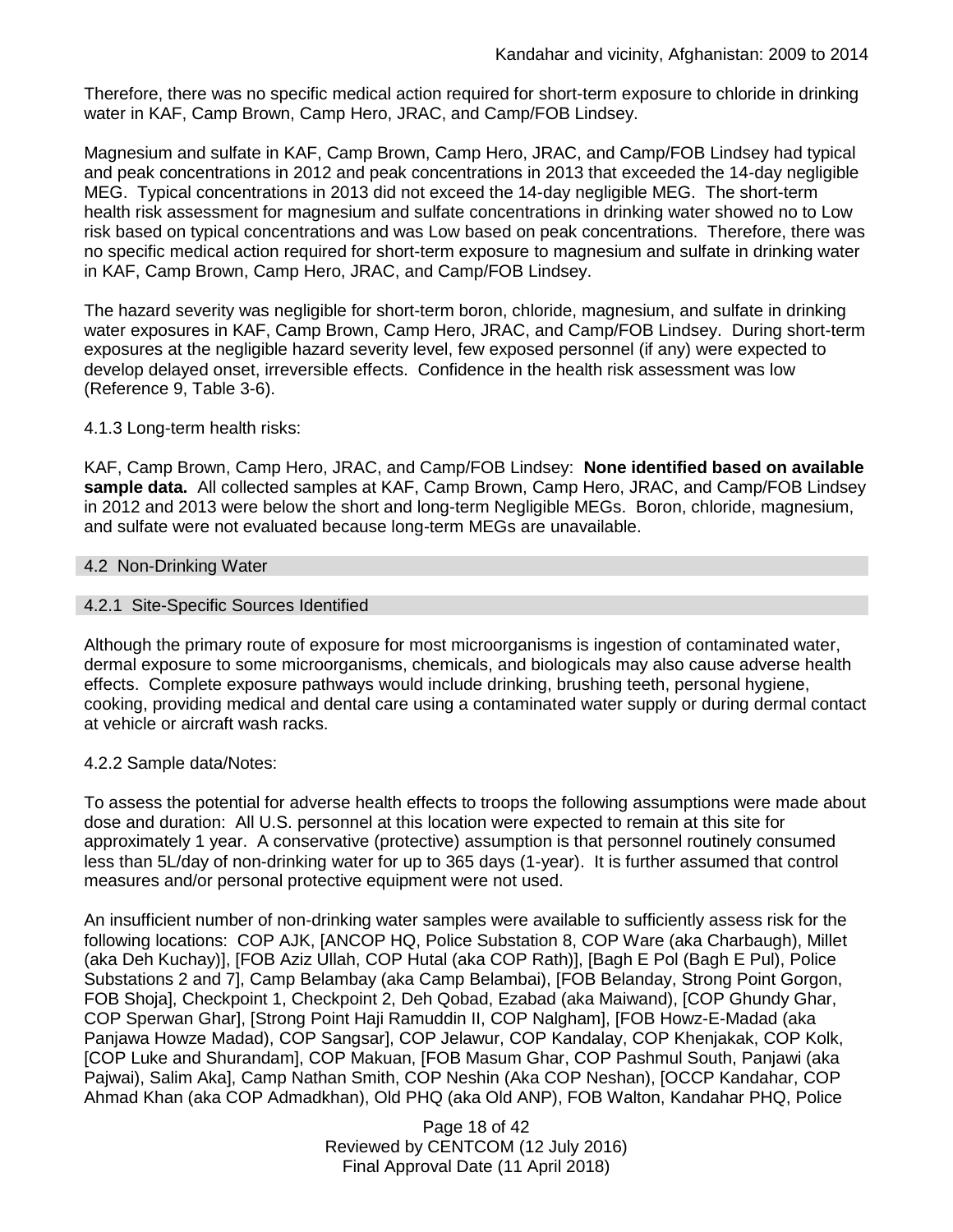Therefore, there was no specific medical action required for short-term exposure to chloride in drinking water in KAF, Camp Brown, Camp Hero, JRAC, and Camp/FOB Lindsey.

Magnesium and sulfate in KAF, Camp Brown, Camp Hero, JRAC, and Camp/FOB Lindsey had typical and peak concentrations in 2012 and peak concentrations in 2013 that exceeded the 14-day negligible MEG. Typical concentrations in 2013 did not exceed the 14-day negligible MEG. The short-term health risk assessment for magnesium and sulfate concentrations in drinking water showed no to Low risk based on typical concentrations and was Low based on peak concentrations. Therefore, there was no specific medical action required for short-term exposure to magnesium and sulfate in drinking water in KAF, Camp Brown, Camp Hero, JRAC, and Camp/FOB Lindsey.

The hazard severity was negligible for short-term boron, chloride, magnesium, and sulfate in drinking water exposures in KAF, Camp Brown, Camp Hero, JRAC, and Camp/FOB Lindsey. During short-term exposures at the negligible hazard severity level, few exposed personnel (if any) were expected to develop delayed onset, irreversible effects. Confidence in the health risk assessment was low (Reference 9, Table 3-6).

4.1.3 Long-term health risks:

KAF, Camp Brown, Camp Hero, JRAC, and Camp/FOB Lindsey: **None identified based on available sample data.** All collected samples at KAF, Camp Brown, Camp Hero, JRAC, and Camp/FOB Lindsey in 2012 and 2013 were below the short and long-term Negligible MEGs. Boron, chloride, magnesium, and sulfate were not evaluated because long-term MEGs are unavailable.

## 4.2 Non-Drinking Water

### 4.2.1 Site-Specific Sources Identified

Although the primary route of exposure for most microorganisms is ingestion of contaminated water, dermal exposure to some microorganisms, chemicals, and biologicals may also cause adverse health effects. Complete exposure pathways would include drinking, brushing teeth, personal hygiene, cooking, providing medical and dental care using a contaminated water supply or during dermal contact at vehicle or aircraft wash racks.

4.2.2 Sample data/Notes:

To assess the potential for adverse health effects to troops the following assumptions were made about dose and duration: All U.S. personnel at this location were expected to remain at this site for approximately 1 year. A conservative (protective) assumption is that personnel routinely consumed less than 5L/day of non-drinking water for up to 365 days (1-year). It is further assumed that control measures and/or personal protective equipment were not used.

An insufficient number of non-drinking water samples were available to sufficiently assess risk for the following locations: COP AJK, [ANCOP HQ, Police Substation 8, COP Ware (aka Charbaugh), Millet (aka Deh Kuchay)], [FOB Aziz Ullah, COP Hutal (aka COP Rath)], [Bagh E Pol (Bagh E Pul), Police Substations 2 and 7], Camp Belambay (aka Camp Belambai), [FOB Belanday, Strong Point Gorgon, FOB Shoja], Checkpoint 1, Checkpoint 2, Deh Qobad, Ezabad (aka Maiwand), [COP Ghundy Ghar, COP Sperwan Ghar], [Strong Point Haji Ramuddin II, COP Nalgham], [FOB Howz-E-Madad (aka Panjawa Howze Madad), COP Sangsar], COP Jelawur, COP Kandalay, COP Khenjakak, COP Kolk, [COP Luke and Shurandam], COP Makuan, [FOB Masum Ghar, COP Pashmul South, Panjawi (aka Pajwai), Salim Aka], Camp Nathan Smith, COP Neshin (Aka COP Neshan), [OCCP Kandahar, COP Ahmad Khan (aka COP Admadkhan), Old PHQ (aka Old ANP), FOB Walton, Kandahar PHQ, Police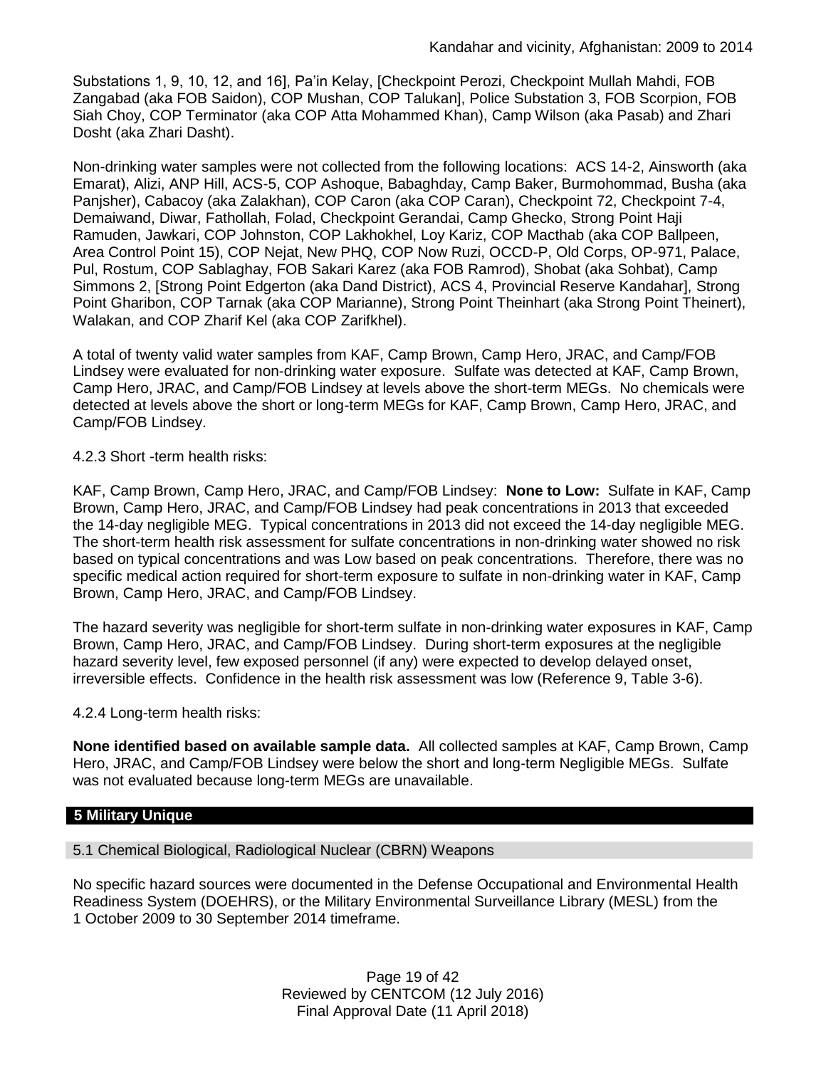Substations 1, 9, 10, 12, and 16], Pa'in Kelay, [Checkpoint Perozi, Checkpoint Mullah Mahdi, FOB Zangabad (aka FOB Saidon), COP Mushan, COP Talukan], Police Substation 3, FOB Scorpion, FOB Siah Choy, COP Terminator (aka COP Atta Mohammed Khan), Camp Wilson (aka Pasab) and Zhari Dosht (aka Zhari Dasht).

Non-drinking water samples were not collected from the following locations: ACS 14-2, Ainsworth (aka Emarat), Alizi, ANP Hill, ACS-5, COP Ashoque, Babaghday, Camp Baker, Burmohommad, Busha (aka Panjsher), Cabacoy (aka Zalakhan), COP Caron (aka COP Caran), Checkpoint 72, Checkpoint 7-4, Demaiwand, Diwar, Fathollah, Folad, Checkpoint Gerandai, Camp Ghecko, Strong Point Haji Ramuden, Jawkari, COP Johnston, COP Lakhokhel, Loy Kariz, COP Macthab (aka COP Ballpeen, Area Control Point 15), COP Nejat, New PHQ, COP Now Ruzi, OCCD-P, Old Corps, OP-971, Palace, Pul, Rostum, COP Sablaghay, FOB Sakari Karez (aka FOB Ramrod), Shobat (aka Sohbat), Camp Simmons 2, [Strong Point Edgerton (aka Dand District), ACS 4, Provincial Reserve Kandahar], Strong Point Gharibon, COP Tarnak (aka COP Marianne), Strong Point Theinhart (aka Strong Point Theinert), Walakan, and COP Zharif Kel (aka COP Zarifkhel).

A total of twenty valid water samples from KAF, Camp Brown, Camp Hero, JRAC, and Camp/FOB Lindsey were evaluated for non-drinking water exposure. Sulfate was detected at KAF, Camp Brown, Camp Hero, JRAC, and Camp/FOB Lindsey at levels above the short-term MEGs. No chemicals were detected at levels above the short or long-term MEGs for KAF, Camp Brown, Camp Hero, JRAC, and Camp/FOB Lindsey.

4.2.3 Short -term health risks:

KAF, Camp Brown, Camp Hero, JRAC, and Camp/FOB Lindsey: **None to Low:** Sulfate in KAF, Camp Brown, Camp Hero, JRAC, and Camp/FOB Lindsey had peak concentrations in 2013 that exceeded the 14-day negligible MEG. Typical concentrations in 2013 did not exceed the 14-day negligible MEG. The short-term health risk assessment for sulfate concentrations in non-drinking water showed no risk based on typical concentrations and was Low based on peak concentrations. Therefore, there was no specific medical action required for short-term exposure to sulfate in non-drinking water in KAF, Camp Brown, Camp Hero, JRAC, and Camp/FOB Lindsey.

The hazard severity was negligible for short-term sulfate in non-drinking water exposures in KAF, Camp Brown, Camp Hero, JRAC, and Camp/FOB Lindsey. During short-term exposures at the negligible hazard severity level, few exposed personnel (if any) were expected to develop delayed onset, irreversible effects. Confidence in the health risk assessment was low (Reference 9, Table 3-6).

4.2.4 Long-term health risks:

**None identified based on available sample data.** All collected samples at KAF, Camp Brown, Camp Hero, JRAC, and Camp/FOB Lindsey were below the short and long-term Negligible MEGs. Sulfate was not evaluated because long-term MEGs are unavailable.

## 5 Military Unique

### 5.1 Chemical Biological, Radiological Nuclear (CBRN) Weapons

No specific hazard sources were documented in the Defense Occupational and Environmental Health Readiness System (DOEHRS), or the Military Environmental Surveillance Library (MESL) from the 1 October 2009 to 30 September 2014 timeframe.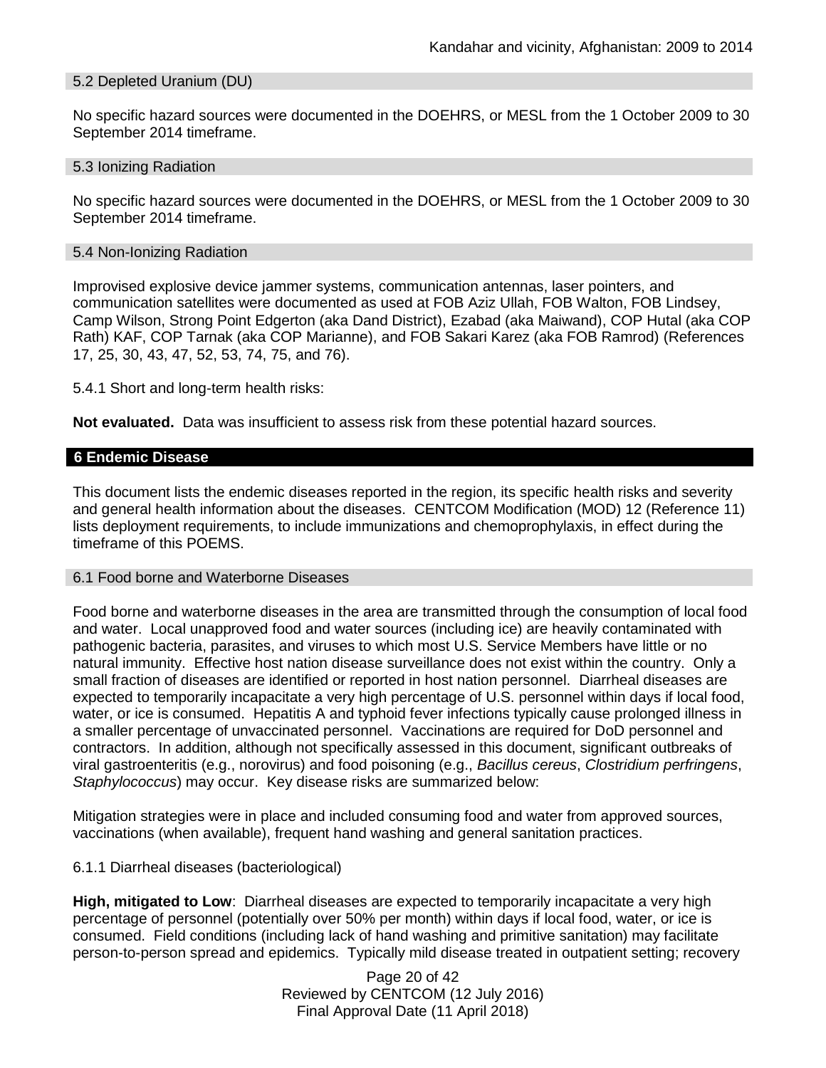### 5.2 Depleted Uranium (DU)

No specific hazard sources were documented in the DOEHRS, or MESL from the 1 October 2009 to 30 September 2014 timeframe.

### 5.3 Ionizing Radiation

No specific hazard sources were documented in the DOEHRS, or MESL from the 1 October 2009 to 30 September 2014 timeframe.

### 5.4 Non-Ionizing Radiation

Improvised explosive device jammer systems, communication antennas, laser pointers, and communication satellites were documented as used at FOB Aziz Ullah, FOB Walton, FOB Lindsey, Camp Wilson, Strong Point Edgerton (aka Dand District), Ezabad (aka Maiwand), COP Hutal (aka COP Rath) KAF, COP Tarnak (aka COP Marianne), and FOB Sakari Karez (aka FOB Ramrod) (References 17, 25, 30, 43, 47, 52, 53, 74, 75, and 76).

5.4.1 Short and long-term health risks:

**Not evaluated.** Data was insufficient to assess risk from these potential hazard sources.

## 6 Endemic Disease

This document lists the endemic diseases reported in the region, its specific health risks and severity and general health information about the diseases. CENTCOM Modification (MOD) 12 (Reference 11) lists deployment requirements, to include immunizations and chemoprophylaxis, in effect during the timeframe of this POEMS.

### 6.1 Food borne and Waterborne Diseases

Food borne and waterborne diseases in the area are transmitted through the consumption of local food and water. Local unapproved food and water sources (including ice) are heavily contaminated with pathogenic bacteria, parasites, and viruses to which most U.S. Service Members have little or no natural immunity. Effective host nation disease surveillance does not exist within the country. Only a small fraction of diseases are identified or reported in host nation personnel. Diarrheal diseases are expected to temporarily incapacitate a very high percentage of U.S. personnel within days if local food, water, or ice is consumed. Hepatitis A and typhoid fever infections typically cause prolonged illness in a smaller percentage of unvaccinated personnel. Vaccinations are required for DoD personnel and contractors. In addition, although not specifically assessed in this document, significant outbreaks of viral gastroenteritis (e.g., norovirus) and food poisoning (e.g., *Bacillus cereus*, *Clostridium perfringens*, *Staphylococcus*) may occur. Key disease risks are summarized below:

Mitigation strategies were in place and included consuming food and water from approved sources, vaccinations (when available), frequent hand washing and general sanitation practices.

6.1.1 Diarrheal diseases (bacteriological)

**High, mitigated to Low**: Diarrheal diseases are expected to temporarily incapacitate a very high percentage of personnel (potentially over 50% per month) within days if local food, water, or ice is consumed. Field conditions (including lack of hand washing and primitive sanitation) may facilitate person-to-person spread and epidemics. Typically mild disease treated in outpatient setting; recovery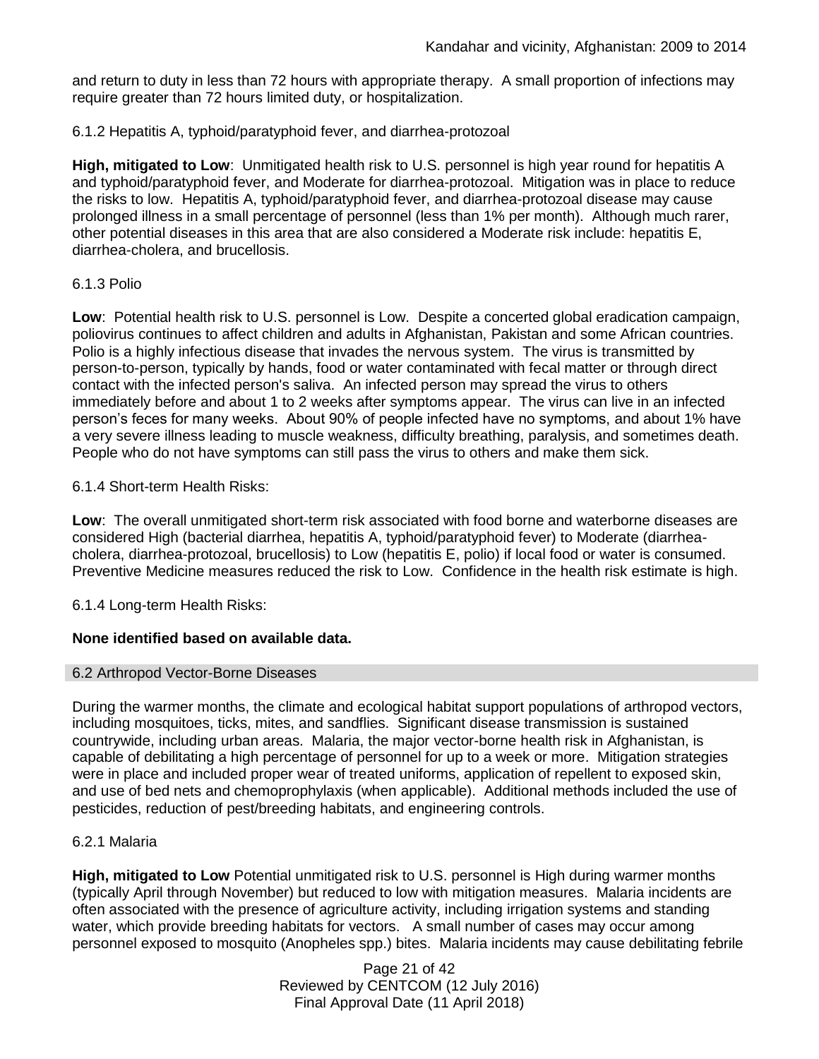and return to duty in less than 72 hours with appropriate therapy. A small proportion of infections may require greater than 72 hours limited duty, or hospitalization.

6.1.2 Hepatitis A, typhoid/paratyphoid fever, and diarrhea-protozoal

**High, mitigated to Low**: Unmitigated health risk to U.S. personnel is high year round for hepatitis A and typhoid/paratyphoid fever, and Moderate for diarrhea-protozoal. Mitigation was in place to reduce the risks to low. Hepatitis A, typhoid/paratyphoid fever, and diarrhea-protozoal disease may cause prolonged illness in a small percentage of personnel (less than 1% per month). Although much rarer, other potential diseases in this area that are also considered a Moderate risk include: hepatitis E, diarrhea-cholera, and brucellosis.

6.1.3 Polio

**Low**: Potential health risk to U.S. personnel is Low. Despite a concerted global eradication campaign, poliovirus continues to affect children and adults in Afghanistan, Pakistan and some African countries. Polio is a highly infectious disease that invades the nervous system. The virus is transmitted by person-to-person, typically by hands, food or water contaminated with fecal matter or through direct contact with the infected person's saliva. An infected person may spread the virus to others immediately before and about 1 to 2 weeks after symptoms appear. The virus can live in an infected person's feces for many weeks. About 90% of people infected have no symptoms, and about 1% have a very severe illness leading to muscle weakness, difficulty breathing, paralysis, and sometimes death. People who do not have symptoms can still pass the virus to others and make them sick.

6.1.4 Short-term Health Risks:

**Low**: The overall unmitigated short-term risk associated with food borne and waterborne diseases are considered High (bacterial diarrhea, hepatitis A, typhoid/paratyphoid fever) to Moderate (diarrhea-cholera, diarrhea-protozoal, brucellosis) to Low (hepatitis E, polio) if local food or water is consumed. Preventive Medicine measures reduced the risk to Low. Confidence in the health risk estimate is high.

6.1.4 Long-term Health Risks:

**None identified based on available data.**

## 6.2 Arthropod Vector-Borne Diseases

During the warmer months, the climate and ecological habitat support populations of arthropod vectors, including mosquitoes, ticks, mites, and sandflies. Significant disease transmission is sustained countrywide, including urban areas. Malaria, the major vector-borne health risk in Afghanistan, is capable of debilitating a high percentage of personnel for up to a week or more. Mitigation strategies were in place and included proper wear of treated uniforms, application of repellent to exposed skin, and use of bed nets and chemoprophylaxis (when applicable). Additional methods included the use of pesticides, reduction of pest/breeding habitats, and engineering controls.

6.2.1 Malaria

**High, mitigated to Low** Potential unmitigated risk to U.S. personnel is High during warmer months (typically April through November) but reduced to low with mitigation measures. Malaria incidents are often associated with the presence of agriculture activity, including irrigation systems and standing water, which provide breeding habitats for vectors. A small number of cases may occur among personnel exposed to mosquito (Anopheles spp.) bites. Malaria incidents may cause debilitating febrile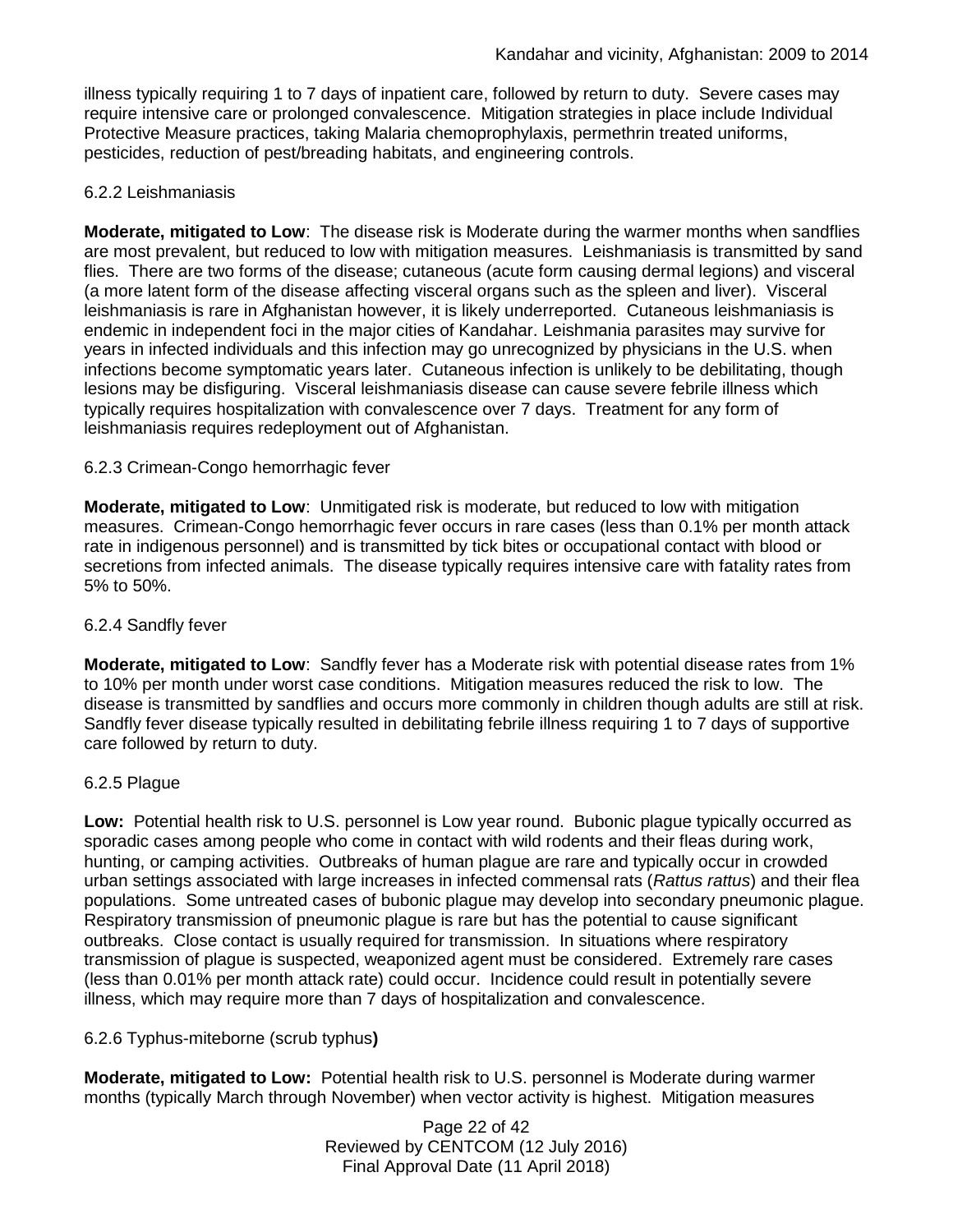illness typically requiring 1 to 7 days of inpatient care, followed by return to duty. Severe cases may require intensive care or prolonged convalescence. Mitigation strategies in place include Individual Protective Measure practices, taking Malaria chemoprophylaxis, permethrin treated uniforms, pesticides, reduction of pest/breading habitats, and engineering controls.

#### 6.2.2 Leishmaniasis

**Moderate, mitigated to Low**: The disease risk is Moderate during the warmer months when sandflies are most prevalent, but reduced to low with mitigation measures. Leishmaniasis is transmitted by sand flies. There are two forms of the disease; cutaneous (acute form causing dermal legions) and visceral (a more latent form of the disease affecting visceral organs such as the spleen and liver). Visceral leishmaniasis is rare in Afghanistan however, it is likely underreported. Cutaneous leishmaniasis is endemic in independent foci in the major cities of Kandahar. Leishmania parasites may survive for years in infected individuals and this infection may go unrecognized by physicians in the U.S. when infections become symptomatic years later. Cutaneous infection is unlikely to be debilitating, though lesions may be disfiguring. Visceral leishmaniasis disease can cause severe febrile illness which typically requires hospitalization with convalescence over 7 days. Treatment for any form of leishmaniasis requires redeployment out of Afghanistan.

#### 6.2.3 Crimean-Congo hemorrhagic fever

**Moderate, mitigated to Low**: Unmitigated risk is moderate, but reduced to low with mitigation measures. Crimean-Congo hemorrhagic fever occurs in rare cases (less than 0.1% per month attack rate in indigenous personnel) and is transmitted by tick bites or occupational contact with blood or secretions from infected animals. The disease typically requires intensive care with fatality rates from 5% to 50%.

#### 6.2.4 Sandfly fever

**Moderate, mitigated to Low**: Sandfly fever has a Moderate risk with potential disease rates from 1% to 10% per month under worst case conditions. Mitigation measures reduced the risk to low. The disease is transmitted by sandflies and occurs more commonly in children though adults are still at risk. Sandfly fever disease typically resulted in debilitating febrile illness requiring 1 to 7 days of supportive care followed by return to duty.

#### 6.2.5 Plague

**Low:** Potential health risk to U.S. personnel is Low year round. Bubonic plague typically occurred as sporadic cases among people who come in contact with wild rodents and their fleas during work, hunting, or camping activities. Outbreaks of human plague are rare and typically occur in crowded urban settings associated with large increases in infected commensal rats (*Rattus rattus*) and their flea populations. Some untreated cases of bubonic plague may develop into secondary pneumonic plague. Respiratory transmission of pneumonic plague is rare but has the potential to cause significant outbreaks. Close contact is usually required for transmission. In situations where respiratory transmission of plague is suspected, weaponized agent must be considered. Extremely rare cases (less than 0.01% per month attack rate) could occur. Incidence could result in potentially severe illness, which may require more than 7 days of hospitalization and convalescence.

#### 6.2.6 Typhus-miteborne (scrub typhus)

**Moderate, mitigated to Low:** Potential health risk to U.S. personnel is Moderate during warmer months (typically March through November) when vector activity is highest. Mitigation measures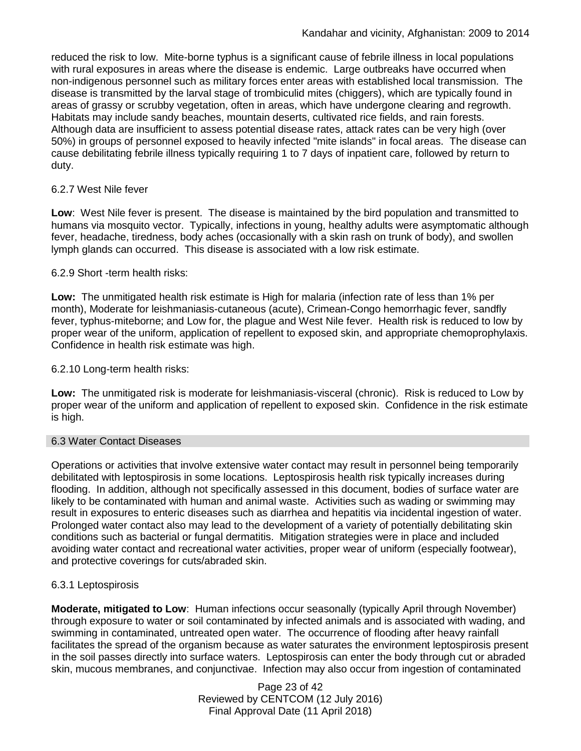reduced the risk to low. Mite-borne typhus is a significant cause of febrile illness in local populations with rural exposures in areas where the disease is endemic. Large outbreaks have occurred when non-indigenous personnel such as military forces enter areas with established local transmission. The disease is transmitted by the larval stage of trombiculid mites (chiggers), which are typically found in areas of grassy or scrubby vegetation, often in areas, which have undergone clearing and regrowth. Habitats may include sandy beaches, mountain deserts, cultivated rice fields, and rain forests. Although data are insufficient to assess potential disease rates, attack rates can be very high (over 50%) in groups of personnel exposed to heavily infected "mite islands" in focal areas. The disease can cause debilitating febrile illness typically requiring 1 to 7 days of inpatient care, followed by return to duty.

#### 6.2.7 West Nile fever

**Low**: West Nile fever is present. The disease is maintained by the bird population and transmitted to humans via mosquito vector. Typically, infections in young, healthy adults were asymptomatic although fever, headache, tiredness, body aches (occasionally with a skin rash on trunk of body), and swollen lymph glands can occurred. This disease is associated with a low risk estimate.

#### 6.2.9 Short -term health risks:

**Low:** The unmitigated health risk estimate is High for malaria (infection rate of less than 1% per month), Moderate for leishmaniasis-cutaneous (acute), Crimean-Congo hemorrhagic fever, sandfly fever, typhus-miteborne; and Low for, the plague and West Nile fever. Health risk is reduced to low by proper wear of the uniform, application of repellent to exposed skin, and appropriate chemoprophylaxis. Confidence in health risk estimate was high.

#### 6.2.10 Long-term health risks:

**Low:** The unmitigated risk is moderate for leishmaniasis-visceral (chronic). Risk is reduced to Low by proper wear of the uniform and application of repellent to exposed skin. Confidence in the risk estimate is high.

### 6.3 Water Contact Diseases

Operations or activities that involve extensive water contact may result in personnel being temporarily debilitated with leptospirosis in some locations. Leptospirosis health risk typically increases during flooding. In addition, although not specifically assessed in this document, bodies of surface water are likely to be contaminated with human and animal waste. Activities such as wading or swimming may result in exposures to enteric diseases such as diarrhea and hepatitis via incidental ingestion of water. Prolonged water contact also may lead to the development of a variety of potentially debilitating skin conditions such as bacterial or fungal dermatitis. Mitigation strategies were in place and included avoiding water contact and recreational water activities, proper wear of uniform (especially footwear), and protective coverings for cuts/abraded skin.

#### 6.3.1 Leptospirosis

**Moderate, mitigated to Low**: Human infections occur seasonally (typically April through November) through exposure to water or soil contaminated by infected animals and is associated with wading, and swimming in contaminated, untreated open water. The occurrence of flooding after heavy rainfall facilitates the spread of the organism because as water saturates the environment leptospirosis present in the soil passes directly into surface waters. Leptospirosis can enter the body through cut or abraded skin, mucous membranes, and conjunctivae. Infection may also occur from ingestion of contaminated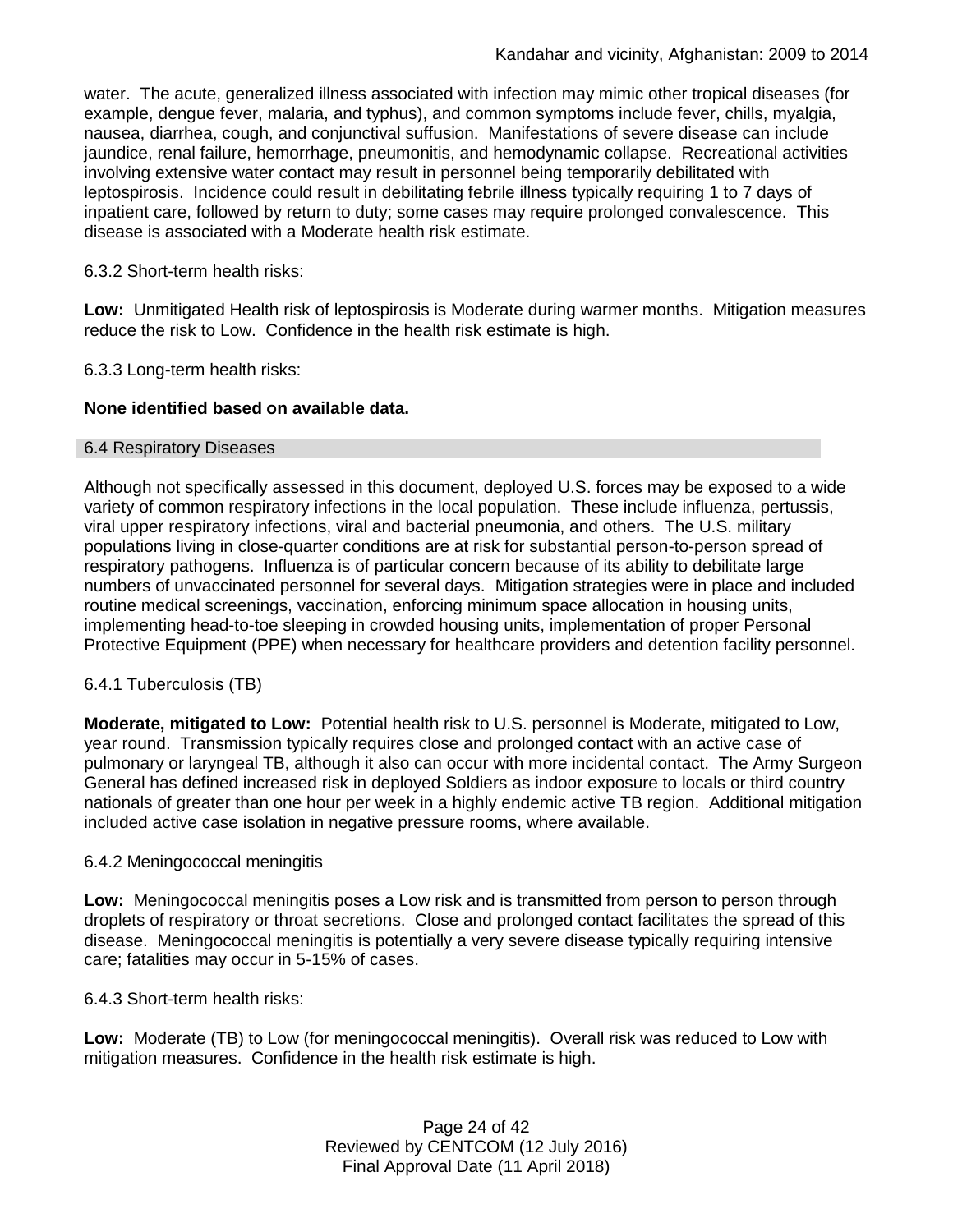water. The acute, generalized illness associated with infection may mimic other tropical diseases (for example, dengue fever, malaria, and typhus), and common symptoms include fever, chills, myalgia, nausea, diarrhea, cough, and conjunctival suffusion. Manifestations of severe disease can include jaundice, renal failure, hemorrhage, pneumonitis, and hemodynamic collapse. Recreational activities involving extensive water contact may result in personnel being temporarily debilitated with leptospirosis. Incidence could result in debilitating febrile illness typically requiring 1 to 7 days of inpatient care, followed by return to duty; some cases may require prolonged convalescence. This disease is associated with a Moderate health risk estimate.

6.3.2 Short-term health risks:

**Low:** Unmitigated Health risk of leptospirosis is Moderate during warmer months. Mitigation measures reduce the risk to Low. Confidence in the health risk estimate is high.

6.3.3 Long-term health risks:

**None identified based on available data.**

## 6.4 Respiratory Diseases

Although not specifically assessed in this document, deployed U.S. forces may be exposed to a wide variety of common respiratory infections in the local population. These include influenza, pertussis, viral upper respiratory infections, viral and bacterial pneumonia, and others. The U.S. military populations living in close-quarter conditions are at risk for substantial person-to-person spread of respiratory pathogens. Influenza is of particular concern because of its ability to debilitate large numbers of unvaccinated personnel for several days. Mitigation strategies were in place and included routine medical screenings, vaccination, enforcing minimum space allocation in housing units, implementing head-to-toe sleeping in crowded housing units, implementation of proper Personal Protective Equipment (PPE) when necessary for healthcare providers and detention facility personnel.

6.4.1 Tuberculosis (TB)

**Moderate, mitigated to Low:** Potential health risk to U.S. personnel is Moderate, mitigated to Low, year round. Transmission typically requires close and prolonged contact with an active case of pulmonary or laryngeal TB, although it also can occur with more incidental contact. The Army Surgeon General has defined increased risk in deployed Soldiers as indoor exposure to locals or third country nationals of greater than one hour per week in a highly endemic active TB region. Additional mitigation included active case isolation in negative pressure rooms, where available.

6.4.2 Meningococcal meningitis

**Low:** Meningococcal meningitis poses a Low risk and is transmitted from person to person through droplets of respiratory or throat secretions. Close and prolonged contact facilitates the spread of this disease. Meningococcal meningitis is potentially a very severe disease typically requiring intensive care; fatalities may occur in 5-15% of cases.

6.4.3 Short-term health risks:

**Low:** Moderate (TB) to Low (for meningococcal meningitis). Overall risk was reduced to Low with mitigation measures. Confidence in the health risk estimate is high.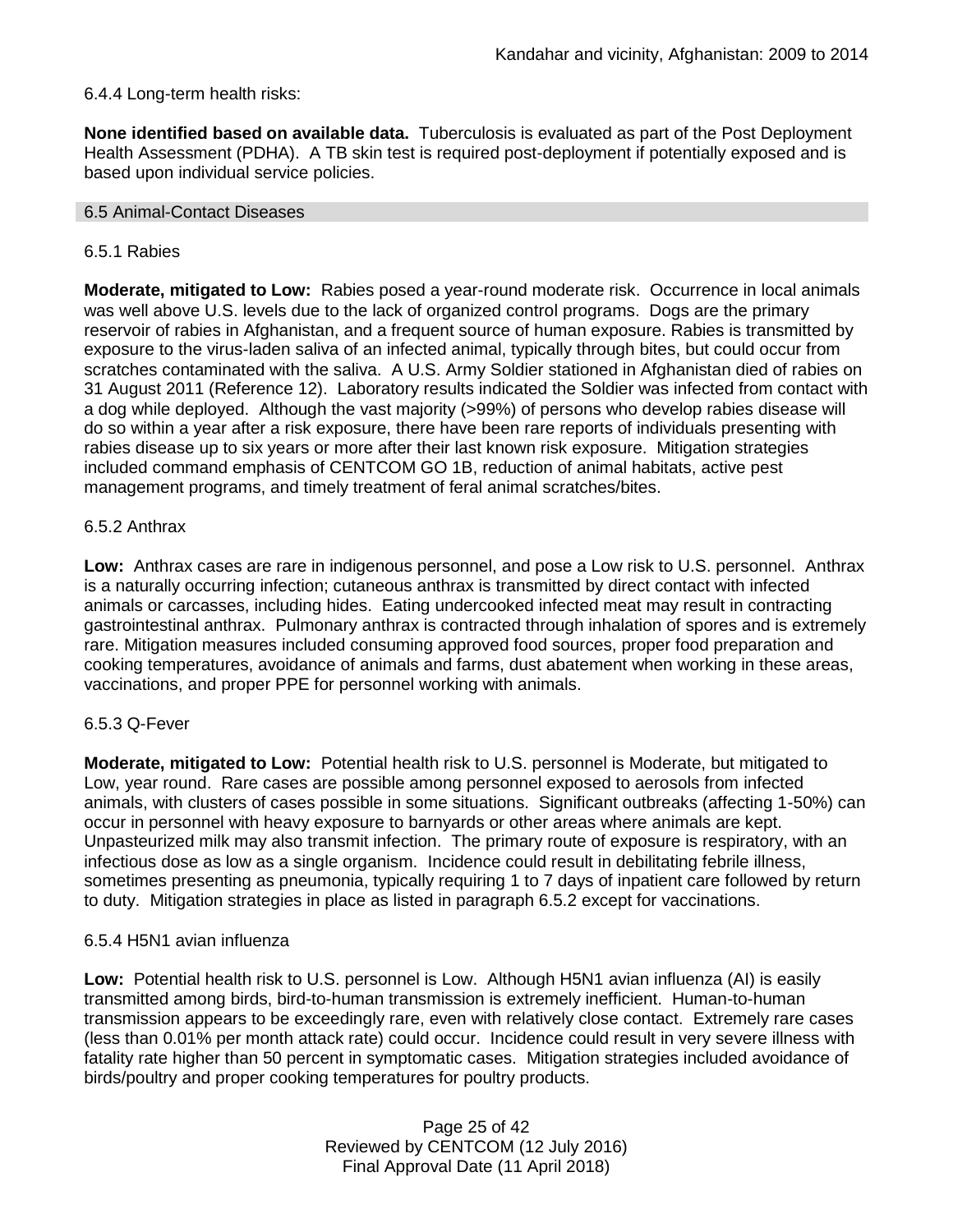6.4.4 Long-term health risks:

**None identified based on available data.** Tuberculosis is evaluated as part of the Post Deployment Health Assessment (PDHA). A TB skin test is required post-deployment if potentially exposed and is based upon individual service policies.

## 6.5 Animal-Contact Diseases

### 6.5.1 Rabies

**Moderate, mitigated to Low:** Rabies posed a year-round moderate risk. Occurrence in local animals was well above U.S. levels due to the lack of organized control programs. Dogs are the primary reservoir of rabies in Afghanistan, and a frequent source of human exposure. Rabies is transmitted by exposure to the virus-laden saliva of an infected animal, typically through bites, but could occur from scratches contaminated with the saliva. A U.S. Army Soldier stationed in Afghanistan died of rabies on 31 August 2011 (Reference 12). Laboratory results indicated the Soldier was infected from contact with a dog while deployed. Although the vast majority (>99%) of persons who develop rabies disease will do so within a year after a risk exposure, there have been rare reports of individuals presenting with rabies disease up to six years or more after their last known risk exposure. Mitigation strategies included command emphasis of CENTCOM GO 1B, reduction of animal habitats, active pest management programs, and timely treatment of feral animal scratches/bites.

### 6.5.2 Anthrax

**Low:** Anthrax cases are rare in indigenous personnel, and pose a Low risk to U.S. personnel. Anthrax is a naturally occurring infection; cutaneous anthrax is transmitted by direct contact with infected animals or carcasses, including hides. Eating undercooked infected meat may result in contracting gastrointestinal anthrax. Pulmonary anthrax is contracted through inhalation of spores and is extremely rare. Mitigation measures included consuming approved food sources, proper food preparation and cooking temperatures, avoidance of animals and farms, dust abatement when working in these areas, vaccinations, and proper PPE for personnel working with animals.

### 6.5.3 Q-Fever

**Moderate, mitigated to Low:** Potential health risk to U.S. personnel is Moderate, but mitigated to Low, year round. Rare cases are possible among personnel exposed to aerosols from infected animals, with clusters of cases possible in some situations. Significant outbreaks (affecting 1-50%) can occur in personnel with heavy exposure to barnyards or other areas where animals are kept. Unpasteurized milk may also transmit infection. The primary route of exposure is respiratory, with an infectious dose as low as a single organism. Incidence could result in debilitating febrile illness, sometimes presenting as pneumonia, typically requiring 1 to 7 days of inpatient care followed by return to duty. Mitigation strategies in place as listed in paragraph 6.5.2 except for vaccinations.

### 6.5.4 H5N1 avian influenza

**Low:** Potential health risk to U.S. personnel is Low. Although H5N1 avian influenza (AI) is easily transmitted among birds, bird-to-human transmission is extremely inefficient. Human-to-human transmission appears to be exceedingly rare, even with relatively close contact. Extremely rare cases (less than 0.01% per month attack rate) could occur. Incidence could result in very severe illness with fatality rate higher than 50 percent in symptomatic cases. Mitigation strategies included avoidance of birds/poultry and proper cooking temperatures for poultry products.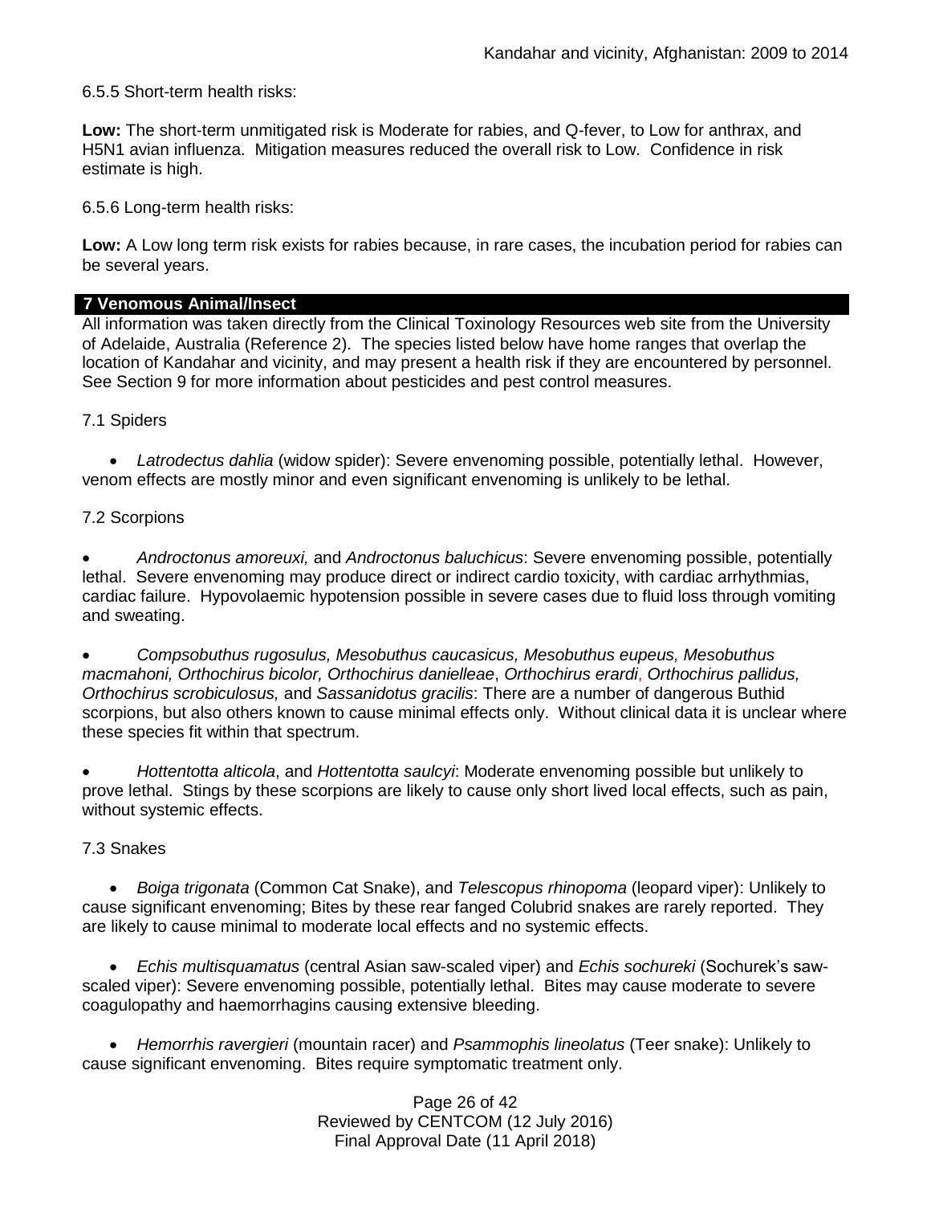6.5.5 Short-term health risks:

**Low:** The short-term unmitigated risk is Moderate for rabies, and Q-fever, to Low for anthrax, and H5N1 avian influenza. Mitigation measures reduced the overall risk to Low. Confidence in risk estimate is high.

6.5.6 Long-term health risks:

**Low:** A Low long term risk exists for rabies because, in rare cases, the incubation period for rabies can be several years.

## 7 Venomous Animal/Insect

All information was taken directly from the Clinical Toxinology Resources web site from the University of Adelaide, Australia (Reference 2). The species listed below have home ranges that overlap the location of Kandahar and vicinity, and may present a health risk if they are encountered by personnel. See Section 9 for more information about pesticides and pest control measures.

7.1 Spiders

- *Latrodectus dahlia* (widow spider): Severe envenoming possible, potentially lethal. However, venom effects are mostly minor and even significant envenoming is unlikely to be lethal.

7.2 Scorpions

- *Androctonus amoreuxi,* and *Androctonus baluchicus*: Severe envenoming possible, potentially lethal. Severe envenoming may produce direct or indirect cardio toxicity, with cardiac arrhythmias, cardiac failure. Hypovolaemic hypotension possible in severe cases due to fluid loss through vomiting and sweating.

- *Compsobuthus rugosulus, Mesobuthus caucasicus, Mesobuthus eupeus, Mesobuthus macmahoni, Orthochirus bicolor, Orthochirus danielleae*, *Orthochirus erardi*, *Orthochirus pallidus, Orthochirus scrobiculosus,* and *Sassanidotus gracilis*: There are a number of dangerous Buthid scorpions, but also others known to cause minimal effects only. Without clinical data it is unclear where these species fit within that spectrum.

- *Hottentotta alticola*, and *Hottentotta saulcyi*: Moderate envenoming possible but unlikely to prove lethal. Stings by these scorpions are likely to cause only short lived local effects, such as pain, without systemic effects.

7.3 Snakes

- *Boiga trigonata* (Common Cat Snake), and *Telescopus rhinopoma* (leopard viper): Unlikely to cause significant envenoming; Bites by these rear fanged Colubrid snakes are rarely reported. They are likely to cause minimal to moderate local effects and no systemic effects.

- *Echis multisquamatus* (central Asian saw-scaled viper) and *Echis sochureki* (Sochurek's saw-scaled viper): Severe envenoming possible, potentially lethal. Bites may cause moderate to severe coagulopathy and haemorrhagins causing extensive bleeding.

- *Hemorrhis ravergieri* (mountain racer) and *Psammophis lineolatus* (Teer snake): Unlikely to cause significant envenoming. Bites require symptomatic treatment only.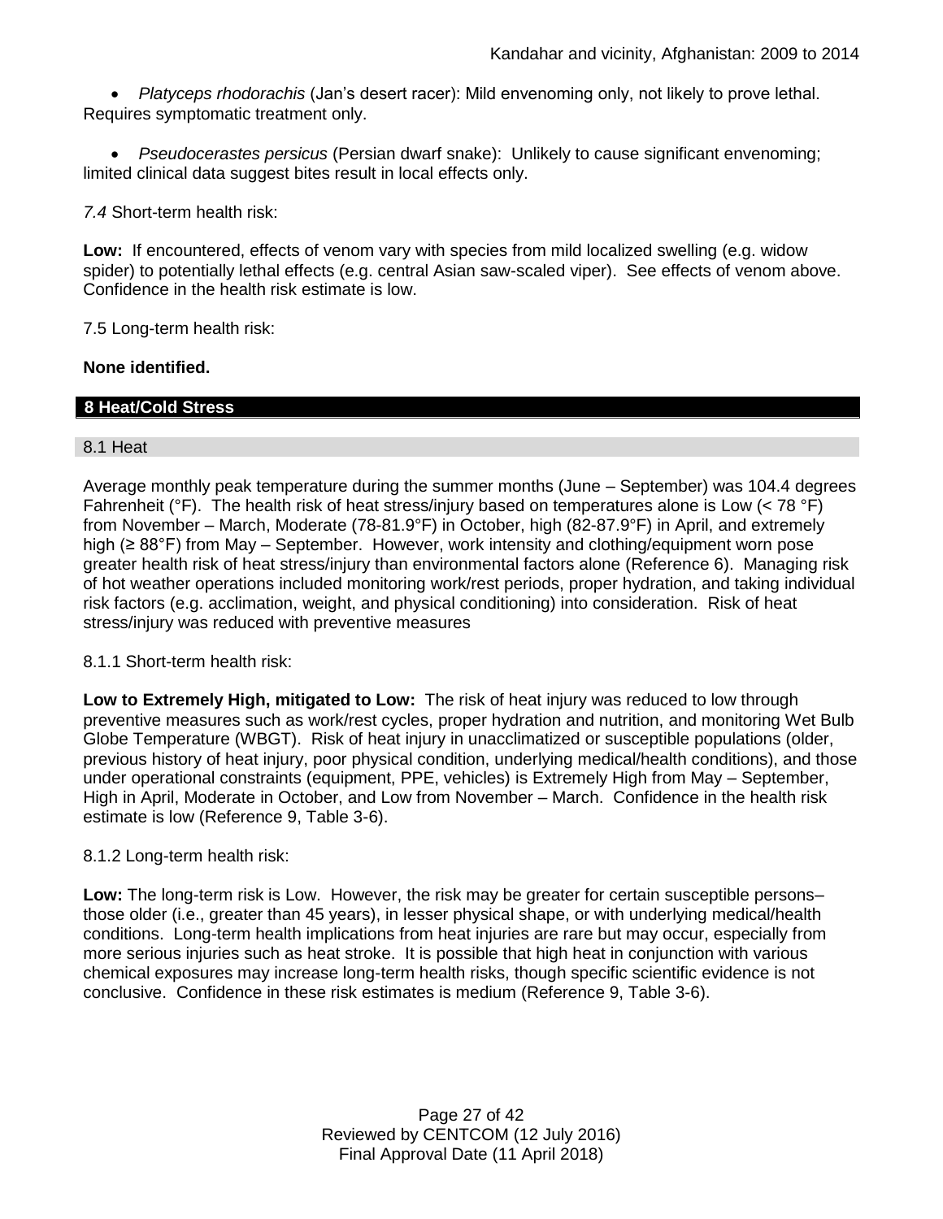- *Platyceps rhodorachis* (Jan's desert racer): Mild envenoming only, not likely to prove lethal. Requires symptomatic treatment only.

- *Pseudocerastes persicus* (Persian dwarf snake): Unlikely to cause significant envenoming; limited clinical data suggest bites result in local effects only.

*7.4* Short-term health risk:

**Low:** If encountered, effects of venom vary with species from mild localized swelling (e.g. widow spider) to potentially lethal effects (e.g. central Asian saw-scaled viper). See effects of venom above. Confidence in the health risk estimate is low.

7.5 Long-term health risk:

**None identified.**

## 8 Heat/Cold Stress

### 8.1 Heat

Average monthly peak temperature during the summer months (June – September) was 104.4 degrees Fahrenheit (°F). The health risk of heat stress/injury based on temperatures alone is Low (< 78 °F) from November – March, Moderate (78-81.9°F) in October, high (82-87.9°F) in April, and extremely high (≥ 88°F) from May – September. However, work intensity and clothing/equipment worn pose greater health risk of heat stress/injury than environmental factors alone (Reference 6). Managing risk of hot weather operations included monitoring work/rest periods, proper hydration, and taking individual risk factors (e.g. acclimation, weight, and physical conditioning) into consideration. Risk of heat stress/injury was reduced with preventive measures

8.1.1 Short-term health risk:

**Low to Extremely High, mitigated to Low:** The risk of heat injury was reduced to low through preventive measures such as work/rest cycles, proper hydration and nutrition, and monitoring Wet Bulb Globe Temperature (WBGT). Risk of heat injury in unacclimatized or susceptible populations (older, previous history of heat injury, poor physical condition, underlying medical/health conditions), and those under operational constraints (equipment, PPE, vehicles) is Extremely High from May – September, High in April, Moderate in October, and Low from November – March. Confidence in the health risk estimate is low (Reference 9, Table 3-6).

8.1.2 Long-term health risk:

**Low:** The long-term risk is Low. However, the risk may be greater for certain susceptible persons– those older (i.e., greater than 45 years), in lesser physical shape, or with underlying medical/health conditions. Long-term health implications from heat injuries are rare but may occur, especially from more serious injuries such as heat stroke. It is possible that high heat in conjunction with various chemical exposures may increase long-term health risks, though specific scientific evidence is not conclusive. Confidence in these risk estimates is medium (Reference 9, Table 3-6).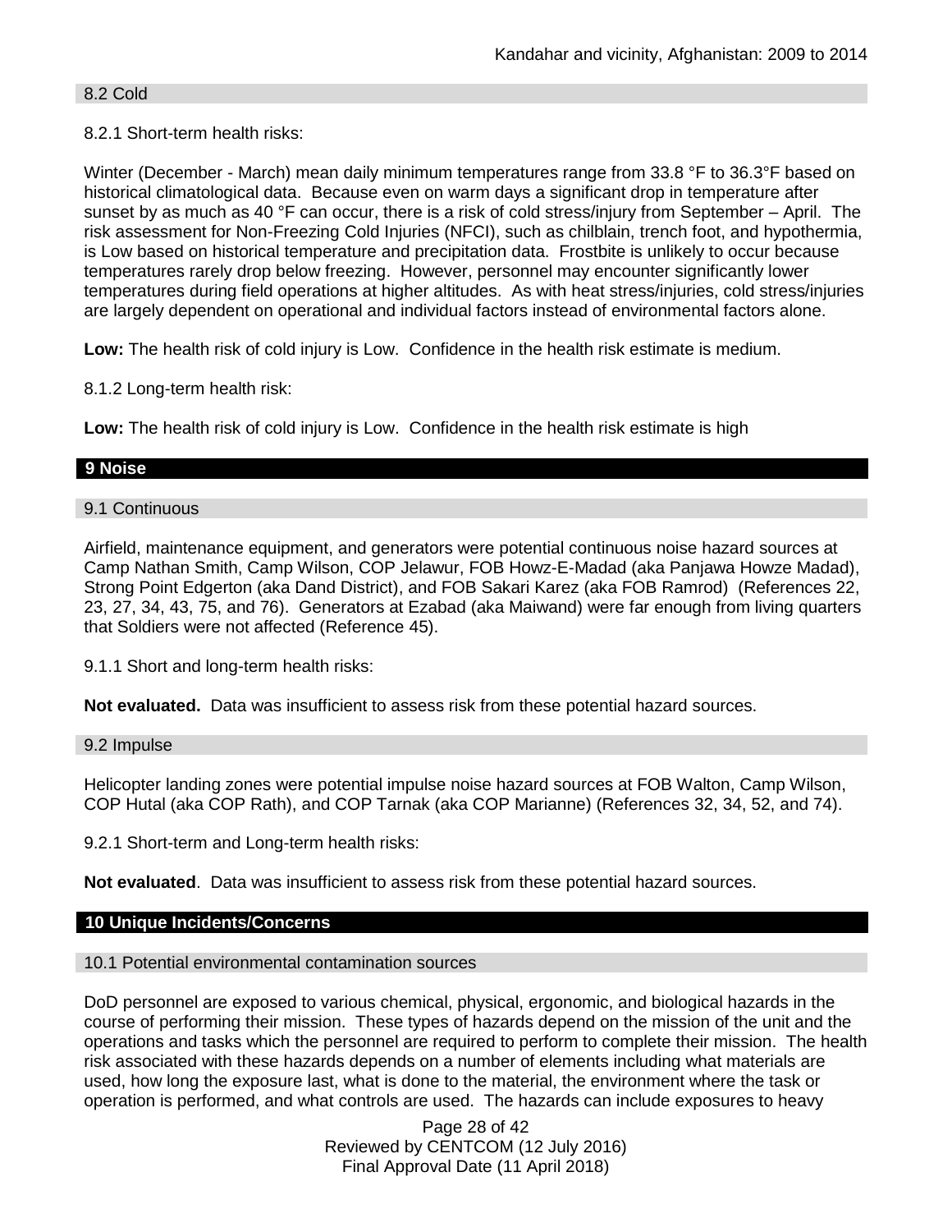### 8.2 Cold

8.2.1 Short-term health risks:

Winter (December - March) mean daily minimum temperatures range from 33.8 °F to 36.3°F based on historical climatological data. Because even on warm days a significant drop in temperature after sunset by as much as 40 °F can occur, there is a risk of cold stress/injury from September – April. The risk assessment for Non-Freezing Cold Injuries (NFCI), such as chilblain, trench foot, and hypothermia, is Low based on historical temperature and precipitation data. Frostbite is unlikely to occur because temperatures rarely drop below freezing. However, personnel may encounter significantly lower temperatures during field operations at higher altitudes. As with heat stress/injuries, cold stress/injuries are largely dependent on operational and individual factors instead of environmental factors alone.

**Low:** The health risk of cold injury is Low. Confidence in the health risk estimate is medium.

8.1.2 Long-term health risk:

**Low:** The health risk of cold injury is Low. Confidence in the health risk estimate is high

## 9 Noise

### 9.1 Continuous

Airfield, maintenance equipment, and generators were potential continuous noise hazard sources at Camp Nathan Smith, Camp Wilson, COP Jelawur, FOB Howz-E-Madad (aka Panjawa Howze Madad), Strong Point Edgerton (aka Dand District), and FOB Sakari Karez (aka FOB Ramrod) (References 22, 23, 27, 34, 43, 75, and 76). Generators at Ezabad (aka Maiwand) were far enough from living quarters that Soldiers were not affected (Reference 45).

9.1.1 Short and long-term health risks:

**Not evaluated.** Data was insufficient to assess risk from these potential hazard sources.

### 9.2 Impulse

Helicopter landing zones were potential impulse noise hazard sources at FOB Walton, Camp Wilson, COP Hutal (aka COP Rath), and COP Tarnak (aka COP Marianne) (References 32, 34, 52, and 74).

9.2.1 Short-term and Long-term health risks:

**Not evaluated**. Data was insufficient to assess risk from these potential hazard sources.

## 10 Unique Incidents/Concerns

### 10.1 Potential environmental contamination sources

DoD personnel are exposed to various chemical, physical, ergonomic, and biological hazards in the course of performing their mission. These types of hazards depend on the mission of the unit and the operations and tasks which the personnel are required to perform to complete their mission. The health risk associated with these hazards depends on a number of elements including what materials are used, how long the exposure last, what is done to the material, the environment where the task or operation is performed, and what controls are used. The hazards can include exposures to heavy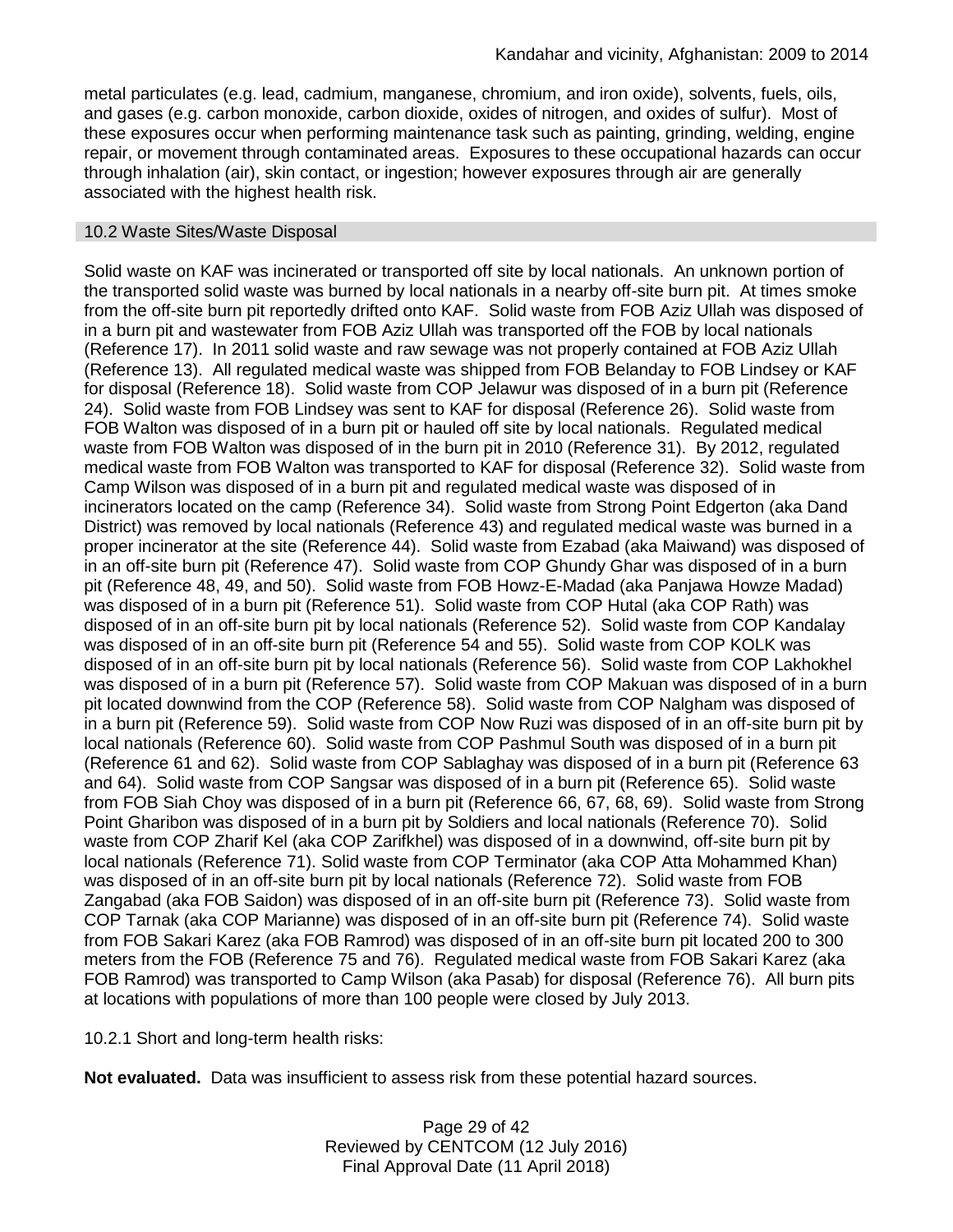metal particulates (e.g. lead, cadmium, manganese, chromium, and iron oxide), solvents, fuels, oils, and gases (e.g. carbon monoxide, carbon dioxide, oxides of nitrogen, and oxides of sulfur). Most of these exposures occur when performing maintenance task such as painting, grinding, welding, engine repair, or movement through contaminated areas. Exposures to these occupational hazards can occur through inhalation (air), skin contact, or ingestion; however exposures through air are generally associated with the highest health risk.

## 10.2 Waste Sites/Waste Disposal

Solid waste on KAF was incinerated or transported off site by local nationals. An unknown portion of the transported solid waste was burned by local nationals in a nearby off-site burn pit. At times smoke from the off-site burn pit reportedly drifted onto KAF. Solid waste from FOB Aziz Ullah was disposed of in a burn pit and wastewater from FOB Aziz Ullah was transported off the FOB by local nationals (Reference 17). In 2011 solid waste and raw sewage was not properly contained at FOB Aziz Ullah (Reference 13). All regulated medical waste was shipped from FOB Belanday to FOB Lindsey or KAF for disposal (Reference 18). Solid waste from COP Jelawur was disposed of in a burn pit (Reference 24). Solid waste from FOB Lindsey was sent to KAF for disposal (Reference 26). Solid waste from FOB Walton was disposed of in a burn pit or hauled off site by local nationals. Regulated medical waste from FOB Walton was disposed of in the burn pit in 2010 (Reference 31). By 2012, regulated medical waste from FOB Walton was transported to KAF for disposal (Reference 32). Solid waste from Camp Wilson was disposed of in a burn pit and regulated medical waste was disposed of in incinerators located on the camp (Reference 34). Solid waste from Strong Point Edgerton (aka Dand District) was removed by local nationals (Reference 43) and regulated medical waste was burned in a proper incinerator at the site (Reference 44). Solid waste from Ezabad (aka Maiwand) was disposed of in an off-site burn pit (Reference 47). Solid waste from COP Ghundy Ghar was disposed of in a burn pit (Reference 48, 49, and 50). Solid waste from FOB Howz-E-Madad (aka Panjawa Howze Madad) was disposed of in a burn pit (Reference 51). Solid waste from COP Hutal (aka COP Rath) was disposed of in an off-site burn pit by local nationals (Reference 52). Solid waste from COP Kandalay was disposed of in an off-site burn pit (Reference 54 and 55). Solid waste from COP KOLK was disposed of in an off-site burn pit by local nationals (Reference 56). Solid waste from COP Lakhokhel was disposed of in a burn pit (Reference 57). Solid waste from COP Makuan was disposed of in a burn pit located downwind from the COP (Reference 58). Solid waste from COP Nalgham was disposed of in a burn pit (Reference 59). Solid waste from COP Now Ruzi was disposed of in an off-site burn pit by local nationals (Reference 60). Solid waste from COP Pashmul South was disposed of in a burn pit (Reference 61 and 62). Solid waste from COP Sablaghay was disposed of in a burn pit (Reference 63 and 64). Solid waste from COP Sangsar was disposed of in a burn pit (Reference 65). Solid waste from FOB Siah Choy was disposed of in a burn pit (Reference 66, 67, 68, 69). Solid waste from Strong Point Gharibon was disposed of in a burn pit by Soldiers and local nationals (Reference 70). Solid waste from COP Zharif Kel (aka COP Zarifkhel) was disposed of in a downwind, off-site burn pit by local nationals (Reference 71). Solid waste from COP Terminator (aka COP Atta Mohammed Khan) was disposed of in an off-site burn pit by local nationals (Reference 72). Solid waste from FOB Zangabad (aka FOB Saidon) was disposed of in an off-site burn pit (Reference 73). Solid waste from COP Tarnak (aka COP Marianne) was disposed of in an off-site burn pit (Reference 74). Solid waste from FOB Sakari Karez (aka FOB Ramrod) was disposed of in an off-site burn pit located 200 to 300 meters from the FOB (Reference 75 and 76). Regulated medical waste from FOB Sakari Karez (aka FOB Ramrod) was transported to Camp Wilson (aka Pasab) for disposal (Reference 76). All burn pits at locations with populations of more than 100 people were closed by July 2013.

10.2.1 Short and long-term health risks:

**Not evaluated.** Data was insufficient to assess risk from these potential hazard sources.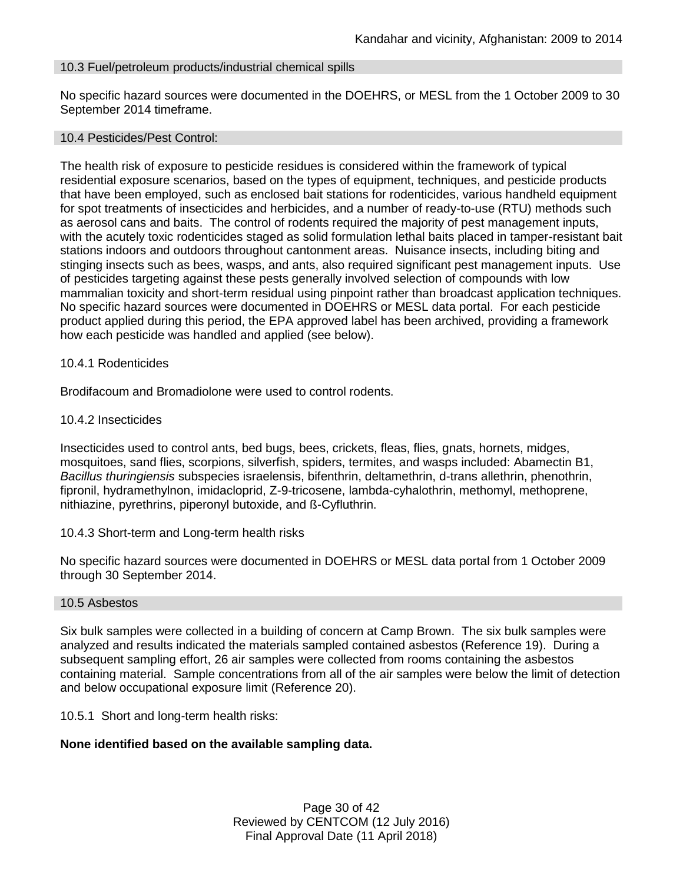### 10.3 Fuel/petroleum products/industrial chemical spills

No specific hazard sources were documented in the DOEHRS, or MESL from the 1 October 2009 to 30 September 2014 timeframe.

### 10.4 Pesticides/Pest Control:

The health risk of exposure to pesticide residues is considered within the framework of typical residential exposure scenarios, based on the types of equipment, techniques, and pesticide products that have been employed, such as enclosed bait stations for rodenticides, various handheld equipment for spot treatments of insecticides and herbicides, and a number of ready-to-use (RTU) methods such as aerosol cans and baits. The control of rodents required the majority of pest management inputs, with the acutely toxic rodenticides staged as solid formulation lethal baits placed in tamper-resistant bait stations indoors and outdoors throughout cantonment areas. Nuisance insects, including biting and stinging insects such as bees, wasps, and ants, also required significant pest management inputs. Use of pesticides targeting against these pests generally involved selection of compounds with low mammalian toxicity and short-term residual using pinpoint rather than broadcast application techniques. No specific hazard sources were documented in DOEHRS or MESL data portal. For each pesticide product applied during this period, the EPA approved label has been archived, providing a framework how each pesticide was handled and applied (see below).

#### 10.4.1 Rodenticides

Brodifacoum and Bromadiolone were used to control rodents.

#### 10.4.2 Insecticides

Insecticides used to control ants, bed bugs, bees, crickets, fleas, flies, gnats, hornets, midges, mosquitoes, sand flies, scorpions, silverfish, spiders, termites, and wasps included: Abamectin B1, *Bacillus thuringiensis* subspecies israelensis, bifenthrin, deltamethrin, d-trans allethrin, phenothrin, fipronil, hydramethylnon, imidacloprid, Z-9-tricosene, lambda-cyhalothrin, methomyl, methoprene, nithiazine, pyrethrins, piperonyl butoxide, and ß-Cyfluthrin.

#### 10.4.3 Short-term and Long-term health risks

No specific hazard sources were documented in DOEHRS or MESL data portal from 1 October 2009 through 30 September 2014.

### 10.5 Asbestos

Six bulk samples were collected in a building of concern at Camp Brown. The six bulk samples were analyzed and results indicated the materials sampled contained asbestos (Reference 19). During a subsequent sampling effort, 26 air samples were collected from rooms containing the asbestos containing material. Sample concentrations from all of the air samples were below the limit of detection and below occupational exposure limit (Reference 20).

#### 10.5.1 Short and long-term health risks:

**None identified based on the available sampling data.**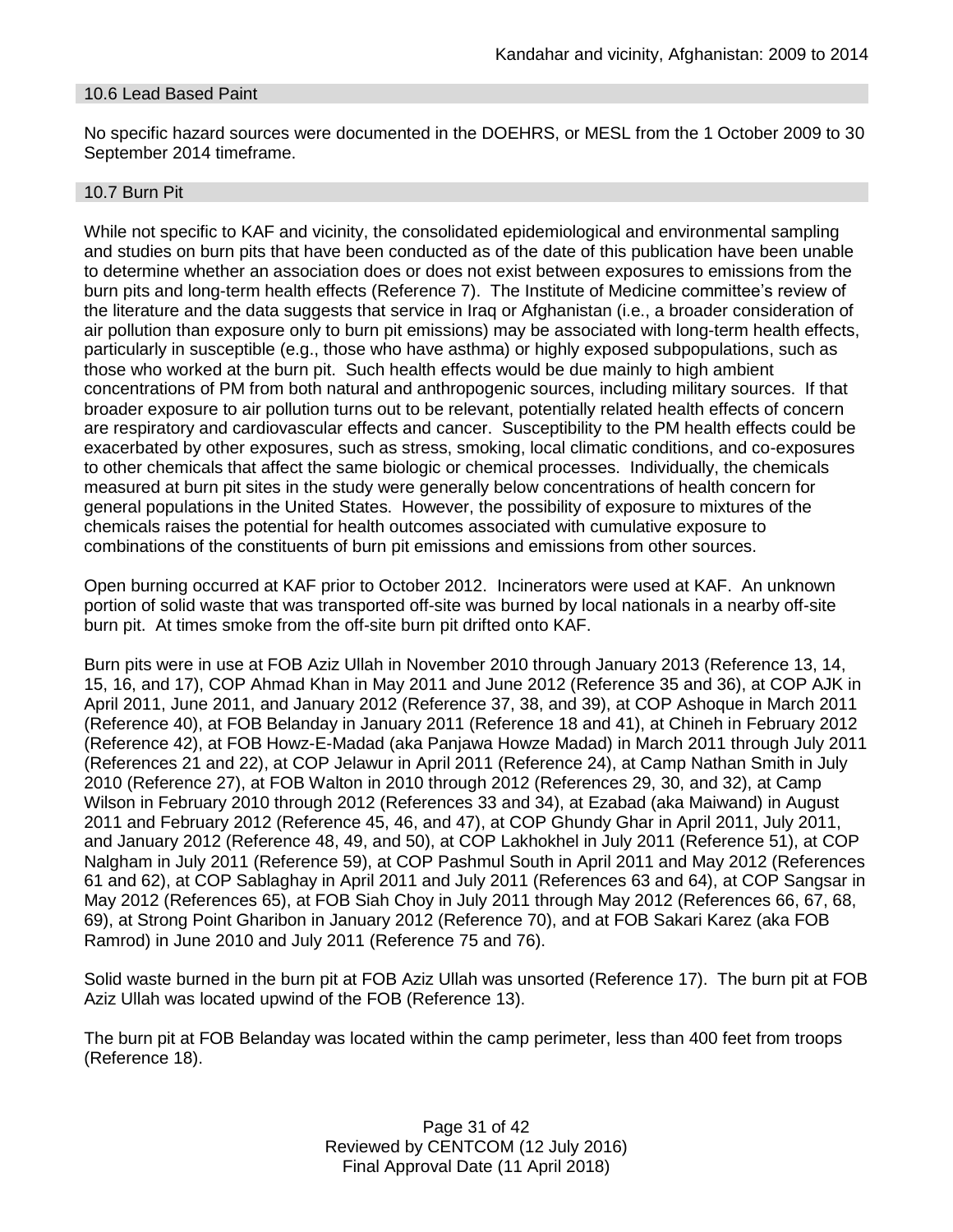### 10.6 Lead Based Paint

No specific hazard sources were documented in the DOEHRS, or MESL from the 1 October 2009 to 30 September 2014 timeframe.

### 10.7 Burn Pit

While not specific to KAF and vicinity, the consolidated epidemiological and environmental sampling and studies on burn pits that have been conducted as of the date of this publication have been unable to determine whether an association does or does not exist between exposures to emissions from the burn pits and long-term health effects (Reference 7). The Institute of Medicine committee's review of the literature and the data suggests that service in Iraq or Afghanistan (i.e., a broader consideration of air pollution than exposure only to burn pit emissions) may be associated with long-term health effects, particularly in susceptible (e.g., those who have asthma) or highly exposed subpopulations, such as those who worked at the burn pit. Such health effects would be due mainly to high ambient concentrations of PM from both natural and anthropogenic sources, including military sources. If that broader exposure to air pollution turns out to be relevant, potentially related health effects of concern are respiratory and cardiovascular effects and cancer. Susceptibility to the PM health effects could be exacerbated by other exposures, such as stress, smoking, local climatic conditions, and co-exposures to other chemicals that affect the same biologic or chemical processes. Individually, the chemicals measured at burn pit sites in the study were generally below concentrations of health concern for general populations in the United States. However, the possibility of exposure to mixtures of the chemicals raises the potential for health outcomes associated with cumulative exposure to combinations of the constituents of burn pit emissions and emissions from other sources.

Open burning occurred at KAF prior to October 2012. Incinerators were used at KAF. An unknown portion of solid waste that was transported off-site was burned by local nationals in a nearby off-site burn pit. At times smoke from the off-site burn pit drifted onto KAF.

Burn pits were in use at FOB Aziz Ullah in November 2010 through January 2013 (Reference 13, 14, 15, 16, and 17), COP Ahmad Khan in May 2011 and June 2012 (Reference 35 and 36), at COP AJK in April 2011, June 2011, and January 2012 (Reference 37, 38, and 39), at COP Ashoque in March 2011 (Reference 40), at FOB Belanday in January 2011 (Reference 18 and 41), at Chineh in February 2012 (Reference 42), at FOB Howz-E-Madad (aka Panjawa Howze Madad) in March 2011 through July 2011 (References 21 and 22), at COP Jelawur in April 2011 (Reference 24), at Camp Nathan Smith in July 2010 (Reference 27), at FOB Walton in 2010 through 2012 (References 29, 30, and 32), at Camp Wilson in February 2010 through 2012 (References 33 and 34), at Ezabad (aka Maiwand) in August 2011 and February 2012 (Reference 45, 46, and 47), at COP Ghundy Ghar in April 2011, July 2011, and January 2012 (Reference 48, 49, and 50), at COP Lakhokhel in July 2011 (Reference 51), at COP Nalgham in July 2011 (Reference 59), at COP Pashmul South in April 2011 and May 2012 (References 61 and 62), at COP Sablaghay in April 2011 and July 2011 (References 63 and 64), at COP Sangsar in May 2012 (References 65), at FOB Siah Choy in July 2011 through May 2012 (References 66, 67, 68, 69), at Strong Point Gharibon in January 2012 (Reference 70), and at FOB Sakari Karez (aka FOB Ramrod) in June 2010 and July 2011 (Reference 75 and 76).

Solid waste burned in the burn pit at FOB Aziz Ullah was unsorted (Reference 17). The burn pit at FOB Aziz Ullah was located upwind of the FOB (Reference 13).

The burn pit at FOB Belanday was located within the camp perimeter, less than 400 feet from troops (Reference 18).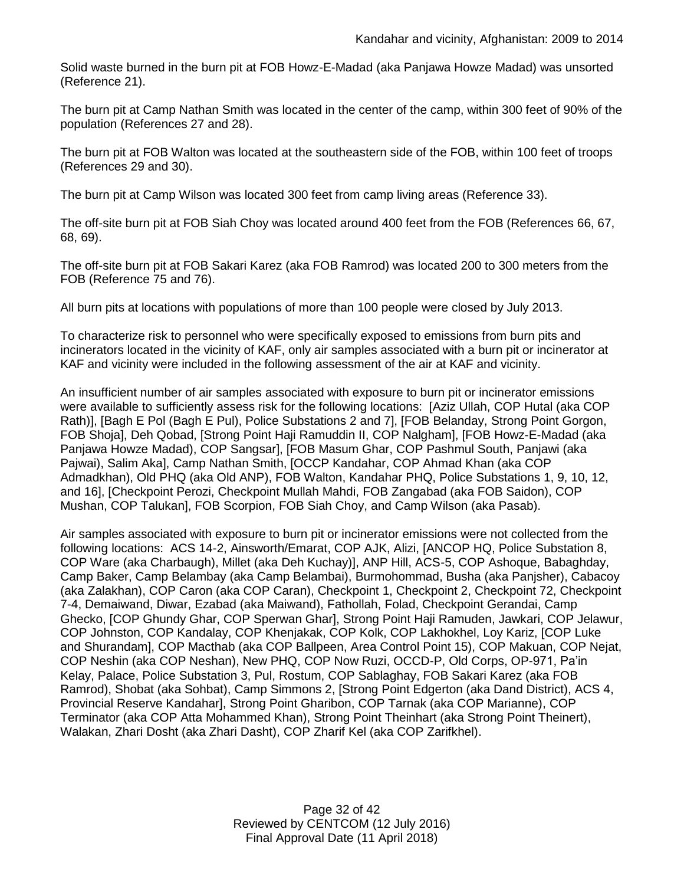Solid waste burned in the burn pit at FOB Howz-E-Madad (aka Panjawa Howze Madad) was unsorted (Reference 21).

The burn pit at Camp Nathan Smith was located in the center of the camp, within 300 feet of 90% of the population (References 27 and 28).

The burn pit at FOB Walton was located at the southeastern side of the FOB, within 100 feet of troops (References 29 and 30).

The burn pit at Camp Wilson was located 300 feet from camp living areas (Reference 33).

The off-site burn pit at FOB Siah Choy was located around 400 feet from the FOB (References 66, 67, 68, 69).

The off-site burn pit at FOB Sakari Karez (aka FOB Ramrod) was located 200 to 300 meters from the FOB (Reference 75 and 76).

All burn pits at locations with populations of more than 100 people were closed by July 2013.

To characterize risk to personnel who were specifically exposed to emissions from burn pits and incinerators located in the vicinity of KAF, only air samples associated with a burn pit or incinerator at KAF and vicinity were included in the following assessment of the air at KAF and vicinity.

An insufficient number of air samples associated with exposure to burn pit or incinerator emissions were available to sufficiently assess risk for the following locations: [Aziz Ullah, COP Hutal (aka COP Rath)], [Bagh E Pol (Bagh E Pul), Police Substations 2 and 7], [FOB Belanday, Strong Point Gorgon, FOB Shoja], Deh Qobad, [Strong Point Haji Ramuddin II, COP Nalgham], [FOB Howz-E-Madad (aka Panjawa Howze Madad), COP Sangsar], [FOB Masum Ghar, COP Pashmul South, Panjawi (aka Pajwai), Salim Aka], Camp Nathan Smith, [OCCP Kandahar, COP Ahmad Khan (aka COP Admadkhan), Old PHQ (aka Old ANP), FOB Walton, Kandahar PHQ, Police Substations 1, 9, 10, 12, and 16], [Checkpoint Perozi, Checkpoint Mullah Mahdi, FOB Zangabad (aka FOB Saidon), COP Mushan, COP Talukan], FOB Scorpion, FOB Siah Choy, and Camp Wilson (aka Pasab).

Air samples associated with exposure to burn pit or incinerator emissions were not collected from the following locations: ACS 14-2, Ainsworth/Emarat, COP AJK, Alizi, [ANCOP HQ, Police Substation 8, COP Ware (aka Charbaugh), Millet (aka Deh Kuchay)], ANP Hill, ACS-5, COP Ashoque, Babaghday, Camp Baker, Camp Belambay (aka Camp Belambai), Burmohommad, Busha (aka Panjsher), Cabacoy (aka Zalakhan), COP Caron (aka COP Caran), Checkpoint 1, Checkpoint 2, Checkpoint 72, Checkpoint 7-4, Demaiwand, Diwar, Ezabad (aka Maiwand), Fathollah, Folad, Checkpoint Gerandai, Camp Ghecko, [COP Ghundy Ghar, COP Sperwan Ghar], Strong Point Haji Ramuden, Jawkari, COP Jelawur, COP Johnston, COP Kandalay, COP Khenjakak, COP Kolk, COP Lakhokhel, Loy Kariz, [COP Luke and Shurandam], COP Macthab (aka COP Ballpeen, Area Control Point 15), COP Makuan, COP Nejat, COP Neshin (aka COP Neshan), New PHQ, COP Now Ruzi, OCCD-P, Old Corps, OP-971, Pa'in Kelay, Palace, Police Substation 3, Pul, Rostum, COP Sablaghay, FOB Sakari Karez (aka FOB Ramrod), Shobat (aka Sohbat), Camp Simmons 2, [Strong Point Edgerton (aka Dand District), ACS 4, Provincial Reserve Kandahar], Strong Point Gharibon, COP Tarnak (aka COP Marianne), COP Terminator (aka COP Atta Mohammed Khan), Strong Point Theinhart (aka Strong Point Theinert), Walakan, Zhari Dosht (aka Zhari Dasht), COP Zharif Kel (aka COP Zarifkhel).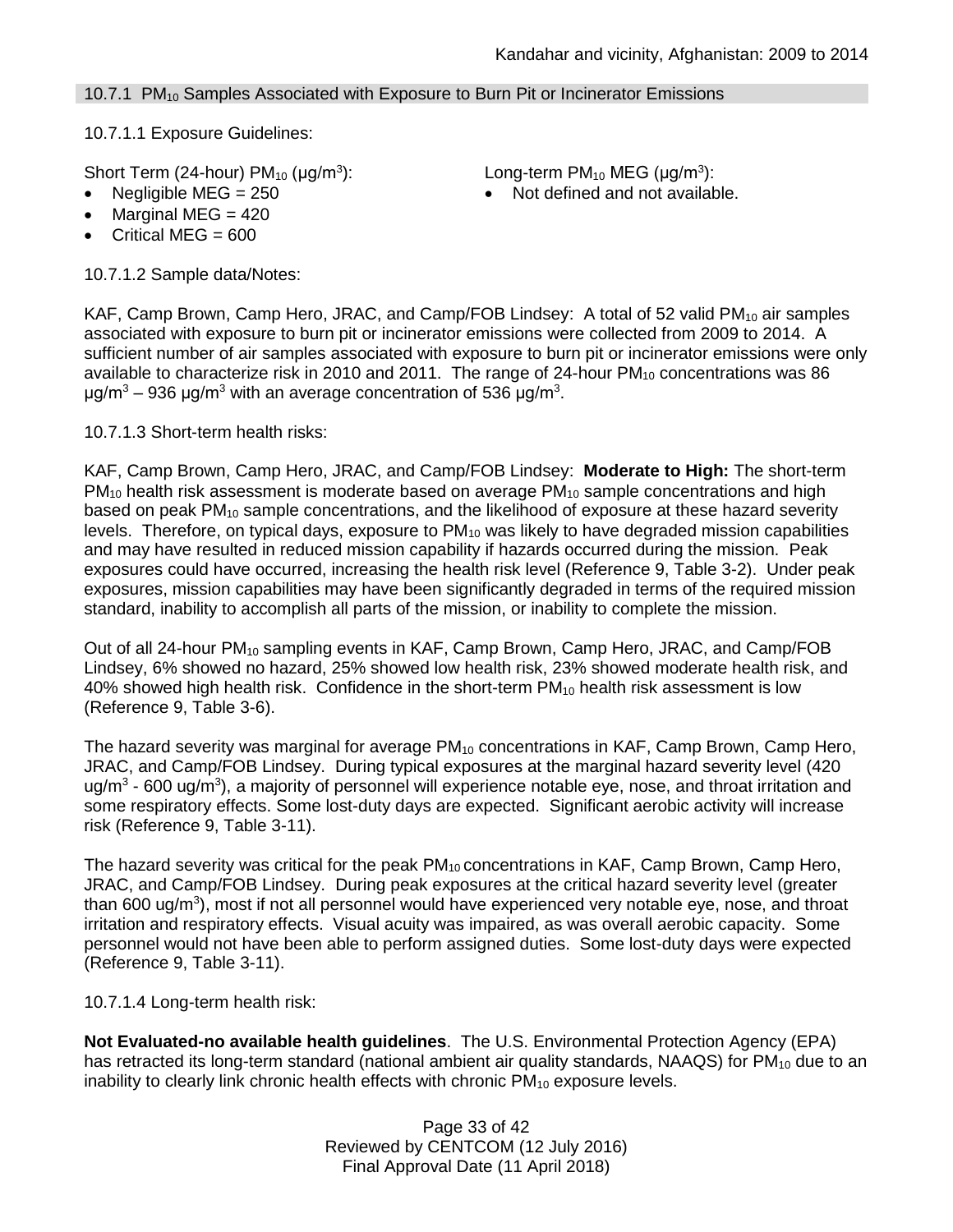### 10.7.1 $PM_{10}$ Samples Associated with Exposure to Burn Pit or Incinerator Emissions

10.7.1.1 Exposure Guidelines:

Short Term (24-hour) $PM_{10}$ (μg/m$^3$):

- Negligible MEG = 250
- Marginal MEG = 420
- Critical MEG = 600

Long-term $PM_{10}$ MEG (μg/m$^3$):

- Not defined and not available.

10.7.1.2 Sample data/Notes:

KAF, Camp Brown, Camp Hero, JRAC, and Camp/FOB Lindsey: A total of 52 valid $PM_{10}$ air samples associated with exposure to burn pit or incinerator emissions were collected from 2009 to 2014. A sufficient number of air samples associated with exposure to burn pit or incinerator emissions were only available to characterize risk in 2010 and 2011. The range of 24-hour $PM_{10}$ concentrations was 86 μg/m$^3$ – 936 μg/m$^3$ with an average concentration of 536 μg/m$^3$.

10.7.1.3 Short-term health risks:

KAF, Camp Brown, Camp Hero, JRAC, and Camp/FOB Lindsey: **Moderate to High:** The short-term $PM_{10}$ health risk assessment is moderate based on average $PM_{10}$ sample concentrations and high based on peak $PM_{10}$ sample concentrations, and the likelihood of exposure at these hazard severity levels. Therefore, on typical days, exposure to $PM_{10}$ was likely to have degraded mission capabilities and may have resulted in reduced mission capability if hazards occurred during the mission. Peak exposures could have occurred, increasing the health risk level (Reference 9, Table 3-2). Under peak exposures, mission capabilities may have been significantly degraded in terms of the required mission standard, inability to accomplish all parts of the mission, or inability to complete the mission.

Out of all 24-hour $PM_{10}$ sampling events in KAF, Camp Brown, Camp Hero, JRAC, and Camp/FOB Lindsey, 6% showed no hazard, 25% showed low health risk, 23% showed moderate health risk, and 40% showed high health risk. Confidence in the short-term $PM_{10}$ health risk assessment is low (Reference 9, Table 3-6).

The hazard severity was marginal for average $PM_{10}$ concentrations in KAF, Camp Brown, Camp Hero, JRAC, and Camp/FOB Lindsey. During typical exposures at the marginal hazard severity level (420 ug/m$^3$ - 600 ug/m$^3$), a majority of personnel will experience notable eye, nose, and throat irritation and some respiratory effects. Some lost-duty days are expected. Significant aerobic activity will increase risk (Reference 9, Table 3-11).

The hazard severity was critical for the peak $PM_{10}$ concentrations in KAF, Camp Brown, Camp Hero, JRAC, and Camp/FOB Lindsey. During peak exposures at the critical hazard severity level (greater than 600 ug/m$^3$), most if not all personnel would have experienced very notable eye, nose, and throat irritation and respiratory effects. Visual acuity was impaired, as was overall aerobic capacity. Some personnel would not have been able to perform assigned duties. Some lost-duty days were expected (Reference 9, Table 3-11).

10.7.1.4 Long-term health risk:

**Not Evaluated-no available health guidelines**. The U.S. Environmental Protection Agency (EPA) has retracted its long-term standard (national ambient air quality standards, NAAQS) for $PM_{10}$ due to an inability to clearly link chronic health effects with chronic $PM_{10}$ exposure levels.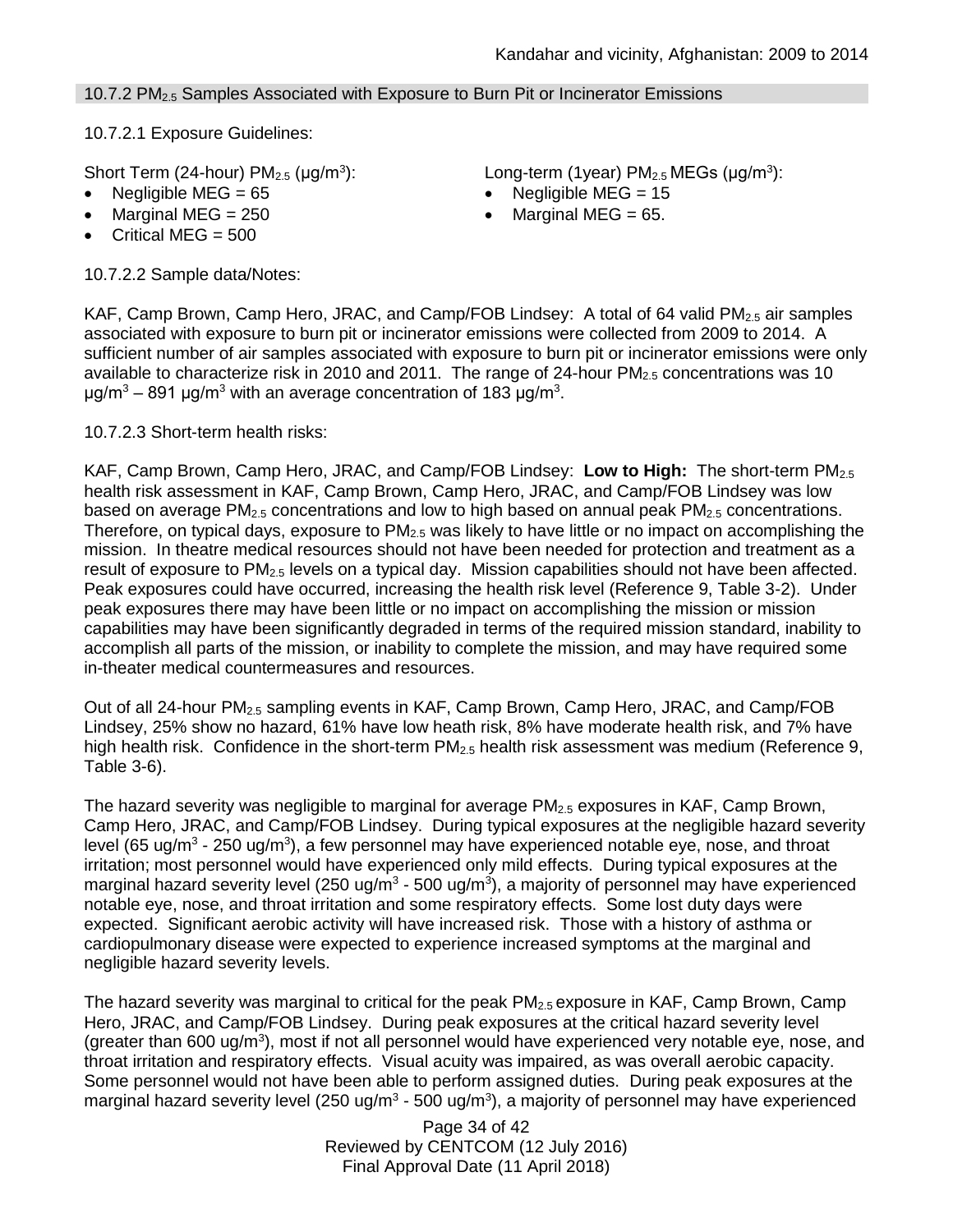### 10.7.2 $PM_{2.5}$ Samples Associated with Exposure to Burn Pit or Incinerator Emissions

10.7.2.1 Exposure Guidelines:

Short Term (24-hour) $PM_{2.5}$ (μg/m$^3$):

- Negligible MEG = 65
- Marginal MEG = 250
- Critical MEG = 500

Long-term (1year) $PM_{2.5}$ MEGs (μg/m$^3$):

- Negligible MEG = 15
- Marginal MEG = 65.

10.7.2.2 Sample data/Notes:

KAF, Camp Brown, Camp Hero, JRAC, and Camp/FOB Lindsey: A total of 64 valid $PM_{2.5}$ air samples associated with exposure to burn pit or incinerator emissions were collected from 2009 to 2014. A sufficient number of air samples associated with exposure to burn pit or incinerator emissions were only available to characterize risk in 2010 and 2011. The range of 24-hour $PM_{2.5}$ concentrations was 10 μg/m$^3$ – 891 μg/m$^3$ with an average concentration of 183 μg/m$^3$.

10.7.2.3 Short-term health risks:

KAF, Camp Brown, Camp Hero, JRAC, and Camp/FOB Lindsey: **Low to High:** The short-term $PM_{2.5}$ health risk assessment in KAF, Camp Brown, Camp Hero, JRAC, and Camp/FOB Lindsey was low based on average $PM_{2.5}$ concentrations and low to high based on annual peak $PM_{2.5}$ concentrations. Therefore, on typical days, exposure to $PM_{2.5}$ was likely to have little or no impact on accomplishing the mission. In theatre medical resources should not have been needed for protection and treatment as a result of exposure to $PM_{2.5}$ levels on a typical day. Mission capabilities should not have been affected. Peak exposures could have occurred, increasing the health risk level (Reference 9, Table 3-2). Under peak exposures there may have been little or no impact on accomplishing the mission or mission capabilities may have been significantly degraded in terms of the required mission standard, inability to accomplish all parts of the mission, or inability to complete the mission, and may have required some in-theater medical countermeasures and resources.

Out of all 24-hour $PM_{2.5}$ sampling events in KAF, Camp Brown, Camp Hero, JRAC, and Camp/FOB Lindsey, 25% show no hazard, 61% have low heath risk, 8% have moderate health risk, and 7% have high health risk. Confidence in the short-term $PM_{2.5}$ health risk assessment was medium (Reference 9, Table 3-6).

The hazard severity was negligible to marginal for average $PM_{2.5}$ exposures in KAF, Camp Brown, Camp Hero, JRAC, and Camp/FOB Lindsey. During typical exposures at the negligible hazard severity level (65 ug/m$^3$ - 250 ug/m$^3$), a few personnel may have experienced notable eye, nose, and throat irritation; most personnel would have experienced only mild effects. During typical exposures at the marginal hazard severity level (250 ug/m$^3$ - 500 ug/m$^3$), a majority of personnel may have experienced notable eye, nose, and throat irritation and some respiratory effects. Some lost duty days were expected. Significant aerobic activity will have increased risk. Those with a history of asthma or cardiopulmonary disease were expected to experience increased symptoms at the marginal and negligible hazard severity levels.

The hazard severity was marginal to critical for the peak $PM_{2.5}$ exposure in KAF, Camp Brown, Camp Hero, JRAC, and Camp/FOB Lindsey. During peak exposures at the critical hazard severity level (greater than 600 ug/m$^3$), most if not all personnel would have experienced very notable eye, nose, and throat irritation and respiratory effects. Visual acuity was impaired, as was overall aerobic capacity. Some personnel would not have been able to perform assigned duties. During peak exposures at the marginal hazard severity level (250 ug/m$^3$ - 500 ug/m$^3$), a majority of personnel may have experienced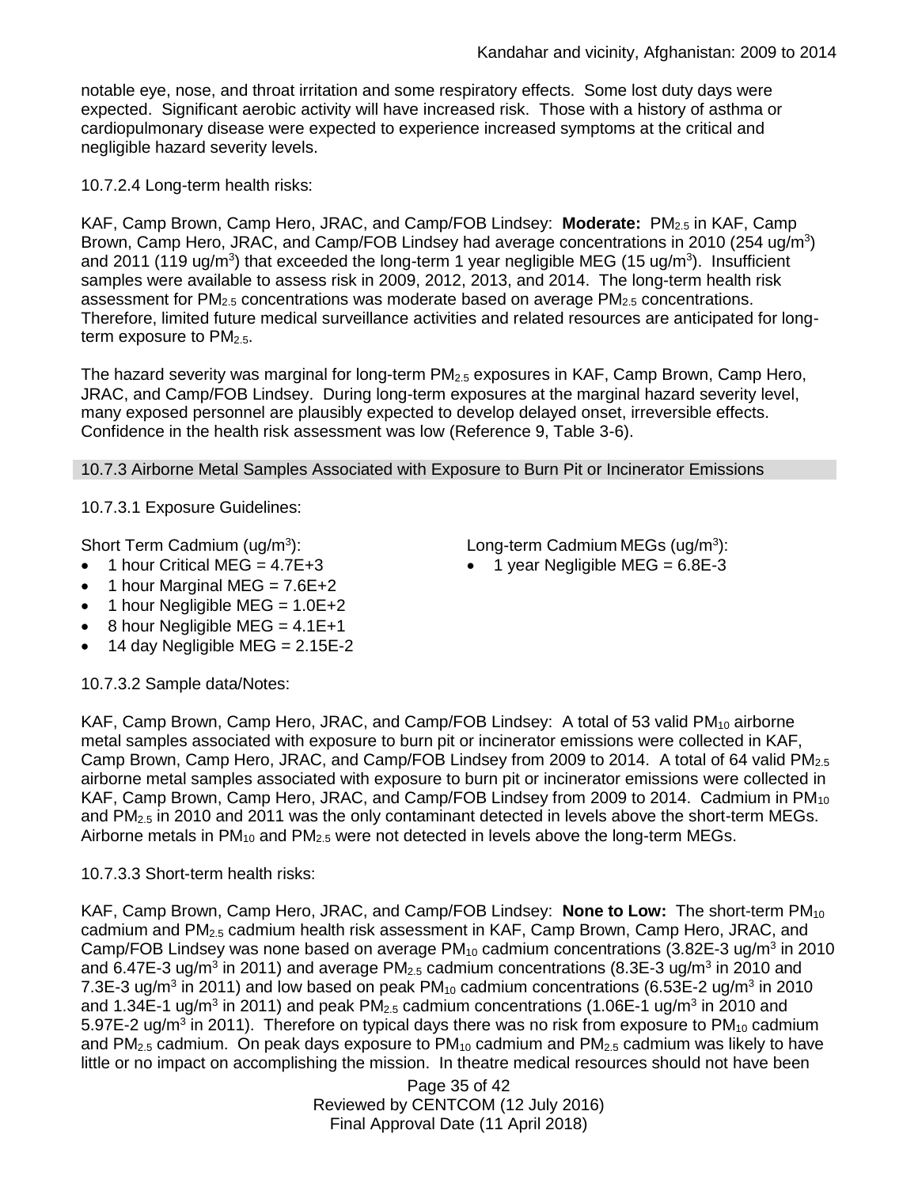notable eye, nose, and throat irritation and some respiratory effects. Some lost duty days were expected. Significant aerobic activity will have increased risk. Those with a history of asthma or cardiopulmonary disease were expected to experience increased symptoms at the critical and negligible hazard severity levels.

10.7.2.4 Long-term health risks:

KAF, Camp Brown, Camp Hero, JRAC, and Camp/FOB Lindsey: **Moderate:** $PM_{2.5}$ in KAF, Camp Brown, Camp Hero, JRAC, and Camp/FOB Lindsey had average concentrations in 2010 (254 ug/m$^3$) and 2011 (119 ug/m$^3$) that exceeded the long-term 1 year negligible MEG (15 ug/m$^3$). Insufficient samples were available to assess risk in 2009, 2012, 2013, and 2014. The long-term health risk assessment for $PM_{2.5}$ concentrations was moderate based on average $PM_{2.5}$ concentrations. Therefore, limited future medical surveillance activities and related resources are anticipated for long-term exposure to $PM_{2.5}$.

The hazard severity was marginal for long-term $PM_{2.5}$ exposures in KAF, Camp Brown, Camp Hero, JRAC, and Camp/FOB Lindsey. During long-term exposures at the marginal hazard severity level, many exposed personnel are plausibly expected to develop delayed onset, irreversible effects. Confidence in the health risk assessment was low (Reference 9, Table 3-6).

### 10.7.3 Airborne Metal Samples Associated with Exposure to Burn Pit or Incinerator Emissions

10.7.3.1 Exposure Guidelines:

Short Term Cadmium (ug/m$^3$):

- 1 hour Critical MEG = 4.7E+3
- 1 hour Marginal MEG = 7.6E+2
- 1 hour Negligible MEG = 1.0E+2
- 8 hour Negligible MEG = 4.1E+1
- 14 day Negligible MEG = 2.15E-2

Long-term Cadmium MEGs (ug/m$^3$):

- 1 year Negligible MEG = 6.8E-3

10.7.3.2 Sample data/Notes:

KAF, Camp Brown, Camp Hero, JRAC, and Camp/FOB Lindsey: A total of 53 valid $PM_{10}$ airborne metal samples associated with exposure to burn pit or incinerator emissions were collected in KAF, Camp Brown, Camp Hero, JRAC, and Camp/FOB Lindsey from 2009 to 2014. A total of 64 valid $PM_{2.5}$ airborne metal samples associated with exposure to burn pit or incinerator emissions were collected in KAF, Camp Brown, Camp Hero, JRAC, and Camp/FOB Lindsey from 2009 to 2014. Cadmium in $PM_{10}$ and $PM_{2.5}$ in 2010 and 2011 was the only contaminant detected in levels above the short-term MEGs. Airborne metals in $PM_{10}$ and $PM_{2.5}$ were not detected in levels above the long-term MEGs.

10.7.3.3 Short-term health risks:

KAF, Camp Brown, Camp Hero, JRAC, and Camp/FOB Lindsey: **None to Low:** The short-term $PM_{10}$ cadmium and $PM_{2.5}$ cadmium health risk assessment in KAF, Camp Brown, Camp Hero, JRAC, and Camp/FOB Lindsey was none based on average $PM_{10}$ cadmium concentrations (3.82E-3 ug/m$^3$ in 2010 and 6.47E-3 ug/m$^3$ in 2011) and average $PM_{2.5}$ cadmium concentrations (8.3E-3 ug/m$^3$ in 2010 and 7.3E-3 ug/m$^3$ in 2011) and low based on peak $PM_{10}$ cadmium concentrations (6.53E-2 ug/m$^3$ in 2010 and 1.34E-1 ug/m$^3$ in 2011) and peak $PM_{2.5}$ cadmium concentrations (1.06E-1 ug/m$^3$ in 2010 and 5.97E-2 ug/m$^3$ in 2011). Therefore on typical days there was no risk from exposure to $PM_{10}$ cadmium and $PM_{2.5}$ cadmium. On peak days exposure to $PM_{10}$ cadmium and $PM_{2.5}$ cadmium was likely to have little or no impact on accomplishing the mission. In theatre medical resources should not have been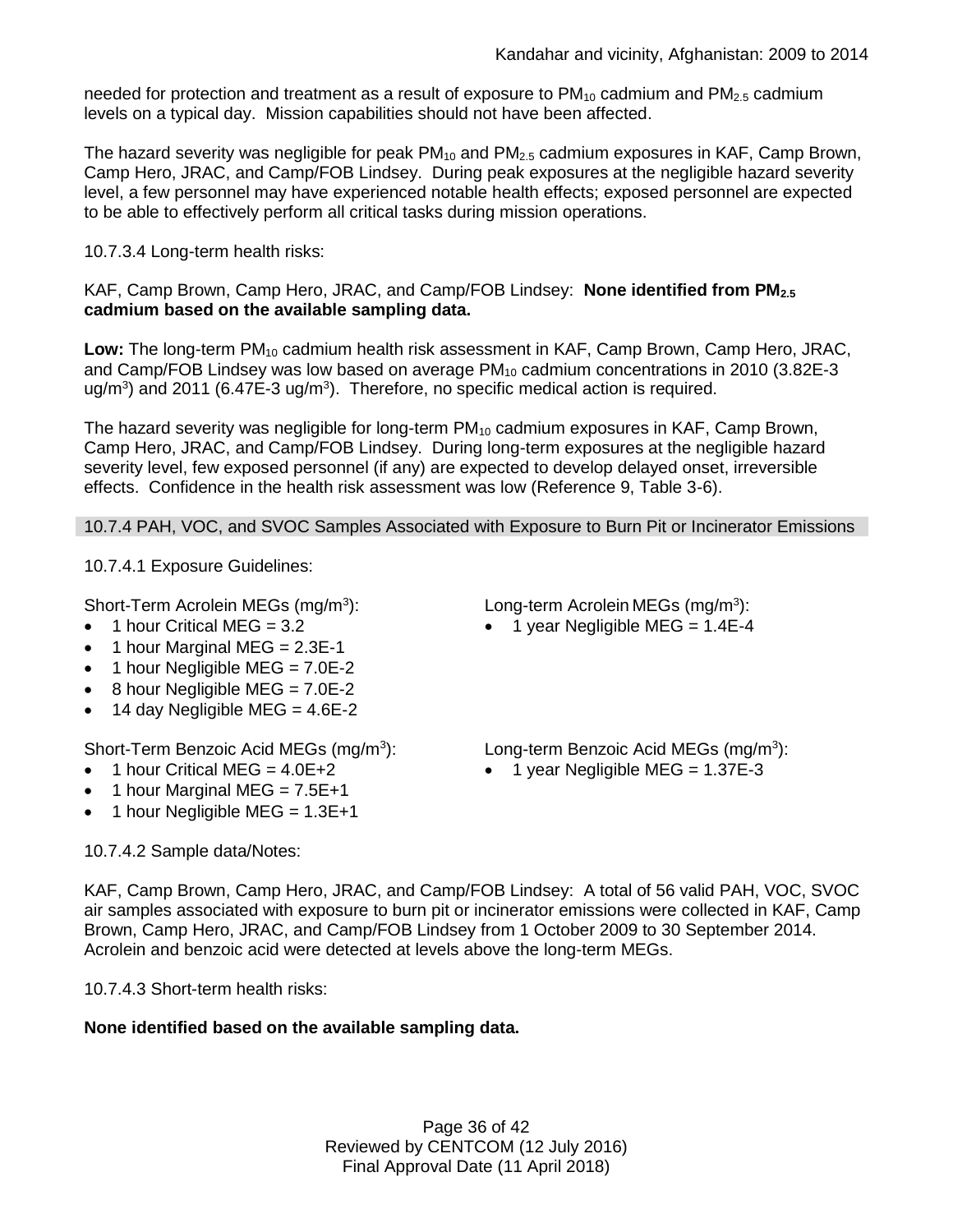needed for protection and treatment as a result of exposure to $PM_{10}$ cadmium and $PM_{2.5}$ cadmium levels on a typical day. Mission capabilities should not have been affected.

The hazard severity was negligible for peak $PM_{10}$ and $PM_{2.5}$ cadmium exposures in KAF, Camp Brown, Camp Hero, JRAC, and Camp/FOB Lindsey. During peak exposures at the negligible hazard severity level, a few personnel may have experienced notable health effects; exposed personnel are expected to be able to effectively perform all critical tasks during mission operations.

10.7.3.4 Long-term health risks:

KAF, Camp Brown, Camp Hero, JRAC, and Camp/FOB Lindsey: **None identified from $PM_{2.5}$ cadmium based on the available sampling data.**

**Low:** The long-term $PM_{10}$ cadmium health risk assessment in KAF, Camp Brown, Camp Hero, JRAC, and Camp/FOB Lindsey was low based on average $PM_{10}$ cadmium concentrations in 2010 (3.82E-3 ug/m$^3$) and 2011 (6.47E-3 ug/m$^3$). Therefore, no specific medical action is required.

The hazard severity was negligible for long-term $PM_{10}$ cadmium exposures in KAF, Camp Brown, Camp Hero, JRAC, and Camp/FOB Lindsey. During long-term exposures at the negligible hazard severity level, few exposed personnel (if any) are expected to develop delayed onset, irreversible effects. Confidence in the health risk assessment was low (Reference 9, Table 3-6).

### 10.7.4 PAH, VOC, and SVOC Samples Associated with Exposure to Burn Pit or Incinerator Emissions

10.7.4.1 Exposure Guidelines:

Short-Term Acrolein MEGs (mg/m$^3$):

- 1 hour Critical MEG = 3.2
- 1 hour Marginal MEG = 2.3E-1
- 1 hour Negligible MEG = 7.0E-2
- 8 hour Negligible MEG = 7.0E-2
- 14 day Negligible MEG = 4.6E-2

Long-term Acrolein MEGs (mg/m$^3$):

- 1 year Negligible MEG = 1.4E-4

Short-Term Benzoic Acid MEGs (mg/m$^3$):

- 1 hour Critical MEG = 4.0E+2
- 1 hour Marginal MEG = 7.5E+1
- 1 hour Negligible MEG = 1.3E+1

Long-term Benzoic Acid MEGs (mg/m$^3$):

- 1 year Negligible MEG = 1.37E-3

10.7.4.2 Sample data/Notes:

KAF, Camp Brown, Camp Hero, JRAC, and Camp/FOB Lindsey: A total of 56 valid PAH, VOC, SVOC air samples associated with exposure to burn pit or incinerator emissions were collected in KAF, Camp Brown, Camp Hero, JRAC, and Camp/FOB Lindsey from 1 October 2009 to 30 September 2014. Acrolein and benzoic acid were detected at levels above the long-term MEGs.

10.7.4.3 Short-term health risks:

**None identified based on the available sampling data.**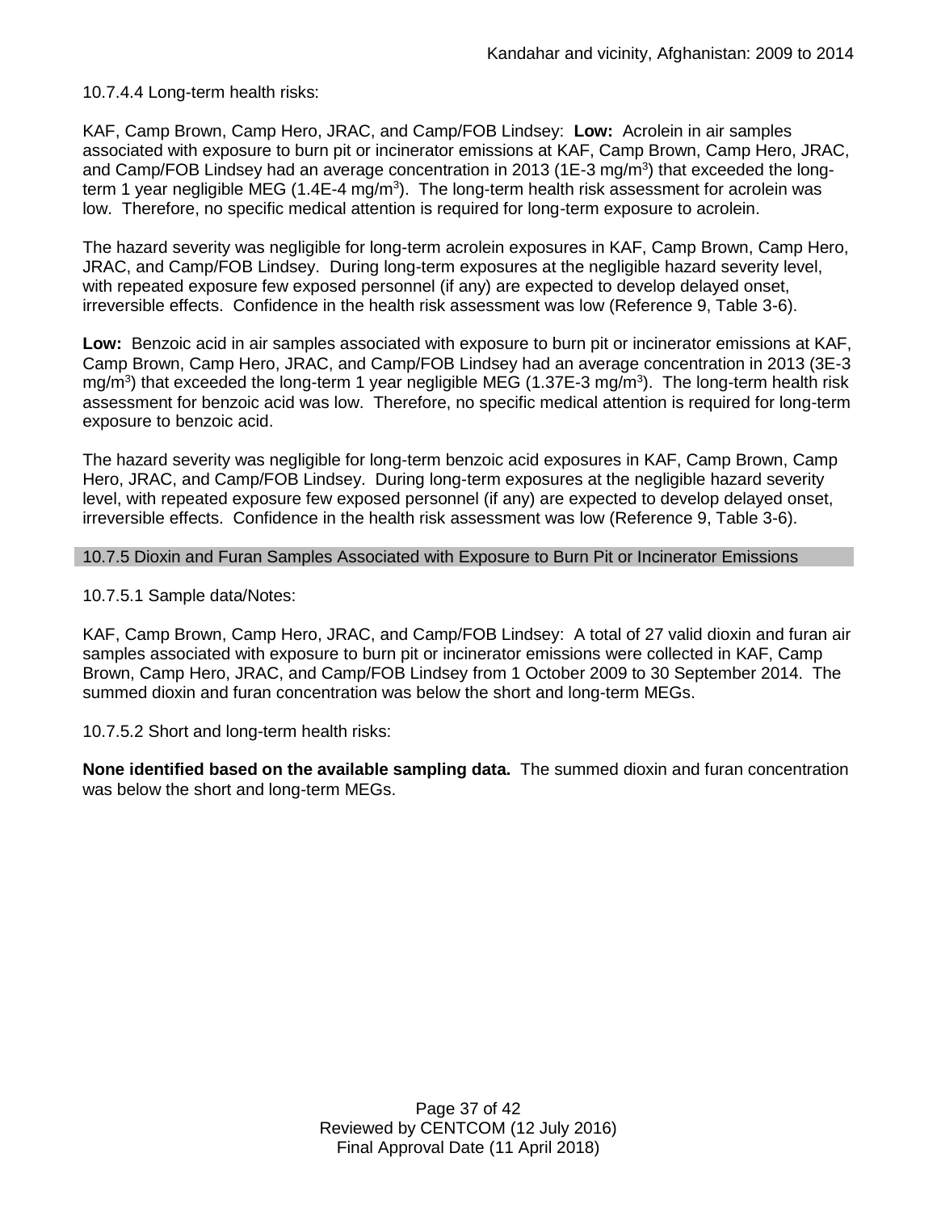10.7.4.4 Long-term health risks:

KAF, Camp Brown, Camp Hero, JRAC, and Camp/FOB Lindsey: **Low:** Acrolein in air samples associated with exposure to burn pit or incinerator emissions at KAF, Camp Brown, Camp Hero, JRAC, and Camp/FOB Lindsey had an average concentration in 2013 (1E-3 mg/m$^3$) that exceeded the long-term 1 year negligible MEG (1.4E-4 mg/m$^3$). The long-term health risk assessment for acrolein was low. Therefore, no specific medical attention is required for long-term exposure to acrolein.

The hazard severity was negligible for long-term acrolein exposures in KAF, Camp Brown, Camp Hero, JRAC, and Camp/FOB Lindsey. During long-term exposures at the negligible hazard severity level, with repeated exposure few exposed personnel (if any) are expected to develop delayed onset, irreversible effects. Confidence in the health risk assessment was low (Reference 9, Table 3-6).

**Low:** Benzoic acid in air samples associated with exposure to burn pit or incinerator emissions at KAF, Camp Brown, Camp Hero, JRAC, and Camp/FOB Lindsey had an average concentration in 2013 (3E-3 mg/m$^3$) that exceeded the long-term 1 year negligible MEG (1.37E-3 mg/m$^3$). The long-term health risk assessment for benzoic acid was low. Therefore, no specific medical attention is required for long-term exposure to benzoic acid.

The hazard severity was negligible for long-term benzoic acid exposures in KAF, Camp Brown, Camp Hero, JRAC, and Camp/FOB Lindsey. During long-term exposures at the negligible hazard severity level, with repeated exposure few exposed personnel (if any) are expected to develop delayed onset, irreversible effects. Confidence in the health risk assessment was low (Reference 9, Table 3-6).

### 10.7.5 Dioxin and Furan Samples Associated with Exposure to Burn Pit or Incinerator Emissions

10.7.5.1 Sample data/Notes:

KAF, Camp Brown, Camp Hero, JRAC, and Camp/FOB Lindsey: A total of 27 valid dioxin and furan air samples associated with exposure to burn pit or incinerator emissions were collected in KAF, Camp Brown, Camp Hero, JRAC, and Camp/FOB Lindsey from 1 October 2009 to 30 September 2014. The summed dioxin and furan concentration was below the short and long-term MEGs.

10.7.5.2 Short and long-term health risks:

**None identified based on the available sampling data.** The summed dioxin and furan concentration was below the short and long-term MEGs.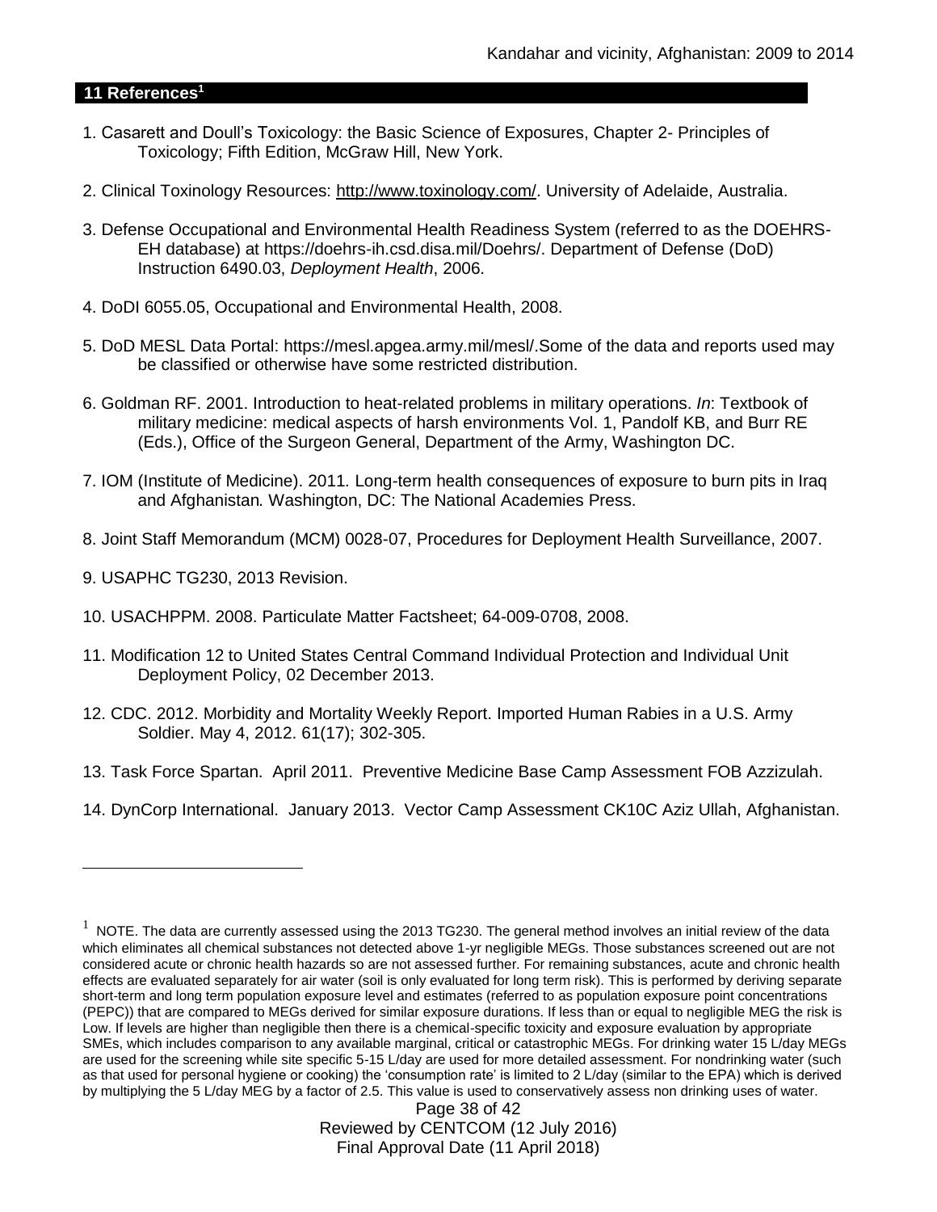## 11 References[1]

1. Casarett and Doull's Toxicology: the Basic Science of Exposures, Chapter 2- Principles of Toxicology; Fifth Edition, McGraw Hill, New York.

2. Clinical Toxinology Resources: http://www.toxinology.com/. University of Adelaide, Australia.

3. Defense Occupational and Environmental Health Readiness System (referred to as the DOEHRS-EH database) at https://doehrs-ih.csd.disa.mil/Doehrs/. Department of Defense (DoD) Instruction 6490.03, *Deployment Health*, 2006.

4. DoDI 6055.05, Occupational and Environmental Health, 2008.

5. DoD MESL Data Portal: https://mesl.apgea.army.mil/mesl/.Some of the data and reports used may be classified or otherwise have some restricted distribution.

6. Goldman RF. 2001. Introduction to heat-related problems in military operations. *In*: Textbook of military medicine: medical aspects of harsh environments Vol. 1, Pandolf KB, and Burr RE (Eds.), Office of the Surgeon General, Department of the Army, Washington DC.

7. IOM (Institute of Medicine). 2011. Long-term health consequences of exposure to burn pits in Iraq and Afghanistan*.* Washington, DC: The National Academies Press.

8. Joint Staff Memorandum (MCM) 0028-07, Procedures for Deployment Health Surveillance, 2007.

9. USAPHC TG230, 2013 Revision.

10. USACHPPM. 2008. Particulate Matter Factsheet; 64-009-0708, 2008.

11. Modification 12 to United States Central Command Individual Protection and Individual Unit Deployment Policy, 02 December 2013.

12. CDC. 2012. Morbidity and Mortality Weekly Report. Imported Human Rabies in a U.S. Army Soldier. May 4, 2012. 61(17); 302-305.

13. Task Force Spartan. April 2011. Preventive Medicine Base Camp Assessment FOB Azzizulah.

14. DynCorp International. January 2013. Vector Camp Assessment CK10C Aziz Ullah, Afghanistan.

---

[1] NOTE. The data are currently assessed using the 2013 TG230. The general method involves an initial review of the data which eliminates all chemical substances not detected above 1-yr negligible MEGs. Those substances screened out are not considered acute or chronic health hazards so are not assessed further. For remaining substances, acute and chronic health effects are evaluated separately for air water (soil is only evaluated for long term risk). This is performed by deriving separate short-term and long term population exposure level and estimates (referred to as population exposure point concentrations (PEPC)) that are compared to MEGs derived for similar exposure durations. If less than or equal to negligible MEG the risk is Low. If levels are higher than negligible then there is a chemical-specific toxicity and exposure evaluation by appropriate SMEs, which includes comparison to any available marginal, critical or catastrophic MEGs. For drinking water 15 L/day MEGs are used for the screening while site specific 5-15 L/day are used for more detailed assessment. For nondrinking water (such as that used for personal hygiene or cooking) the 'consumption rate' is limited to 2 L/day (similar to the EPA) which is derived by multiplying the 5 L/day MEG by a factor of 2.5. This value is used to conservatively assess non drinking uses of water.

Reviewed by CENTCOM (12 July 2016)
Final Approval Date (11 April 2018)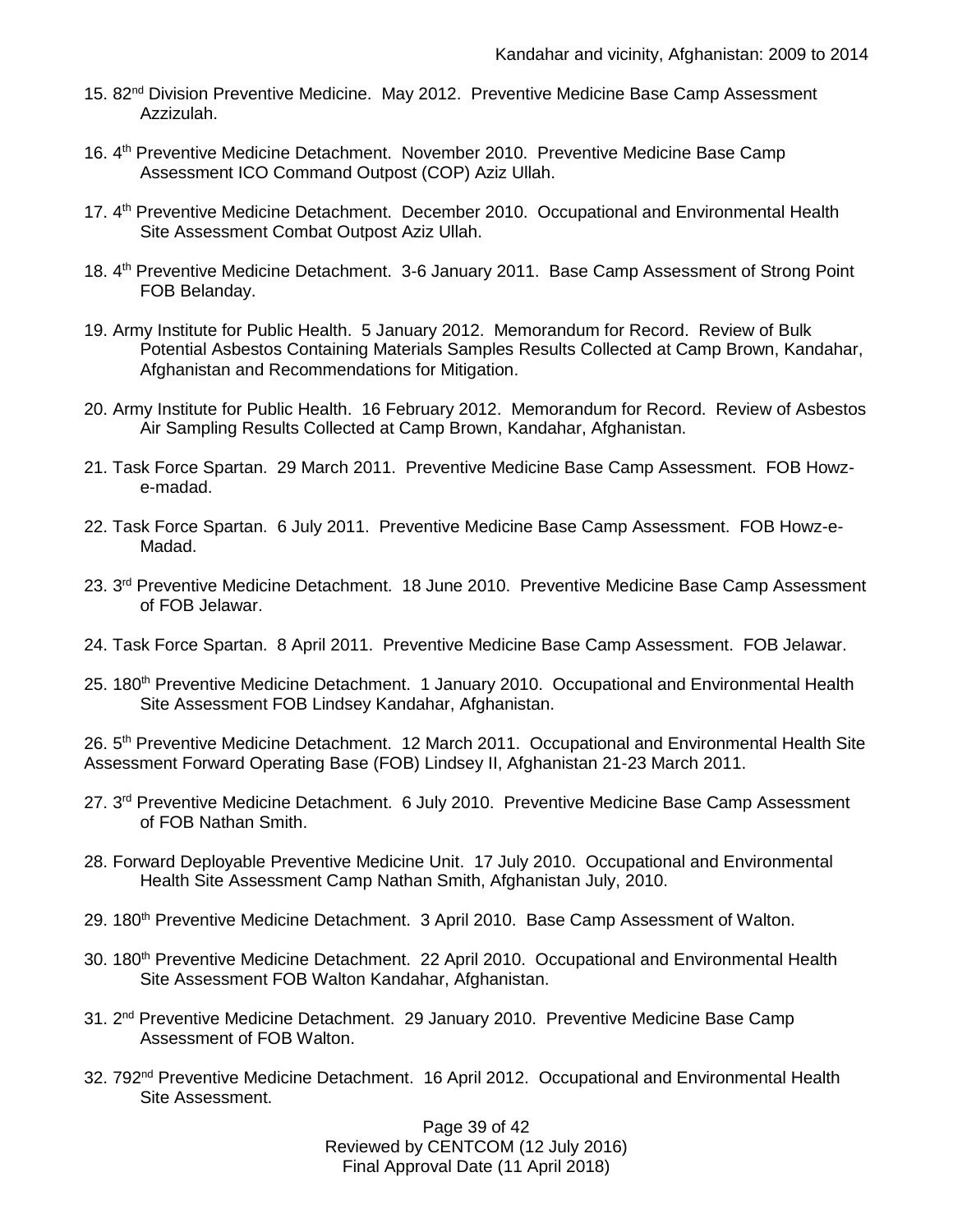15. 82nd Division Preventive Medicine. May 2012. Preventive Medicine Base Camp Assessment Azzizulah.

16. 4th Preventive Medicine Detachment. November 2010. Preventive Medicine Base Camp Assessment ICO Command Outpost (COP) Aziz Ullah.

17. 4th Preventive Medicine Detachment. December 2010. Occupational and Environmental Health Site Assessment Combat Outpost Aziz Ullah.

18. 4th Preventive Medicine Detachment. 3-6 January 2011. Base Camp Assessment of Strong Point FOB Belanday.

19. Army Institute for Public Health. 5 January 2012. Memorandum for Record. Review of Bulk Potential Asbestos Containing Materials Samples Results Collected at Camp Brown, Kandahar, Afghanistan and Recommendations for Mitigation.

20. Army Institute for Public Health. 16 February 2012. Memorandum for Record. Review of Asbestos Air Sampling Results Collected at Camp Brown, Kandahar, Afghanistan.

21. Task Force Spartan. 29 March 2011. Preventive Medicine Base Camp Assessment. FOB Howz-e-madad.

22. Task Force Spartan. 6 July 2011. Preventive Medicine Base Camp Assessment. FOB Howz-e-Madad.

23. 3rd Preventive Medicine Detachment. 18 June 2010. Preventive Medicine Base Camp Assessment of FOB Jelawar.

24. Task Force Spartan. 8 April 2011. Preventive Medicine Base Camp Assessment. FOB Jelawar.

25. 180th Preventive Medicine Detachment. 1 January 2010. Occupational and Environmental Health Site Assessment FOB Lindsey Kandahar, Afghanistan.

26. 5th Preventive Medicine Detachment. 12 March 2011. Occupational and Environmental Health Site Assessment Forward Operating Base (FOB) Lindsey II, Afghanistan 21-23 March 2011.

27. 3rd Preventive Medicine Detachment. 6 July 2010. Preventive Medicine Base Camp Assessment of FOB Nathan Smith.

28. Forward Deployable Preventive Medicine Unit. 17 July 2010. Occupational and Environmental Health Site Assessment Camp Nathan Smith, Afghanistan July, 2010.

29. 180th Preventive Medicine Detachment. 3 April 2010. Base Camp Assessment of Walton.

30. 180th Preventive Medicine Detachment. 22 April 2010. Occupational and Environmental Health Site Assessment FOB Walton Kandahar, Afghanistan.

31. 2nd Preventive Medicine Detachment. 29 January 2010. Preventive Medicine Base Camp Assessment of FOB Walton.

32. 792nd Preventive Medicine Detachment. 16 April 2012. Occupational and Environmental Health Site Assessment.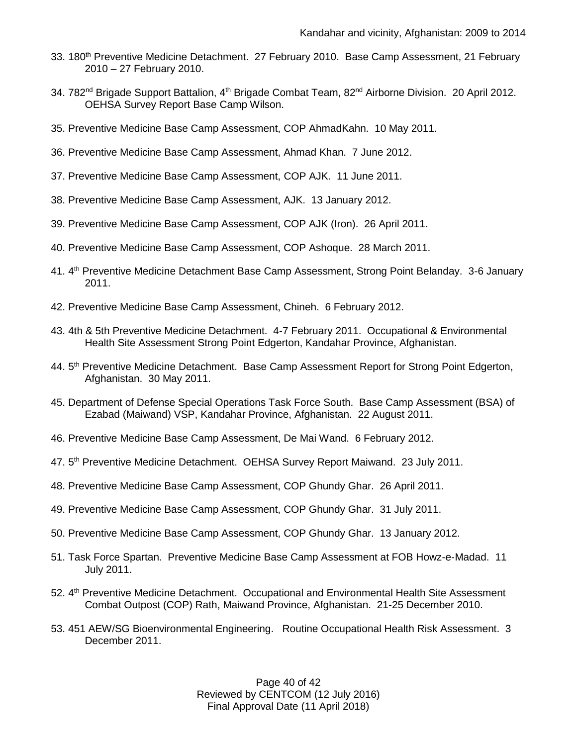33. 180th Preventive Medicine Detachment. 27 February 2010. Base Camp Assessment, 21 February 2010 – 27 February 2010.

34. 782nd Brigade Support Battalion, 4th Brigade Combat Team, 82nd Airborne Division. 20 April 2012. OEHSA Survey Report Base Camp Wilson.

35. Preventive Medicine Base Camp Assessment, COP AhmadKahn. 10 May 2011.

36. Preventive Medicine Base Camp Assessment, Ahmad Khan. 7 June 2012.

37. Preventive Medicine Base Camp Assessment, COP AJK. 11 June 2011.

38. Preventive Medicine Base Camp Assessment, AJK. 13 January 2012.

39. Preventive Medicine Base Camp Assessment, COP AJK (Iron). 26 April 2011.

40. Preventive Medicine Base Camp Assessment, COP Ashoque. 28 March 2011.

41. 4th Preventive Medicine Detachment Base Camp Assessment, Strong Point Belanday. 3-6 January 2011.

42. Preventive Medicine Base Camp Assessment, Chineh. 6 February 2012.

43. 4th & 5th Preventive Medicine Detachment. 4-7 February 2011. Occupational & Environmental Health Site Assessment Strong Point Edgerton, Kandahar Province, Afghanistan.

44. 5th Preventive Medicine Detachment. Base Camp Assessment Report for Strong Point Edgerton, Afghanistan. 30 May 2011.

45. Department of Defense Special Operations Task Force South. Base Camp Assessment (BSA) of Ezabad (Maiwand) VSP, Kandahar Province, Afghanistan. 22 August 2011.

46. Preventive Medicine Base Camp Assessment, De Mai Wand. 6 February 2012.

47. 5th Preventive Medicine Detachment. OEHSA Survey Report Maiwand. 23 July 2011.

48. Preventive Medicine Base Camp Assessment, COP Ghundy Ghar. 26 April 2011.

49. Preventive Medicine Base Camp Assessment, COP Ghundy Ghar. 31 July 2011.

50. Preventive Medicine Base Camp Assessment, COP Ghundy Ghar. 13 January 2012.

51. Task Force Spartan. Preventive Medicine Base Camp Assessment at FOB Howz-e-Madad. 11 July 2011.

52. 4th Preventive Medicine Detachment. Occupational and Environmental Health Site Assessment Combat Outpost (COP) Rath, Maiwand Province, Afghanistan. 21-25 December 2010.

53. 451 AEW/SG Bioenvironmental Engineering. Routine Occupational Health Risk Assessment. 3 December 2011.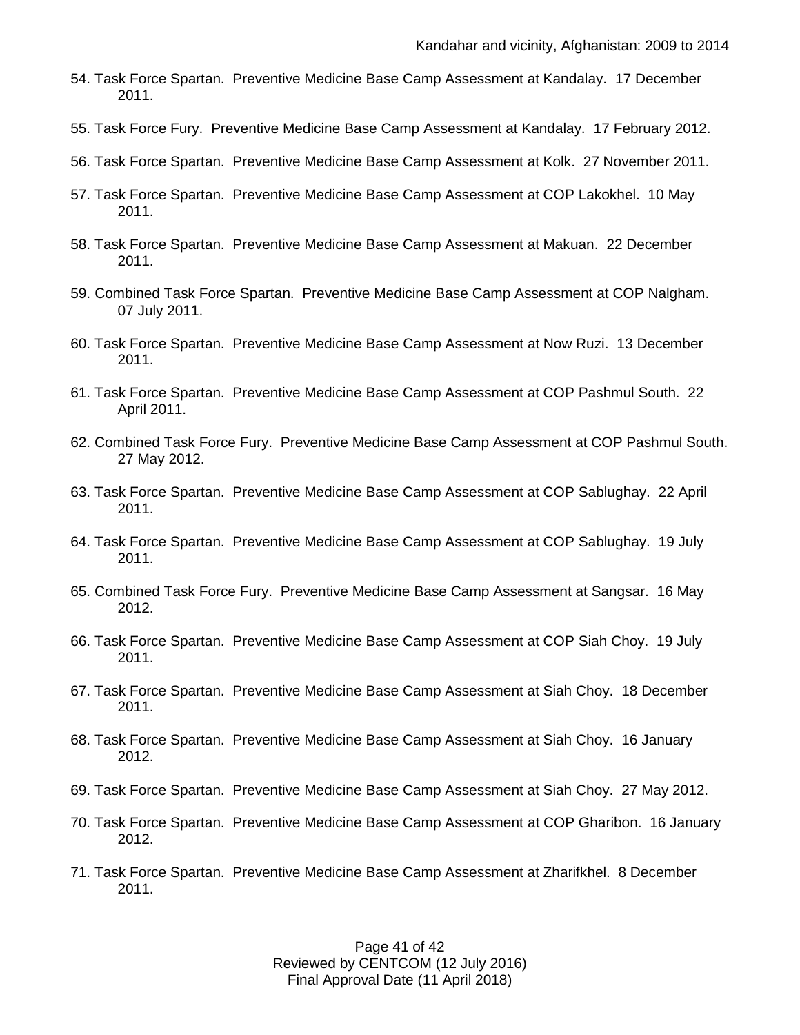54. Task Force Spartan. Preventive Medicine Base Camp Assessment at Kandalay. 17 December 2011.

55. Task Force Fury. Preventive Medicine Base Camp Assessment at Kandalay. 17 February 2012.

56. Task Force Spartan. Preventive Medicine Base Camp Assessment at Kolk. 27 November 2011.

57. Task Force Spartan. Preventive Medicine Base Camp Assessment at COP Lakokhel. 10 May 2011.

58. Task Force Spartan. Preventive Medicine Base Camp Assessment at Makuan. 22 December 2011.

59. Combined Task Force Spartan. Preventive Medicine Base Camp Assessment at COP Nalgham. 07 July 2011.

60. Task Force Spartan. Preventive Medicine Base Camp Assessment at Now Ruzi. 13 December 2011.

61. Task Force Spartan. Preventive Medicine Base Camp Assessment at COP Pashmul South. 22 April 2011.

62. Combined Task Force Fury. Preventive Medicine Base Camp Assessment at COP Pashmul South. 27 May 2012.

63. Task Force Spartan. Preventive Medicine Base Camp Assessment at COP Sablughay. 22 April 2011.

64. Task Force Spartan. Preventive Medicine Base Camp Assessment at COP Sablughay. 19 July 2011.

65. Combined Task Force Fury. Preventive Medicine Base Camp Assessment at Sangsar. 16 May 2012.

66. Task Force Spartan. Preventive Medicine Base Camp Assessment at COP Siah Choy. 19 July 2011.

67. Task Force Spartan. Preventive Medicine Base Camp Assessment at Siah Choy. 18 December 2011.

68. Task Force Spartan. Preventive Medicine Base Camp Assessment at Siah Choy. 16 January 2012.

69. Task Force Spartan. Preventive Medicine Base Camp Assessment at Siah Choy. 27 May 2012.

70. Task Force Spartan. Preventive Medicine Base Camp Assessment at COP Gharibon. 16 January 2012.

71. Task Force Spartan. Preventive Medicine Base Camp Assessment at Zharifkhel. 8 December 2011.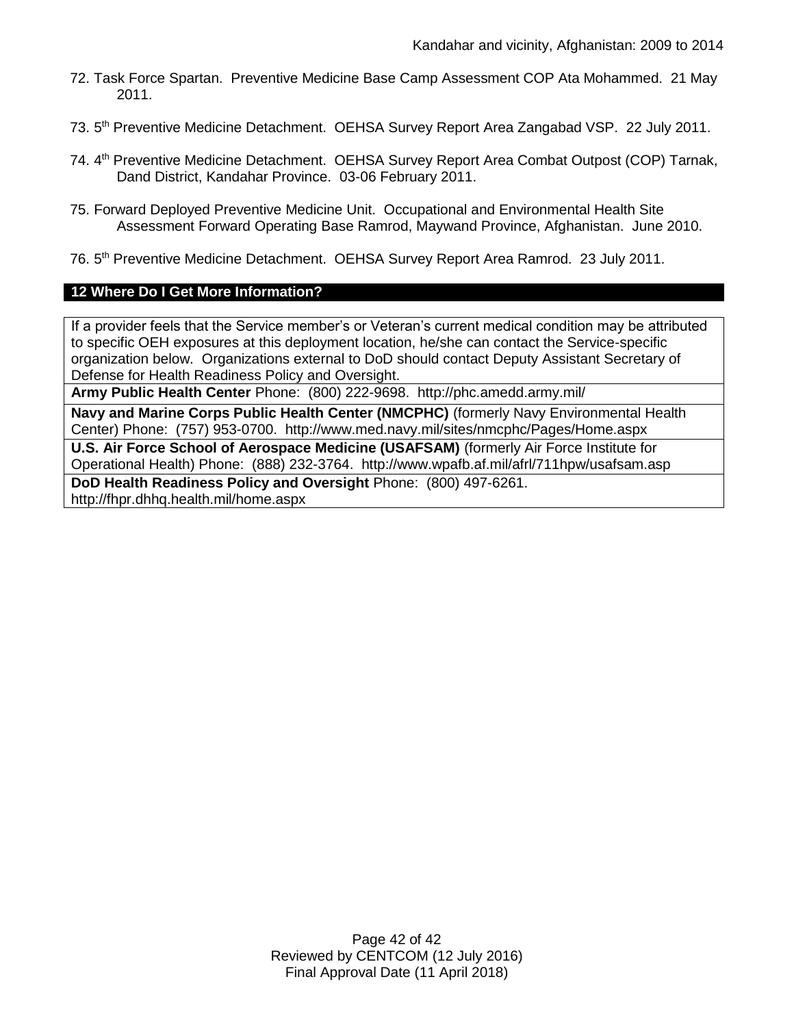72. Task Force Spartan. Preventive Medicine Base Camp Assessment COP Ata Mohammed. 21 May 2011.

73. 5th Preventive Medicine Detachment. OEHSA Survey Report Area Zangabad VSP. 22 July 2011.

74. 4th Preventive Medicine Detachment. OEHSA Survey Report Area Combat Outpost (COP) Tarnak, Dand District, Kandahar Province. 03-06 February 2011.

75. Forward Deployed Preventive Medicine Unit. Occupational and Environmental Health Site Assessment Forward Operating Base Ramrod, Maywand Province, Afghanistan. June 2010.

76. 5th Preventive Medicine Detachment. OEHSA Survey Report Area Ramrod. 23 July 2011.

## 12 Where Do I Get More Information?

| |
|---|
| If a provider feels that the Service member's or Veteran's current medical condition may be attributed to specific OEH exposures at this deployment location, he/she can contact the Service-specific organization below. Organizations external to DoD should contact Deputy Assistant Secretary of Defense for Health Readiness Policy and Oversight. |
| **Army Public Health Center** Phone: (800) 222-9698. http://phc.amedd.army.mil/ |
| **Navy and Marine Corps Public Health Center (NMCPHC)** (formerly Navy Environmental Health Center) Phone: (757) 953-0700. http://www.med.navy.mil/sites/nmcphc/Pages/Home.aspx |
| **U.S. Air Force School of Aerospace Medicine (USAFSAM)** (formerly Air Force Institute for Operational Health) Phone: (888) 232-3764. http://www.wpafb.af.mil/afrl/711hpw/usafsam.asp |
| **DoD Health Readiness Policy and Oversight** Phone: (800) 497-6261. http://fhpr.dhhq.health.mil/home.aspx |